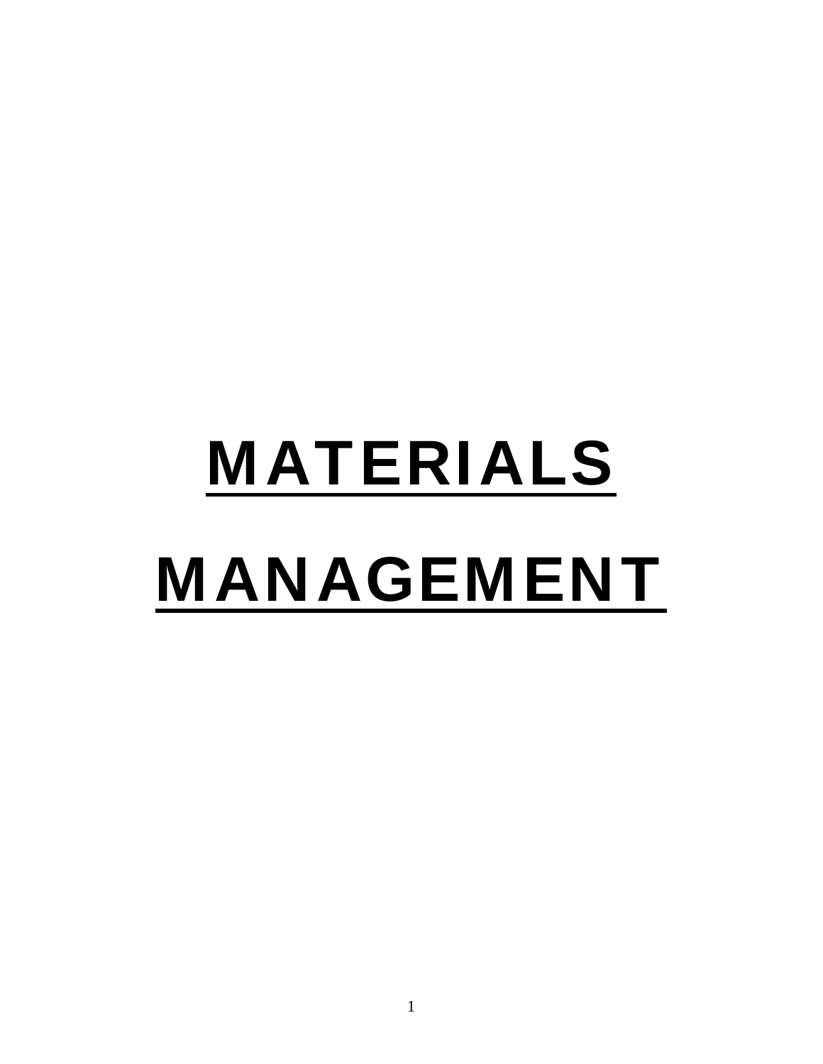# MATERIALS MANAGEMENT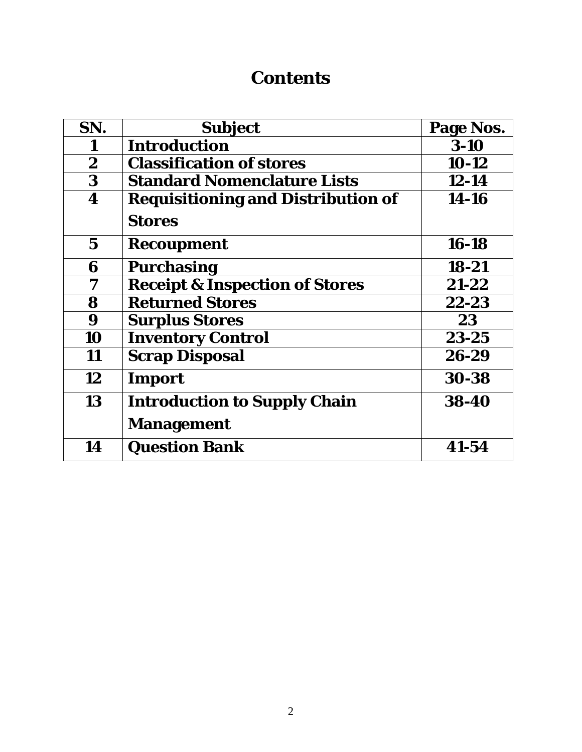# Contents

| SN. | Subject | Page Nos. |
|---|---|---|
| 1 | Introduction | 3-10 |
| 2 | Classification of stores | 10-12 |
| 3 | Standard Nomenclature Lists | 12-14 |
| 4 | Requisitioning and Distribution of Stores | 14-16 |
| 5 | Recoupment | 16-18 |
| 6 | Purchasing | 18-21 |
| 7 | Receipt & Inspection of Stores | 21-22 |
| 8 | Returned Stores | 22-23 |
| 9 | Surplus Stores | 23 |
| 10 | Inventory Control | 23-25 |
| 11 | Scrap Disposal | 26-29 |
| 12 | Import | 30-38 |
| 13 | Introduction to Supply Chain Management | 38-40 |
| 14 | Question Bank | 41-54 |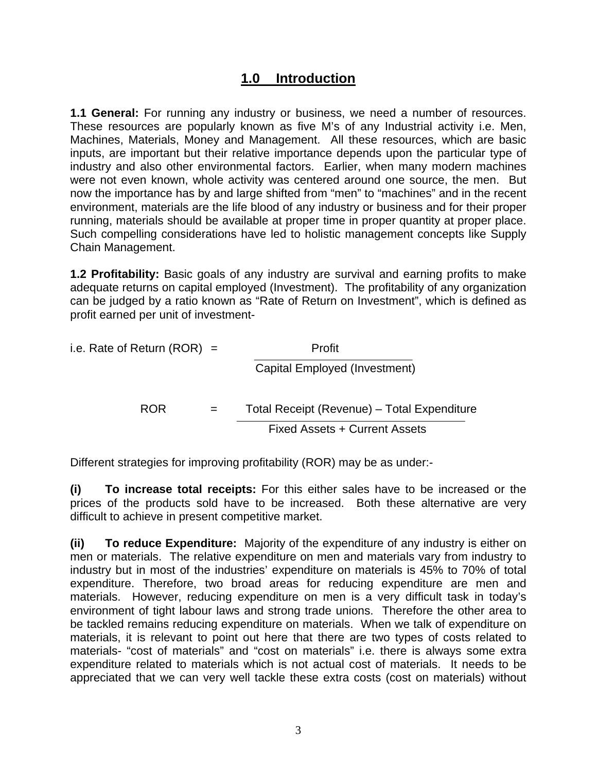# 1.0 Introduction

**1.1 General:** For running any industry or business, we need a number of resources. These resources are popularly known as five M's of any Industrial activity i.e. Men, Machines, Materials, Money and Management. All these resources, which are basic inputs, are important but their relative importance depends upon the particular type of industry and also other environmental factors. Earlier, when many modern machines were not even known, whole activity was centered around one source, the men. But now the importance has by and large shifted from "men" to "machines" and in the recent environment, materials are the life blood of any industry or business and for their proper running, materials should be available at proper time in proper quantity at proper place. Such compelling considerations have led to holistic management concepts like Supply Chain Management.

**1.2 Profitability:** Basic goals of any industry are survival and earning profits to make adequate returns on capital employed (Investment). The profitability of any organization can be judged by a ratio known as "Rate of Return on Investment", which is defined as profit earned per unit of investment-

$$\text{i.e. Rate of Return (ROR)} = \frac{\text{Profit}}{\text{Capital Employed (Investment)}}$$

$$\text{ROR} = \frac{\text{Total Receipt (Revenue)} - \text{Total Expenditure}}{\text{Fixed Assets + Current Assets}}$$

Different strategies for improving profitability (ROR) may be as under:-

**(i) To increase total receipts:** For this either sales have to be increased or the prices of the products sold have to be increased. Both these alternative are very difficult to achieve in present competitive market.

**(ii) To reduce Expenditure:** Majority of the expenditure of any industry is either on men or materials. The relative expenditure on men and materials vary from industry to industry but in most of the industries' expenditure on materials is 45% to 70% of total expenditure. Therefore, two broad areas for reducing expenditure are men and materials. However, reducing expenditure on men is a very difficult task in today's environment of tight labour laws and strong trade unions. Therefore the other area to be tackled remains reducing expenditure on materials. When we talk of expenditure on materials, it is relevant to point out here that there are two types of costs related to materials- "cost of materials" and "cost on materials" i.e. there is always some extra expenditure related to materials which is not actual cost of materials. It needs to be appreciated that we can very well tackle these extra costs (cost on materials) without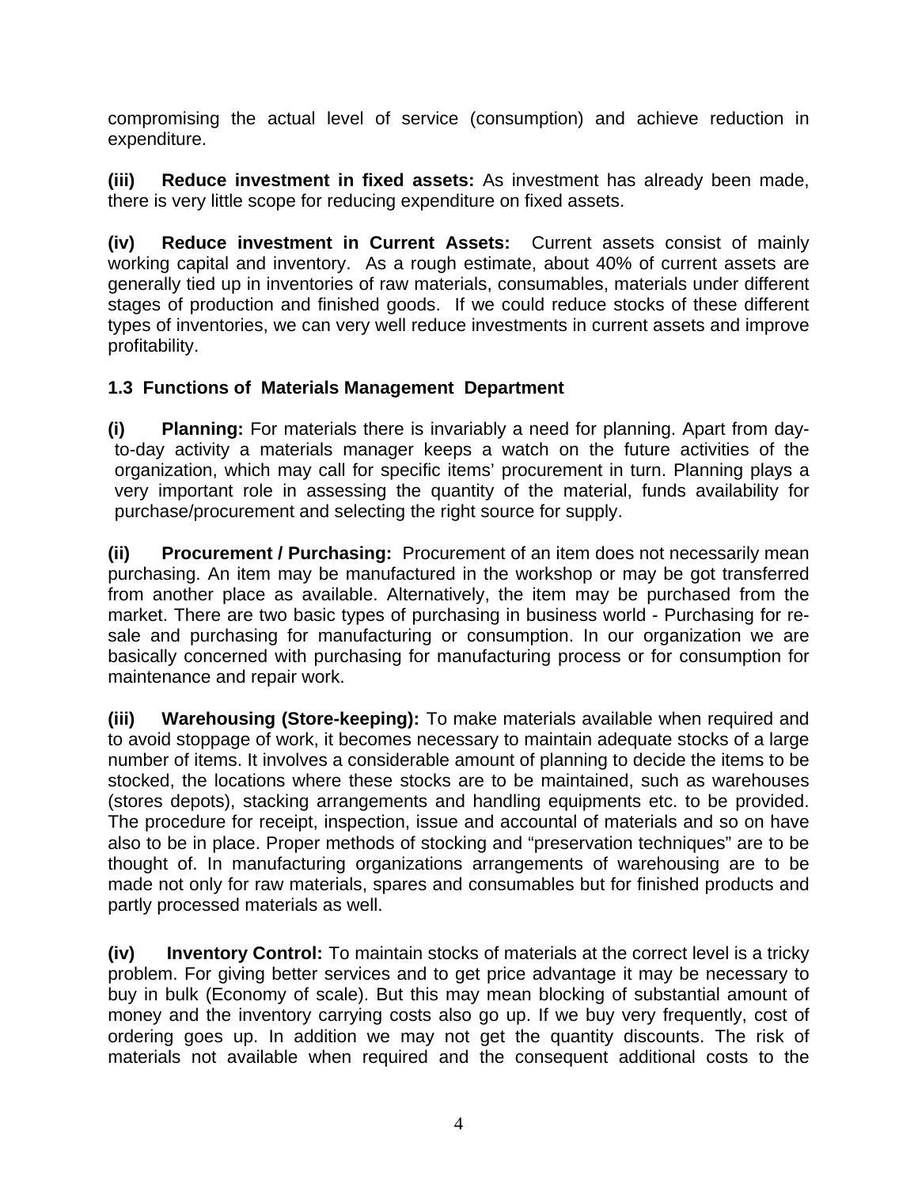compromising the actual level of service (consumption) and achieve reduction in expenditure.

**(iii) Reduce investment in fixed assets:** As investment has already been made, there is very little scope for reducing expenditure on fixed assets.

**(iv) Reduce investment in Current Assets:** Current assets consist of mainly working capital and inventory. As a rough estimate, about 40% of current assets are generally tied up in inventories of raw materials, consumables, materials under different stages of production and finished goods. If we could reduce stocks of these different types of inventories, we can very well reduce investments in current assets and improve profitability.

### 1.3 Functions of Materials Management Department

**(i) Planning:** For materials there is invariably a need for planning. Apart from day-to-day activity a materials manager keeps a watch on the future activities of the organization, which may call for specific items' procurement in turn. Planning plays a very important role in assessing the quantity of the material, funds availability for purchase/procurement and selecting the right source for supply.

**(ii) Procurement / Purchasing:** Procurement of an item does not necessarily mean purchasing. An item may be manufactured in the workshop or may be got transferred from another place as available. Alternatively, the item may be purchased from the market. There are two basic types of purchasing in business world - Purchasing for re-sale and purchasing for manufacturing or consumption. In our organization we are basically concerned with purchasing for manufacturing process or for consumption for maintenance and repair work.

**(iii) Warehousing (Store-keeping):** To make materials available when required and to avoid stoppage of work, it becomes necessary to maintain adequate stocks of a large number of items. It involves a considerable amount of planning to decide the items to be stocked, the locations where these stocks are to be maintained, such as warehouses (stores depots), stacking arrangements and handling equipments etc. to be provided. The procedure for receipt, inspection, issue and accountal of materials and so on have also to be in place. Proper methods of stocking and "preservation techniques" are to be thought of. In manufacturing organizations arrangements of warehousing are to be made not only for raw materials, spares and consumables but for finished products and partly processed materials as well.

**(iv) Inventory Control:** To maintain stocks of materials at the correct level is a tricky problem. For giving better services and to get price advantage it may be necessary to buy in bulk (Economy of scale). But this may mean blocking of substantial amount of money and the inventory carrying costs also go up. If we buy very frequently, cost of ordering goes up. In addition we may not get the quantity discounts. The risk of materials not available when required and the consequent additional costs to the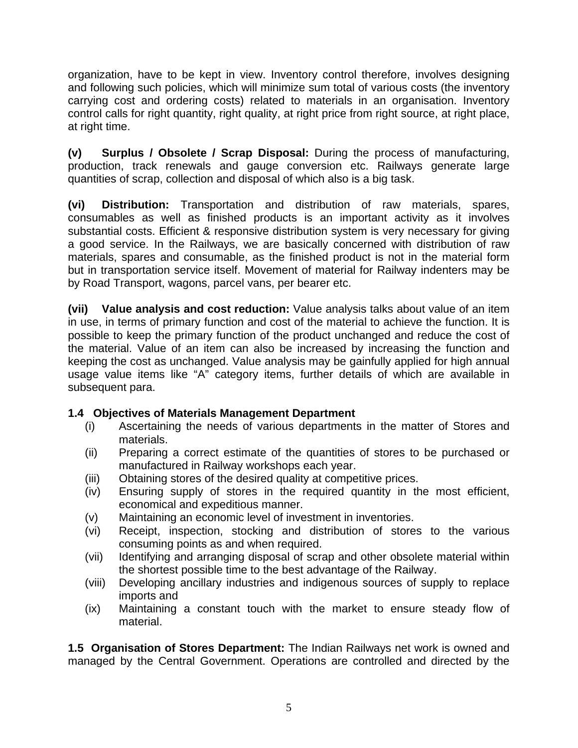organization, have to be kept in view. Inventory control therefore, involves designing and following such policies, which will minimize sum total of various costs (the inventory carrying cost and ordering costs) related to materials in an organisation. Inventory control calls for right quantity, right quality, at right price from right source, at right place, at right time.

**(v) Surplus / Obsolete / Scrap Disposal:** During the process of manufacturing, production, track renewals and gauge conversion etc. Railways generate large quantities of scrap, collection and disposal of which also is a big task.

**(vi) Distribution:** Transportation and distribution of raw materials, spares, consumables as well as finished products is an important activity as it involves substantial costs. Efficient & responsive distribution system is very necessary for giving a good service. In the Railways, we are basically concerned with distribution of raw materials, spares and consumable, as the finished product is not in the material form but in transportation service itself. Movement of material for Railway indenters may be by Road Transport, wagons, parcel vans, per bearer etc.

**(vii) Value analysis and cost reduction:** Value analysis talks about value of an item in use, in terms of primary function and cost of the material to achieve the function. It is possible to keep the primary function of the product unchanged and reduce the cost of the material. Value of an item can also be increased by increasing the function and keeping the cost as unchanged. Value analysis may be gainfully applied for high annual usage value items like "A" category items, further details of which are available in subsequent para.

**1.4 Objectives of Materials Management Department**

- (i) Ascertaining the needs of various departments in the matter of Stores and materials.
- (ii) Preparing a correct estimate of the quantities of stores to be purchased or manufactured in Railway workshops each year.
- (iii) Obtaining stores of the desired quality at competitive prices.
- (iv) Ensuring supply of stores in the required quantity in the most efficient, economical and expeditious manner.
- (v) Maintaining an economic level of investment in inventories.
- (vi) Receipt, inspection, stocking and distribution of stores to the various consuming points as and when required.
- (vii) Identifying and arranging disposal of scrap and other obsolete material within the shortest possible time to the best advantage of the Railway.
- (viii) Developing ancillary industries and indigenous sources of supply to replace imports and
- (ix) Maintaining a constant touch with the market to ensure steady flow of material.

**1.5 Organisation of Stores Department:** The Indian Railways net work is owned and managed by the Central Government. Operations are controlled and directed by the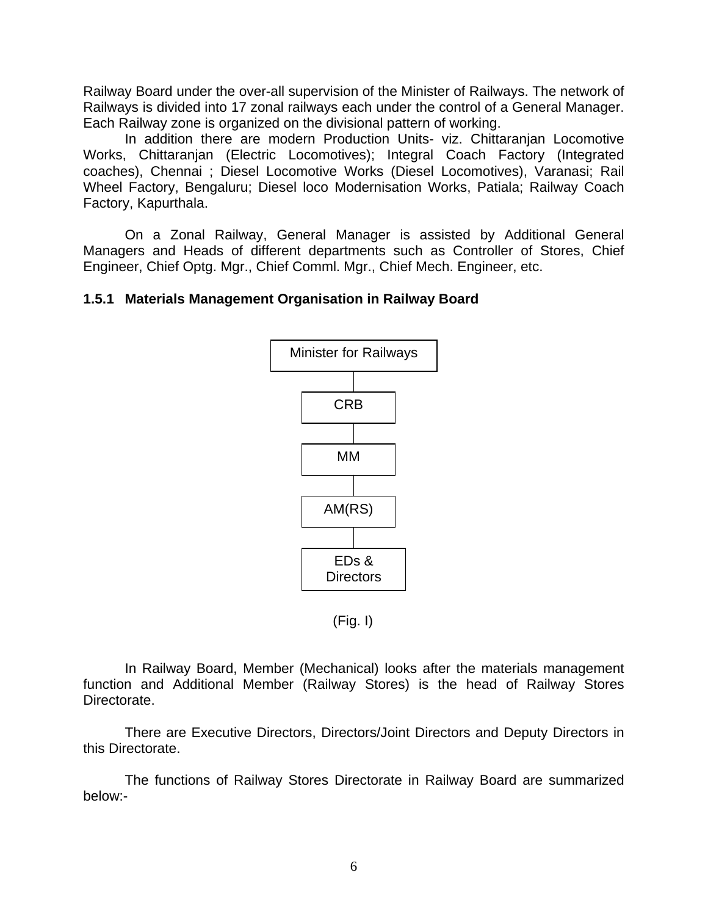Railway Board under the over-all supervision of the Minister of Railways. The network of Railways is divided into 17 zonal railways each under the control of a General Manager. Each Railway zone is organized on the divisional pattern of working.

In addition there are modern Production Units- viz. Chittaranjan Locomotive Works, Chittaranjan (Electric Locomotives); Integral Coach Factory (Integrated coaches), Chennai ; Diesel Locomotive Works (Diesel Locomotives), Varanasi; Rail Wheel Factory, Bengaluru; Diesel loco Modernisation Works, Patiala; Railway Coach Factory, Kapurthala.

On a Zonal Railway, General Manager is assisted by Additional General Managers and Heads of different departments such as Controller of Stores, Chief Engineer, Chief Optg. Mgr., Chief Comml. Mgr., Chief Mech. Engineer, etc.

### 1.5.1 Materials Management Organisation in Railway Board

```
Minister for Railways
        |
       CRB
        |
       MM
        |
     AM(RS)
        |
  EDs & Directors
```

(Fig. I)

In Railway Board, Member (Mechanical) looks after the materials management function and Additional Member (Railway Stores) is the head of Railway Stores Directorate.

There are Executive Directors, Directors/Joint Directors and Deputy Directors in this Directorate.

The functions of Railway Stores Directorate in Railway Board are summarized below:-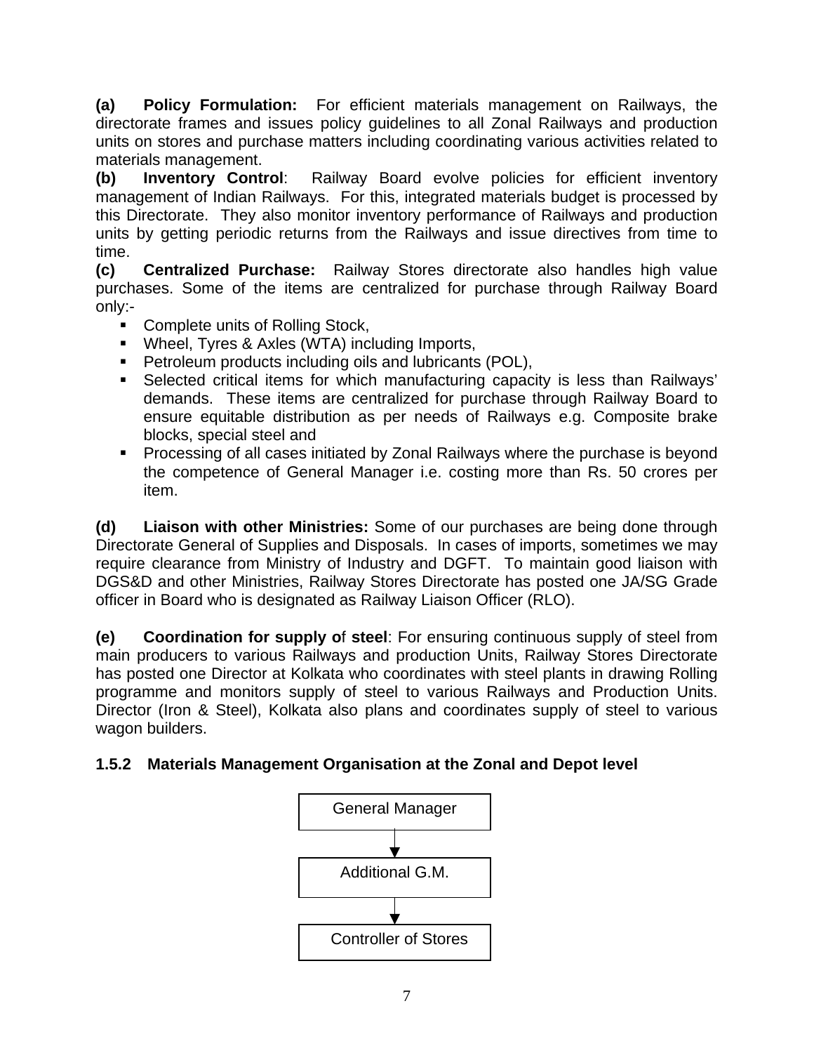**(a) Policy Formulation:** For efficient materials management on Railways, the directorate frames and issues policy guidelines to all Zonal Railways and production units on stores and purchase matters including coordinating various activities related to materials management.

**(b) Inventory Control**: Railway Board evolve policies for efficient inventory management of Indian Railways. For this, integrated materials budget is processed by this Directorate. They also monitor inventory performance of Railways and production units by getting periodic returns from the Railways and issue directives from time to time.

**(c) Centralized Purchase:** Railway Stores directorate also handles high value purchases. Some of the items are centralized for purchase through Railway Board only:-

- Complete units of Rolling Stock,
- Wheel, Tyres & Axles (WTA) including Imports,
- Petroleum products including oils and lubricants (POL),
- Selected critical items for which manufacturing capacity is less than Railways' demands. These items are centralized for purchase through Railway Board to ensure equitable distribution as per needs of Railways e.g. Composite brake blocks, special steel and
- Processing of all cases initiated by Zonal Railways where the purchase is beyond the competence of General Manager i.e. costing more than Rs. 50 crores per item.

**(d) Liaison with other Ministries:** Some of our purchases are being done through Directorate General of Supplies and Disposals. In cases of imports, sometimes we may require clearance from Ministry of Industry and DGFT. To maintain good liaison with DGS&D and other Ministries, Railway Stores Directorate has posted one JA/SG Grade officer in Board who is designated as Railway Liaison Officer (RLO).

**(e) Coordination for supply of steel**: For ensuring continuous supply of steel from main producers to various Railways and production Units, Railway Stores Directorate has posted one Director at Kolkata who coordinates with steel plants in drawing Rolling programme and monitors supply of steel to various Railways and Production Units. Director (Iron & Steel), Kolkata also plans and coordinates supply of steel to various wagon builders.

### 1.5.2 Materials Management Organisation at the Zonal and Depot level

General Manager

↓

Additional G.M.

↓

Controller of Stores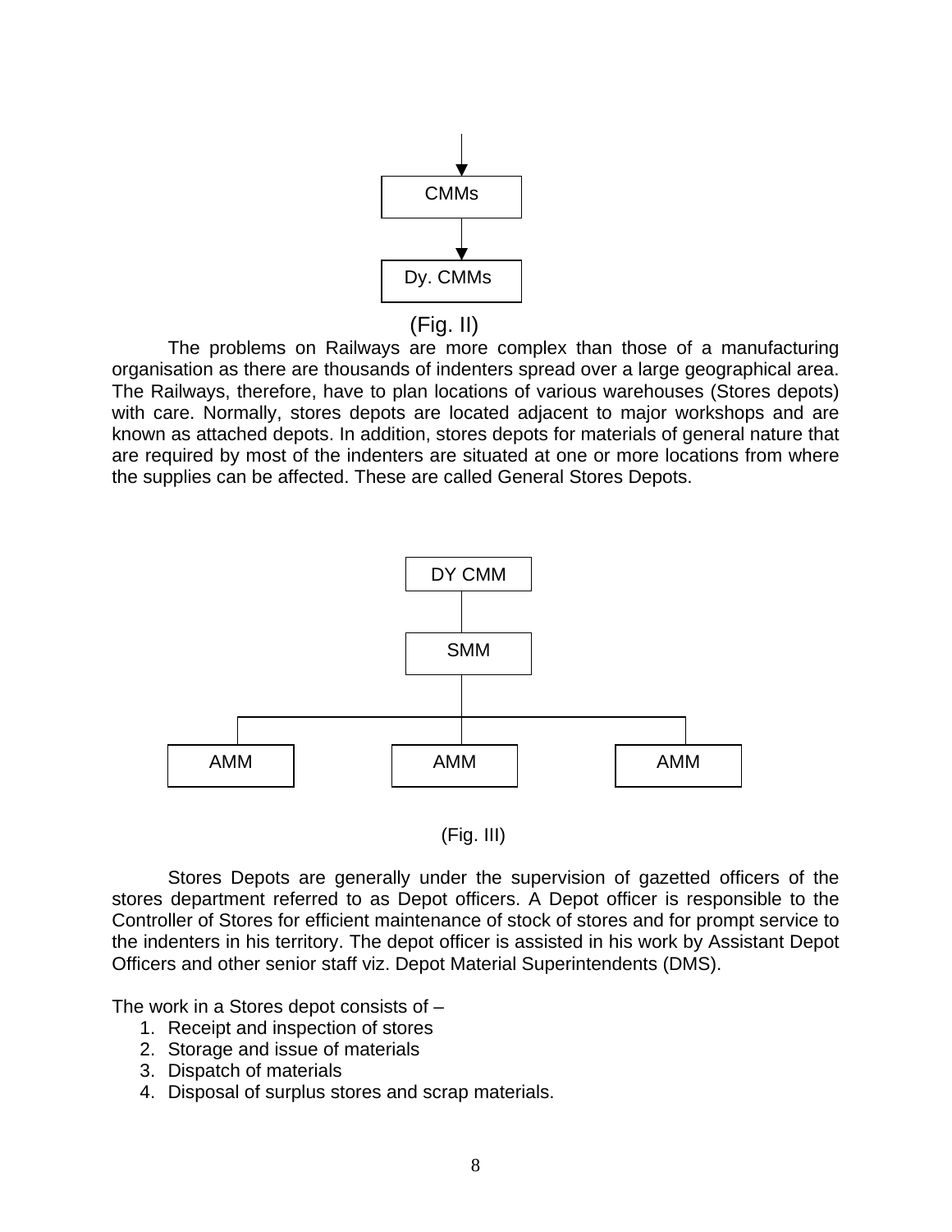CMMs

Dy. CMMs

(Fig. II)

The problems on Railways are more complex than those of a manufacturing organisation as there are thousands of indenters spread over a large geographical area. The Railways, therefore, have to plan locations of various warehouses (Stores depots) with care. Normally, stores depots are located adjacent to major workshops and are known as attached depots. In addition, stores depots for materials of general nature that are required by most of the indenters are situated at one or more locations from where the supplies can be affected. These are called General Stores Depots.

DY CMM

SMM

AMM AMM AMM

(Fig. III)

Stores Depots are generally under the supervision of gazetted officers of the stores department referred to as Depot officers. A Depot officer is responsible to the Controller of Stores for efficient maintenance of stock of stores and for prompt service to the indenters in his territory. The depot officer is assisted in his work by Assistant Depot Officers and other senior staff viz. Depot Material Superintendents (DMS).

The work in a Stores depot consists of –

1. Receipt and inspection of stores
2. Storage and issue of materials
3. Dispatch of materials
4. Disposal of surplus stores and scrap materials.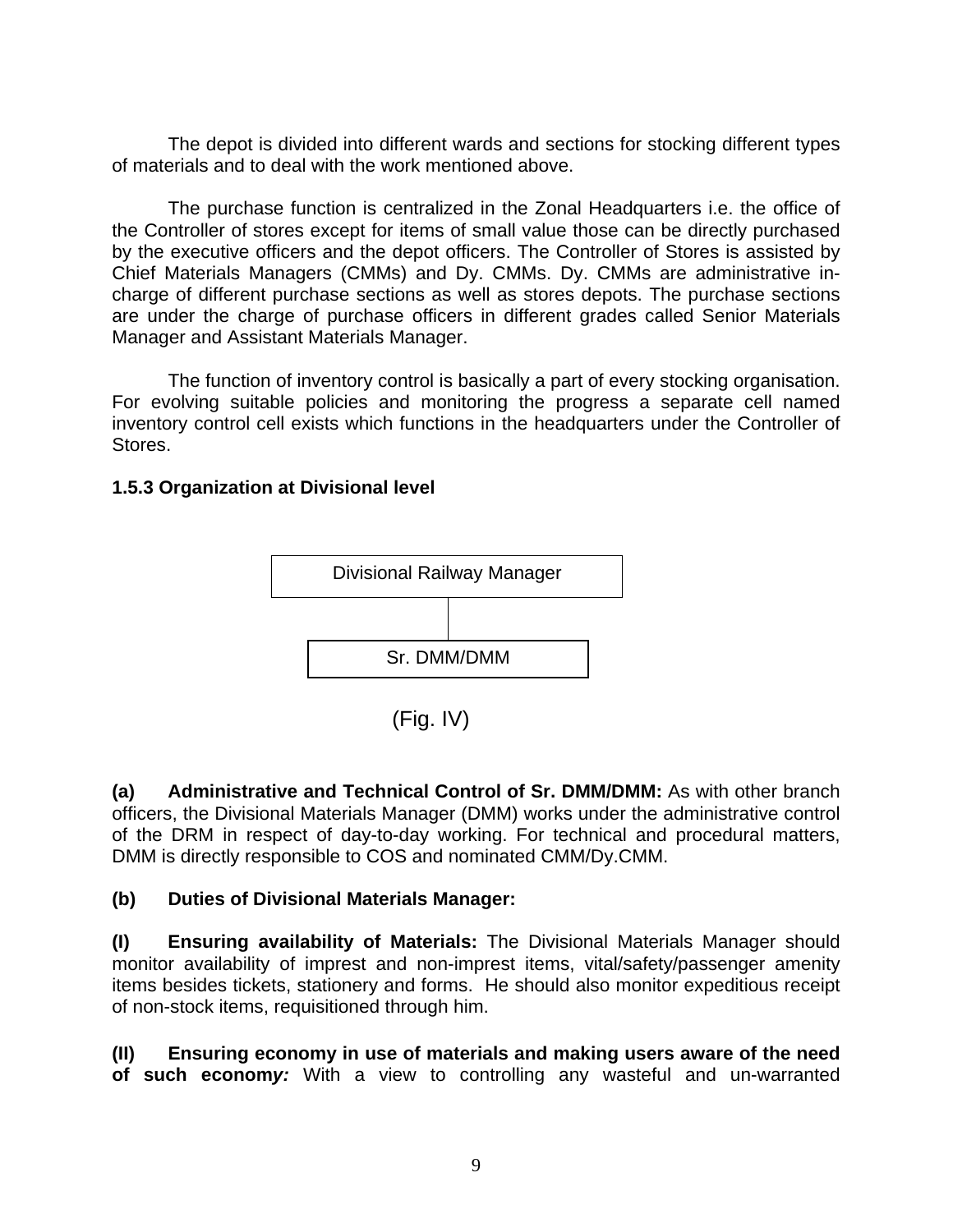The depot is divided into different wards and sections for stocking different types of materials and to deal with the work mentioned above.

The purchase function is centralized in the Zonal Headquarters i.e. the office of the Controller of stores except for items of small value those can be directly purchased by the executive officers and the depot officers. The Controller of Stores is assisted by Chief Materials Managers (CMMs) and Dy. CMMs. Dy. CMMs are administrative in-charge of different purchase sections as well as stores depots. The purchase sections are under the charge of purchase officers in different grades called Senior Materials Manager and Assistant Materials Manager.

The function of inventory control is basically a part of every stocking organisation. For evolving suitable policies and monitoring the progress a separate cell named inventory control cell exists which functions in the headquarters under the Controller of Stores.

### 1.5.3 Organization at Divisional level

Divisional Railway Manager

Sr. DMM/DMM

(Fig. IV)

**(a) Administrative and Technical Control of Sr. DMM/DMM:** As with other branch officers, the Divisional Materials Manager (DMM) works under the administrative control of the DRM in respect of day-to-day working. For technical and procedural matters, DMM is directly responsible to COS and nominated CMM/Dy.CMM.

**(b) Duties of Divisional Materials Manager:**

**(I) Ensuring availability of Materials:** The Divisional Materials Manager should monitor availability of imprest and non-imprest items, vital/safety/passenger amenity items besides tickets, stationery and forms. He should also monitor expeditious receipt of non-stock items, requisitioned through him.

**(II) Ensuring economy in use of materials and making users aware of the need of such economy*:*** With a view to controlling any wasteful and un-warranted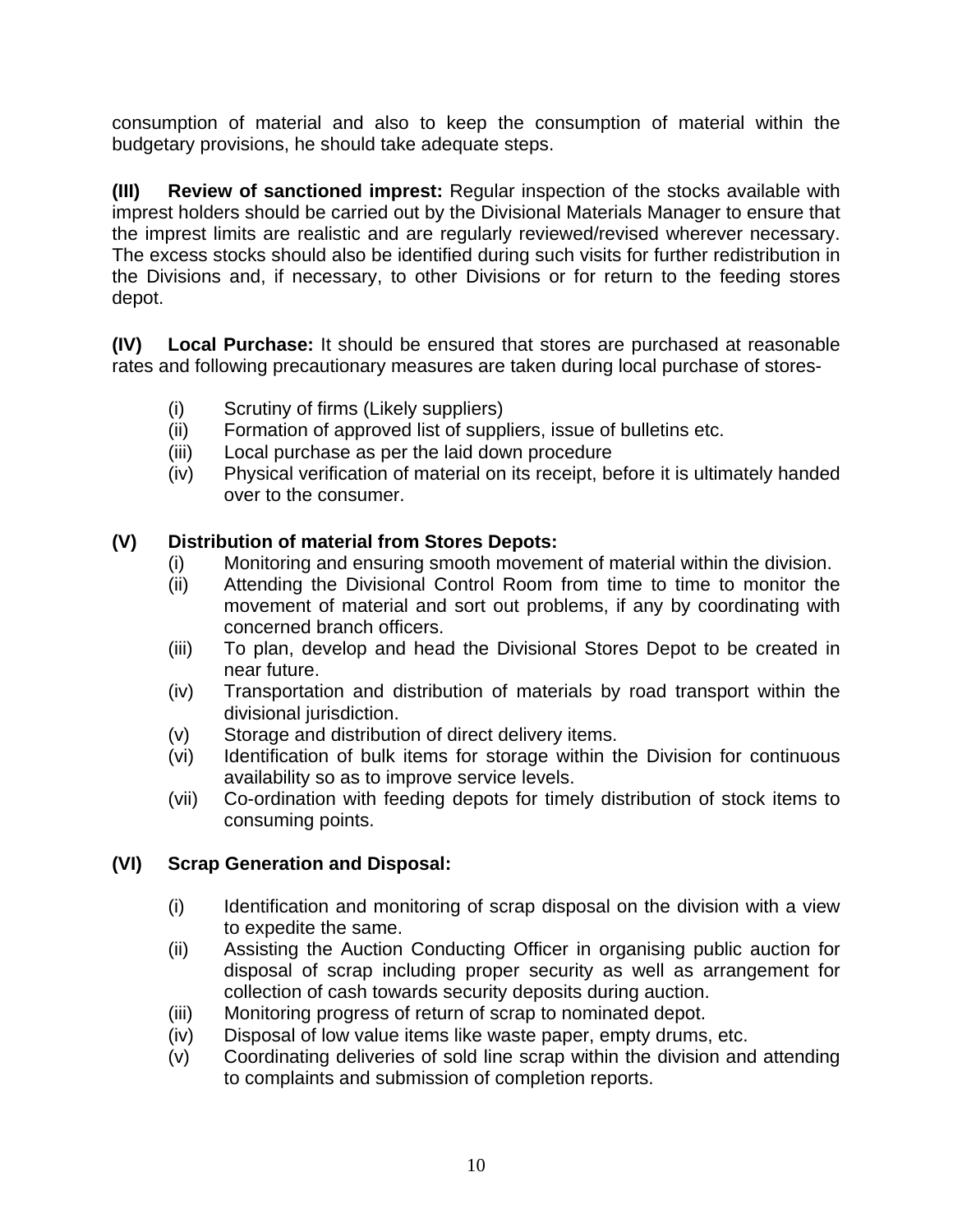consumption of material and also to keep the consumption of material within the budgetary provisions, he should take adequate steps.

**(III) Review of sanctioned imprest:** Regular inspection of the stocks available with imprest holders should be carried out by the Divisional Materials Manager to ensure that the imprest limits are realistic and are regularly reviewed/revised wherever necessary. The excess stocks should also be identified during such visits for further redistribution in the Divisions and, if necessary, to other Divisions or for return to the feeding stores depot.

**(IV) Local Purchase:** It should be ensured that stores are purchased at reasonable rates and following precautionary measures are taken during local purchase of stores-

- (i) Scrutiny of firms (Likely suppliers)
- (ii) Formation of approved list of suppliers, issue of bulletins etc.
- (iii) Local purchase as per the laid down procedure
- (iv) Physical verification of material on its receipt, before it is ultimately handed over to the consumer.

**(V) Distribution of material from Stores Depots:**

- (i) Monitoring and ensuring smooth movement of material within the division.
- (ii) Attending the Divisional Control Room from time to time to monitor the movement of material and sort out problems, if any by coordinating with concerned branch officers.
- (iii) To plan, develop and head the Divisional Stores Depot to be created in near future.
- (iv) Transportation and distribution of materials by road transport within the divisional jurisdiction.
- (v) Storage and distribution of direct delivery items.
- (vi) Identification of bulk items for storage within the Division for continuous availability so as to improve service levels.
- (vii) Co-ordination with feeding depots for timely distribution of stock items to consuming points.

**(VI) Scrap Generation and Disposal:**

- (i) Identification and monitoring of scrap disposal on the division with a view to expedite the same.
- (ii) Assisting the Auction Conducting Officer in organising public auction for disposal of scrap including proper security as well as arrangement for collection of cash towards security deposits during auction.
- (iii) Monitoring progress of return of scrap to nominated depot.
- (iv) Disposal of low value items like waste paper, empty drums, etc.
- (v) Coordinating deliveries of sold line scrap within the division and attending to complaints and submission of completion reports.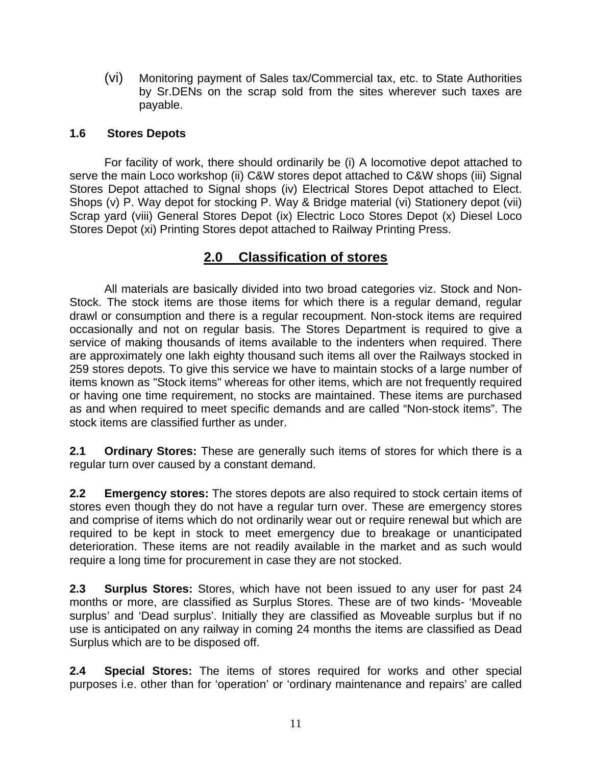(vi) Monitoring payment of Sales tax/Commercial tax, etc. to State Authorities by Sr.DENs on the scrap sold from the sites wherever such taxes are payable.

### 1.6 Stores Depots

For facility of work, there should ordinarily be (i) A locomotive depot attached to serve the main Loco workshop (ii) C&W stores depot attached to C&W shops (iii) Signal Stores Depot attached to Signal shops (iv) Electrical Stores Depot attached to Elect. Shops (v) P. Way depot for stocking P. Way & Bridge material (vi) Stationery depot (vii) Scrap yard (viii) General Stores Depot (ix) Electric Loco Stores Depot (x) Diesel Loco Stores Depot (xi) Printing Stores depot attached to Railway Printing Press.

## 2.0 Classification of stores

All materials are basically divided into two broad categories viz. Stock and Non-Stock. The stock items are those items for which there is a regular demand, regular drawl or consumption and there is a regular recoupment. Non-stock items are required occasionally and not on regular basis. The Stores Department is required to give a service of making thousands of items available to the indenters when required. There are approximately one lakh eighty thousand such items all over the Railways stocked in 259 stores depots. To give this service we have to maintain stocks of a large number of items known as "Stock items" whereas for other items, which are not frequently required or having one time requirement, no stocks are maintained. These items are purchased as and when required to meet specific demands and are called "Non-stock items". The stock items are classified further as under.

**2.1 Ordinary Stores:** These are generally such items of stores for which there is a regular turn over caused by a constant demand.

**2.2 Emergency stores:** The stores depots are also required to stock certain items of stores even though they do not have a regular turn over. These are emergency stores and comprise of items which do not ordinarily wear out or require renewal but which are required to be kept in stock to meet emergency due to breakage or unanticipated deterioration. These items are not readily available in the market and as such would require a long time for procurement in case they are not stocked.

**2.3 Surplus Stores:** Stores, which have not been issued to any user for past 24 months or more, are classified as Surplus Stores. These are of two kinds- 'Moveable surplus' and 'Dead surplus'. Initially they are classified as Moveable surplus but if no use is anticipated on any railway in coming 24 months the items are classified as Dead Surplus which are to be disposed off.

**2.4 Special Stores:** The items of stores required for works and other special purposes i.e. other than for 'operation' or 'ordinary maintenance and repairs' are called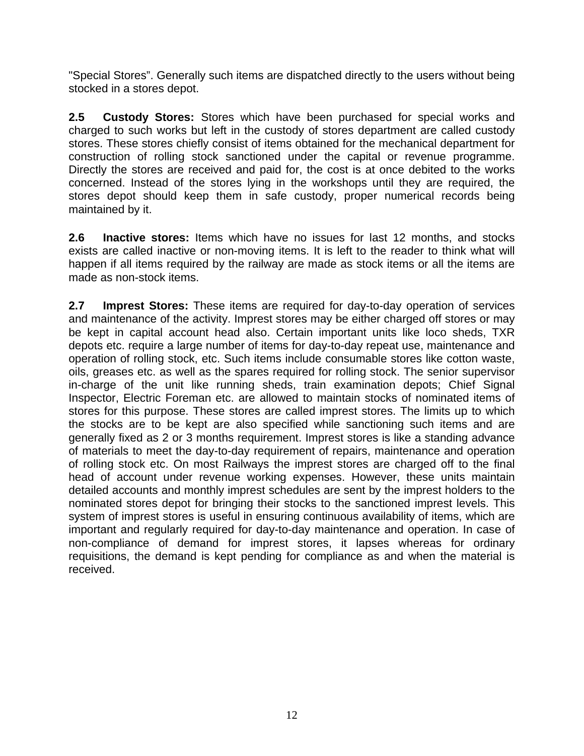"Special Stores". Generally such items are dispatched directly to the users without being stocked in a stores depot.

**2.5 Custody Stores:** Stores which have been purchased for special works and charged to such works but left in the custody of stores department are called custody stores. These stores chiefly consist of items obtained for the mechanical department for construction of rolling stock sanctioned under the capital or revenue programme. Directly the stores are received and paid for, the cost is at once debited to the works concerned. Instead of the stores lying in the workshops until they are required, the stores depot should keep them in safe custody, proper numerical records being maintained by it.

**2.6 Inactive stores:** Items which have no issues for last 12 months, and stocks exists are called inactive or non-moving items. It is left to the reader to think what will happen if all items required by the railway are made as stock items or all the items are made as non-stock items.

**2.7 Imprest Stores:** These items are required for day-to-day operation of services and maintenance of the activity. Imprest stores may be either charged off stores or may be kept in capital account head also. Certain important units like loco sheds, TXR depots etc. require a large number of items for day-to-day repeat use, maintenance and operation of rolling stock, etc. Such items include consumable stores like cotton waste, oils, greases etc. as well as the spares required for rolling stock. The senior supervisor in-charge of the unit like running sheds, train examination depots; Chief Signal Inspector, Electric Foreman etc. are allowed to maintain stocks of nominated items of stores for this purpose. These stores are called imprest stores. The limits up to which the stocks are to be kept are also specified while sanctioning such items and are generally fixed as 2 or 3 months requirement. Imprest stores is like a standing advance of materials to meet the day-to-day requirement of repairs, maintenance and operation of rolling stock etc. On most Railways the imprest stores are charged off to the final head of account under revenue working expenses. However, these units maintain detailed accounts and monthly imprest schedules are sent by the imprest holders to the nominated stores depot for bringing their stocks to the sanctioned imprest levels. This system of imprest stores is useful in ensuring continuous availability of items, which are important and regularly required for day-to-day maintenance and operation. In case of non-compliance of demand for imprest stores, it lapses whereas for ordinary requisitions, the demand is kept pending for compliance as and when the material is received.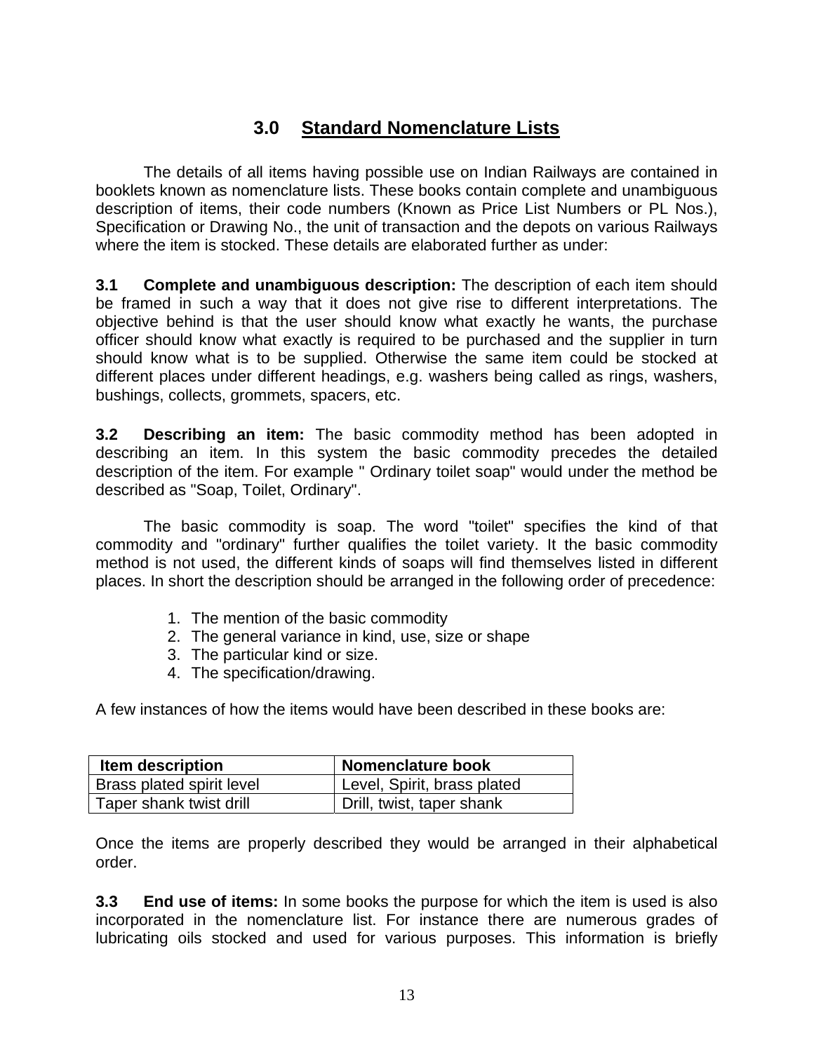## 3.0 Standard Nomenclature Lists

The details of all items having possible use on Indian Railways are contained in booklets known as nomenclature lists. These books contain complete and unambiguous description of items, their code numbers (Known as Price List Numbers or PL Nos.), Specification or Drawing No., the unit of transaction and the depots on various Railways where the item is stocked. These details are elaborated further as under:

**3.1 Complete and unambiguous description:** The description of each item should be framed in such a way that it does not give rise to different interpretations. The objective behind is that the user should know what exactly he wants, the purchase officer should know what exactly is required to be purchased and the supplier in turn should know what is to be supplied. Otherwise the same item could be stocked at different places under different headings, e.g. washers being called as rings, washers, bushings, collects, grommets, spacers, etc.

**3.2 Describing an item:** The basic commodity method has been adopted in describing an item. In this system the basic commodity precedes the detailed description of the item. For example " Ordinary toilet soap" would under the method be described as "Soap, Toilet, Ordinary".

The basic commodity is soap. The word "toilet" specifies the kind of that commodity and "ordinary" further qualifies the toilet variety. It the basic commodity method is not used, the different kinds of soaps will find themselves listed in different places. In short the description should be arranged in the following order of precedence:

1. The mention of the basic commodity
2. The general variance in kind, use, size or shape
3. The particular kind or size.
4. The specification/drawing.

A few instances of how the items would have been described in these books are:

| Item description | Nomenclature book |
|---|---|
| Brass plated spirit level | Level, Spirit, brass plated |
| Taper shank twist drill | Drill, twist, taper shank |

Once the items are properly described they would be arranged in their alphabetical order.

**3.3 End use of items:** In some books the purpose for which the item is used is also incorporated in the nomenclature list. For instance there are numerous grades of lubricating oils stocked and used for various purposes. This information is briefly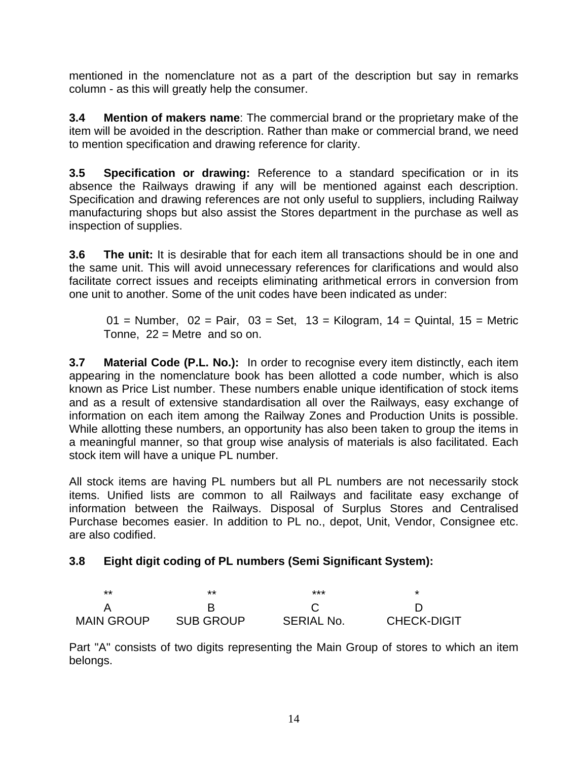mentioned in the nomenclature not as a part of the description but say in remarks column - as this will greatly help the consumer.

**3.4 Mention of makers name**: The commercial brand or the proprietary make of the item will be avoided in the description. Rather than make or commercial brand, we need to mention specification and drawing reference for clarity.

**3.5 Specification or drawing:** Reference to a standard specification or in its absence the Railways drawing if any will be mentioned against each description. Specification and drawing references are not only useful to suppliers, including Railway manufacturing shops but also assist the Stores department in the purchase as well as inspection of supplies.

**3.6 The unit:** It is desirable that for each item all transactions should be in one and the same unit. This will avoid unnecessary references for clarifications and would also facilitate correct issues and receipts eliminating arithmetical errors in conversion from one unit to another. Some of the unit codes have been indicated as under:

> 01 = Number, 02 = Pair, 03 = Set, 13 = Kilogram, 14 = Quintal, 15 = Metric Tonne, 22 = Metre and so on.

**3.7 Material Code (P.L. No.):** In order to recognise every item distinctly, each item appearing in the nomenclature book has been allotted a code number, which is also known as Price List number. These numbers enable unique identification of stock items and as a result of extensive standardisation all over the Railways, easy exchange of information on each item among the Railway Zones and Production Units is possible. While allotting these numbers, an opportunity has also been taken to group the items in a meaningful manner, so that group wise analysis of materials is also facilitated. Each stock item will have a unique PL number.

All stock items are having PL numbers but all PL numbers are not necessarily stock items. Unified lists are common to all Railways and facilitate easy exchange of information between the Railways. Disposal of Surplus Stores and Centralised Purchase becomes easier. In addition to PL no., depot, Unit, Vendor, Consignee etc. are also codified.

**3.8 Eight digit coding of PL numbers (Semi Significant System):**

| ** | ** | *** | * |
|---|---|---|---|
| A | B | C | D |
| MAIN GROUP | SUB GROUP | SERIAL No. | CHECK-DIGIT |

Part "A" consists of two digits representing the Main Group of stores to which an item belongs.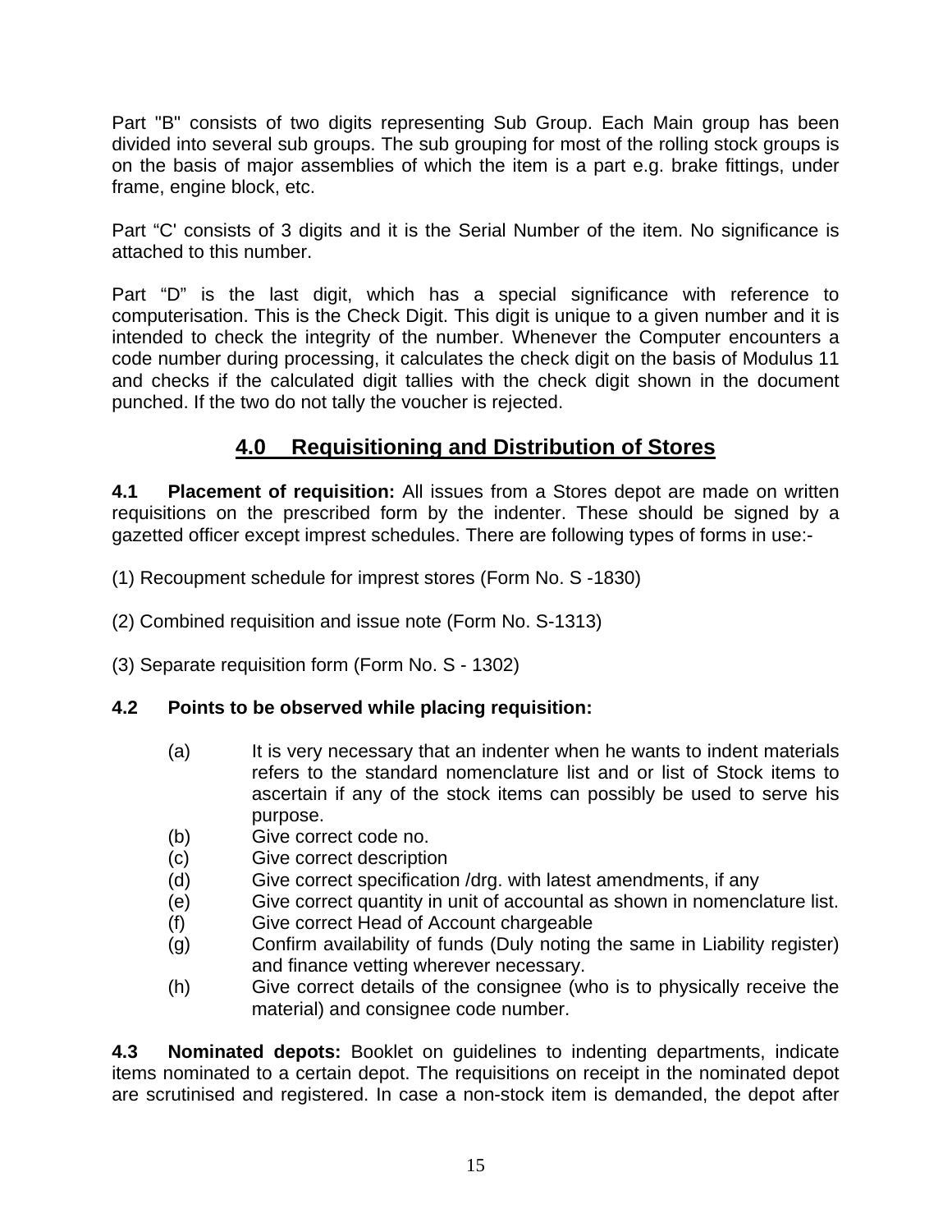Part "B" consists of two digits representing Sub Group. Each Main group has been divided into several sub groups. The sub grouping for most of the rolling stock groups is on the basis of major assemblies of which the item is a part e.g. brake fittings, under frame, engine block, etc.

Part “C' consists of 3 digits and it is the Serial Number of the item. No significance is attached to this number.

Part “D” is the last digit, which has a special significance with reference to computerisation. This is the Check Digit. This digit is unique to a given number and it is intended to check the integrity of the number. Whenever the Computer encounters a code number during processing, it calculates the check digit on the basis of Modulus 11 and checks if the calculated digit tallies with the check digit shown in the document punched. If the two do not tally the voucher is rejected.

## 4.0 Requisitioning and Distribution of Stores

**4.1 Placement of requisition:** All issues from a Stores depot are made on written requisitions on the prescribed form by the indenter. These should be signed by a gazetted officer except imprest schedules. There are following types of forms in use:-

(1) Recoupment schedule for imprest stores (Form No. S -1830)

(2) Combined requisition and issue note (Form No. S-1313)

(3) Separate requisition form (Form No. S - 1302)

**4.2 Points to be observed while placing requisition:**

(a) It is very necessary that an indenter when he wants to indent materials refers to the standard nomenclature list and or list of Stock items to ascertain if any of the stock items can possibly be used to serve his purpose.
(b) Give correct code no.
(c) Give correct description
(d) Give correct specification /drg. with latest amendments, if any
(e) Give correct quantity in unit of accountal as shown in nomenclature list.
(f) Give correct Head of Account chargeable
(g) Confirm availability of funds (Duly noting the same in Liability register) and finance vetting wherever necessary.
(h) Give correct details of the consignee (who is to physically receive the material) and consignee code number.

**4.3 Nominated depots:** Booklet on guidelines to indenting departments, indicate items nominated to a certain depot. The requisitions on receipt in the nominated depot are scrutinised and registered. In case a non-stock item is demanded, the depot after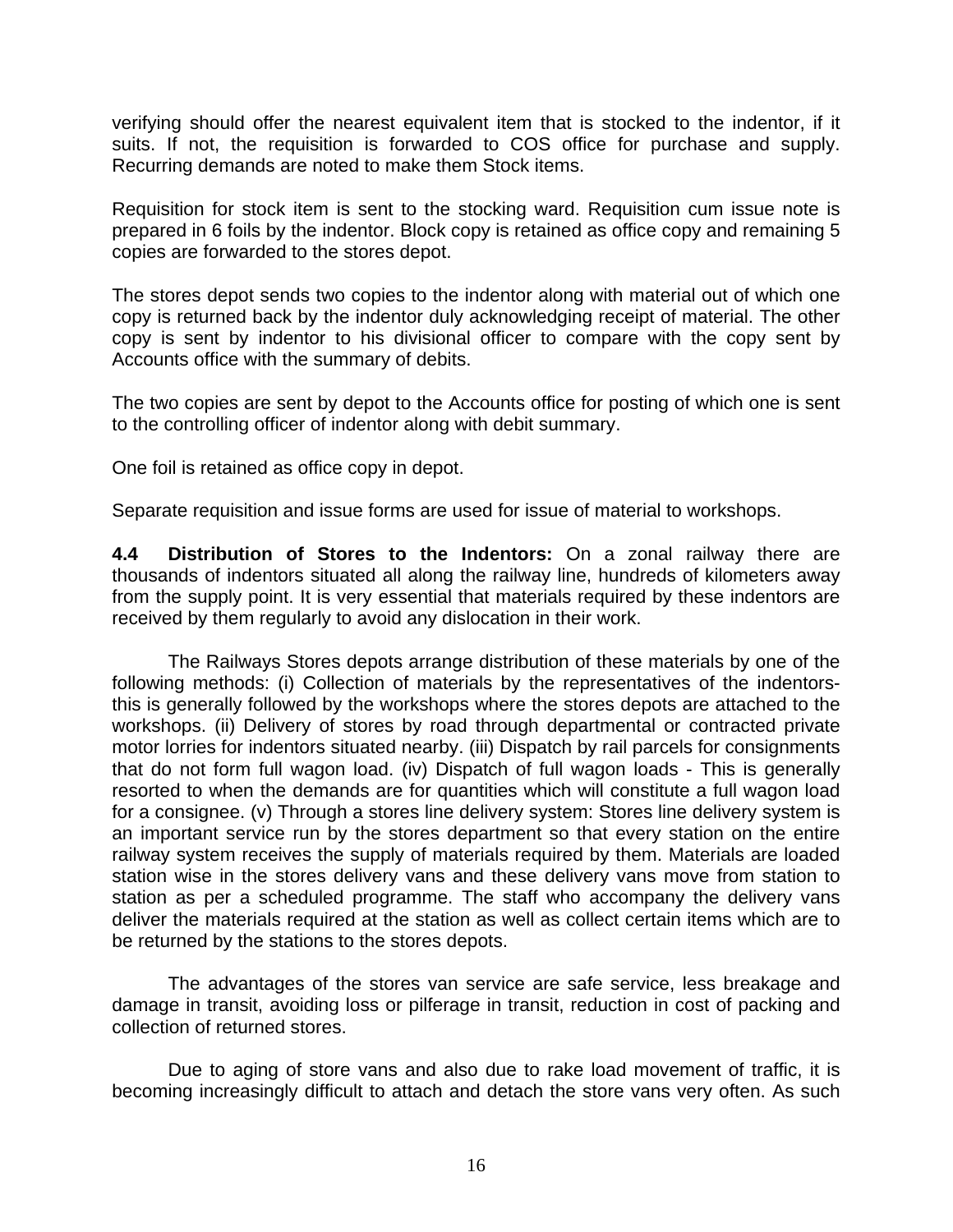verifying should offer the nearest equivalent item that is stocked to the indentor, if it suits. If not, the requisition is forwarded to COS office for purchase and supply. Recurring demands are noted to make them Stock items.

Requisition for stock item is sent to the stocking ward. Requisition cum issue note is prepared in 6 foils by the indentor. Block copy is retained as office copy and remaining 5 copies are forwarded to the stores depot.

The stores depot sends two copies to the indentor along with material out of which one copy is returned back by the indentor duly acknowledging receipt of material. The other copy is sent by indentor to his divisional officer to compare with the copy sent by Accounts office with the summary of debits.

The two copies are sent by depot to the Accounts office for posting of which one is sent to the controlling officer of indentor along with debit summary.

One foil is retained as office copy in depot.

Separate requisition and issue forms are used for issue of material to workshops.

**4.4 Distribution of Stores to the Indentors:** On a zonal railway there are thousands of indentors situated all along the railway line, hundreds of kilometers away from the supply point. It is very essential that materials required by these indentors are received by them regularly to avoid any dislocation in their work.

The Railways Stores depots arrange distribution of these materials by one of the following methods: (i) Collection of materials by the representatives of the indentors- this is generally followed by the workshops where the stores depots are attached to the workshops. (ii) Delivery of stores by road through departmental or contracted private motor lorries for indentors situated nearby. (iii) Dispatch by rail parcels for consignments that do not form full wagon load. (iv) Dispatch of full wagon loads - This is generally resorted to when the demands are for quantities which will constitute a full wagon load for a consignee. (v) Through a stores line delivery system: Stores line delivery system is an important service run by the stores department so that every station on the entire railway system receives the supply of materials required by them. Materials are loaded station wise in the stores delivery vans and these delivery vans move from station to station as per a scheduled programme. The staff who accompany the delivery vans deliver the materials required at the station as well as collect certain items which are to be returned by the stations to the stores depots.

The advantages of the stores van service are safe service, less breakage and damage in transit, avoiding loss or pilferage in transit, reduction in cost of packing and collection of returned stores.

Due to aging of store vans and also due to rake load movement of traffic, it is becoming increasingly difficult to attach and detach the store vans very often. As such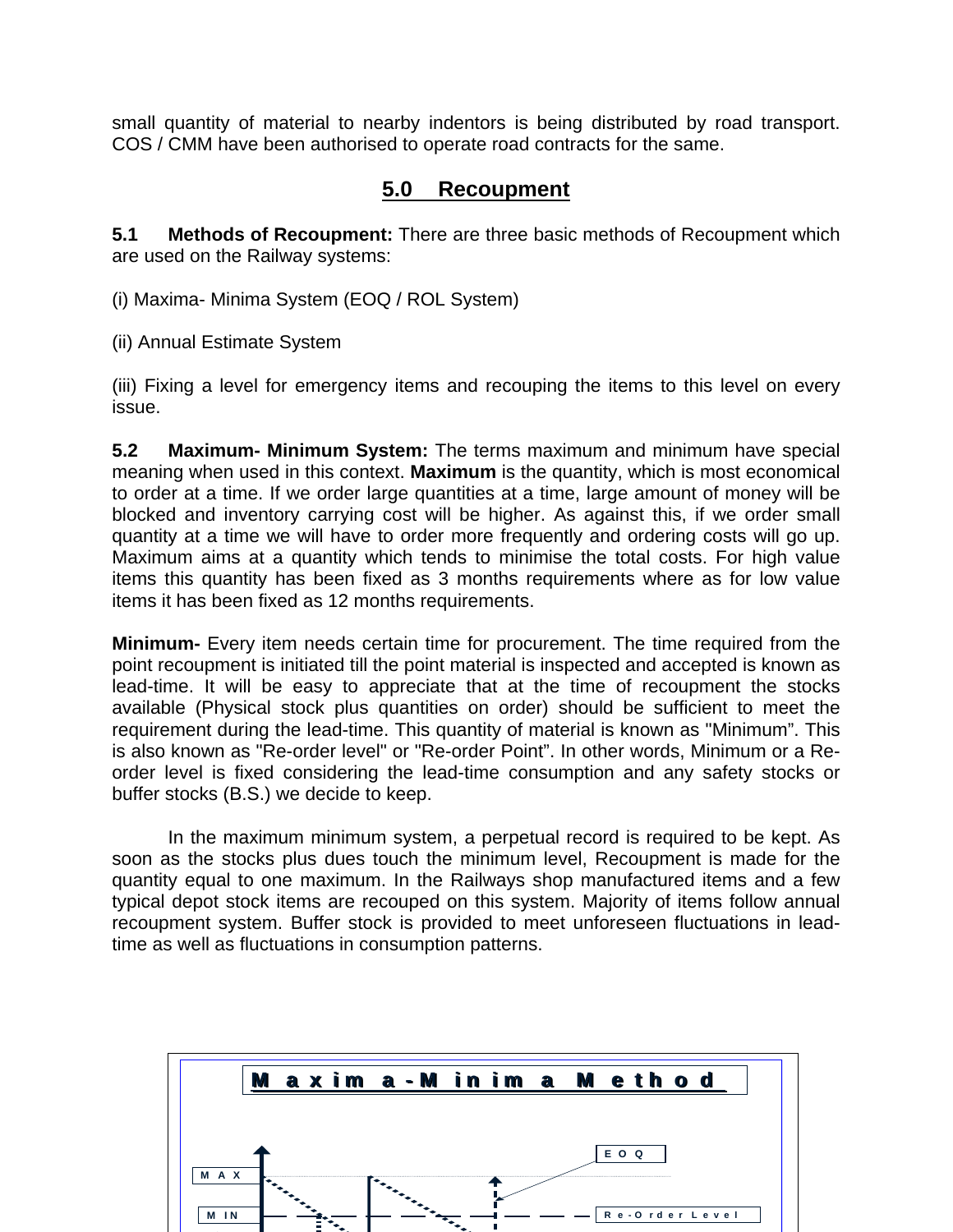small quantity of material to nearby indentors is being distributed by road transport. COS / CMM have been authorised to operate road contracts for the same.

## 5.0 Recoupment

**5.1 Methods of Recoupment:** There are three basic methods of Recoupment which are used on the Railway systems:

(i) Maxima- Minima System (EOQ / ROL System)

(ii) Annual Estimate System

(iii) Fixing a level for emergency items and recouping the items to this level on every issue.

**5.2 Maximum- Minimum System:** The terms maximum and minimum have special meaning when used in this context. **Maximum** is the quantity, which is most economical to order at a time. If we order large quantities at a time, large amount of money will be blocked and inventory carrying cost will be higher. As against this, if we order small quantity at a time we will have to order more frequently and ordering costs will go up. Maximum aims at a quantity which tends to minimise the total costs. For high value items this quantity has been fixed as 3 months requirements where as for low value items it has been fixed as 12 months requirements.

**Minimum-** Every item needs certain time for procurement. The time required from the point recoupment is initiated till the point material is inspected and accepted is known as lead-time. It will be easy to appreciate that at the time of recoupment the stocks available (Physical stock plus quantities on order) should be sufficient to meet the requirement during the lead-time. This quantity of material is known as "Minimum". This is also known as "Re-order level" or "Re-order Point". In other words, Minimum or a Re-order level is fixed considering the lead-time consumption and any safety stocks or buffer stocks (B.S.) we decide to keep.

In the maximum minimum system, a perpetual record is required to be kept. As soon as the stocks plus dues touch the minimum level, Recoupment is made for the quantity equal to one maximum. In the Railways shop manufactured items and a few typical depot stock items are recouped on this system. Majority of items follow annual recoupment system. Buffer stock is provided to meet unforeseen fluctuations in lead-time as well as fluctuations in consumption patterns.

**Maxima-Minima Method**

MAX

MIN

EOQ

Re-Order Level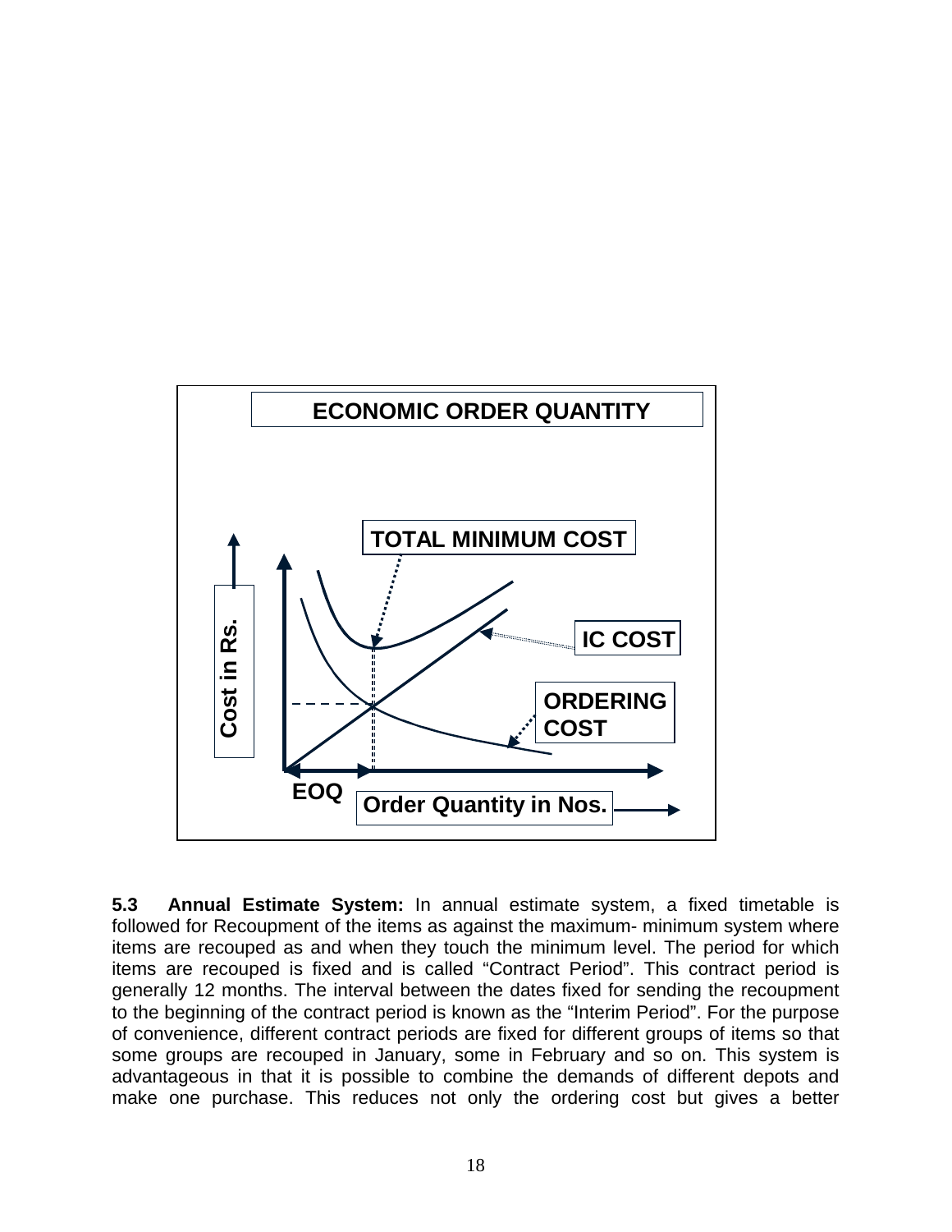**5.3 Annual Estimate System:** In annual estimate system, a fixed timetable is followed for Recoupment of the items as against the maximum- minimum system where items are recouped as and when they touch the minimum level. The period for which items are recouped is fixed and is called "Contract Period". This contract period is generally 12 months. The interval between the dates fixed for sending the recoupment to the beginning of the contract period is known as the "Interim Period". For the purpose of convenience, different contract periods are fixed for different groups of items so that some groups are recouped in January, some in February and so on. This system is advantageous in that it is possible to combine the demands of different depots and make one purchase. This reduces not only the ordering cost but gives a better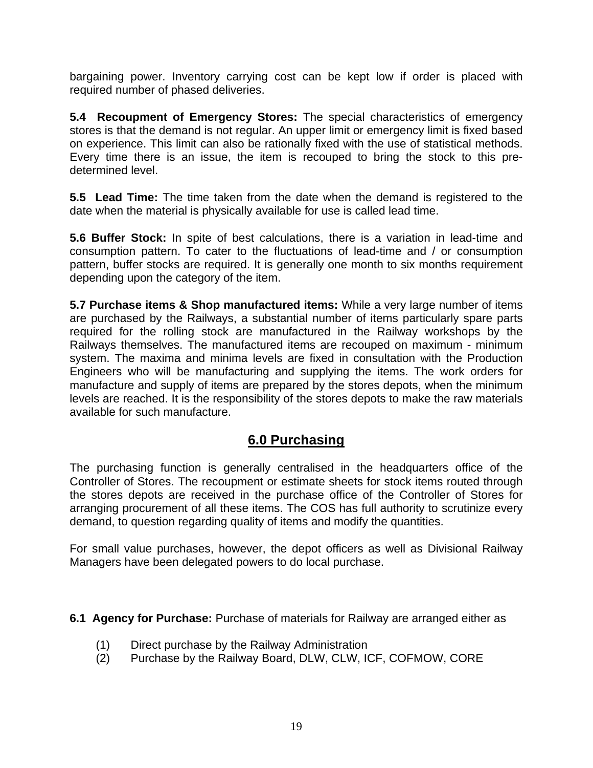bargaining power. Inventory carrying cost can be kept low if order is placed with required number of phased deliveries.

**5.4 Recoupment of Emergency Stores:** The special characteristics of emergency stores is that the demand is not regular. An upper limit or emergency limit is fixed based on experience. This limit can also be rationally fixed with the use of statistical methods. Every time there is an issue, the item is recouped to bring the stock to this pre-determined level.

**5.5 Lead Time:** The time taken from the date when the demand is registered to the date when the material is physically available for use is called lead time.

**5.6 Buffer Stock:** In spite of best calculations, there is a variation in lead-time and consumption pattern. To cater to the fluctuations of lead-time and / or consumption pattern, buffer stocks are required. It is generally one month to six months requirement depending upon the category of the item.

**5.7 Purchase items & Shop manufactured items:** While a very large number of items are purchased by the Railways, a substantial number of items particularly spare parts required for the rolling stock are manufactured in the Railway workshops by the Railways themselves. The manufactured items are recouped on maximum - minimum system. The maxima and minima levels are fixed in consultation with the Production Engineers who will be manufacturing and supplying the items. The work orders for manufacture and supply of items are prepared by the stores depots, when the minimum levels are reached. It is the responsibility of the stores depots to make the raw materials available for such manufacture.

## 6.0 Purchasing

The purchasing function is generally centralised in the headquarters office of the Controller of Stores. The recoupment or estimate sheets for stock items routed through the stores depots are received in the purchase office of the Controller of Stores for arranging procurement of all these items. The COS has full authority to scrutinize every demand, to question regarding quality of items and modify the quantities.

For small value purchases, however, the depot officers as well as Divisional Railway Managers have been delegated powers to do local purchase.

**6.1 Agency for Purchase:** Purchase of materials for Railway are arranged either as

(1) Direct purchase by the Railway Administration
(2) Purchase by the Railway Board, DLW, CLW, ICF, COFMOW, CORE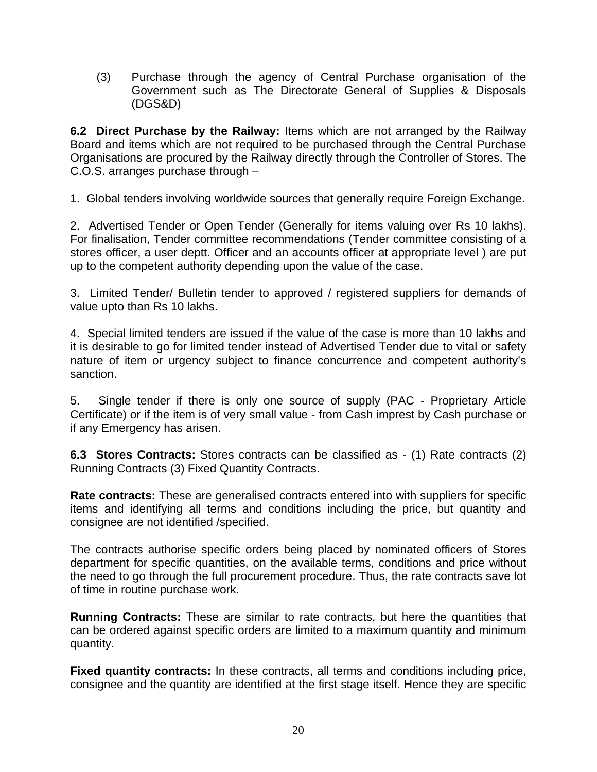(3) Purchase through the agency of Central Purchase organisation of the Government such as The Directorate General of Supplies & Disposals (DGS&D)

**6.2 Direct Purchase by the Railway:** Items which are not arranged by the Railway Board and items which are not required to be purchased through the Central Purchase Organisations are procured by the Railway directly through the Controller of Stores. The C.O.S. arranges purchase through –

1. Global tenders involving worldwide sources that generally require Foreign Exchange.

2. Advertised Tender or Open Tender (Generally for items valuing over Rs 10 lakhs). For finalisation, Tender committee recommendations (Tender committee consisting of a stores officer, a user deptt. Officer and an accounts officer at appropriate level ) are put up to the competent authority depending upon the value of the case.

3. Limited Tender/ Bulletin tender to approved / registered suppliers for demands of value upto than Rs 10 lakhs.

4. Special limited tenders are issued if the value of the case is more than 10 lakhs and it is desirable to go for limited tender instead of Advertised Tender due to vital or safety nature of item or urgency subject to finance concurrence and competent authority's sanction.

5. Single tender if there is only one source of supply (PAC - Proprietary Article Certificate) or if the item is of very small value - from Cash imprest by Cash purchase or if any Emergency has arisen.

**6.3 Stores Contracts:** Stores contracts can be classified as - (1) Rate contracts (2) Running Contracts (3) Fixed Quantity Contracts.

**Rate contracts:** These are generalised contracts entered into with suppliers for specific items and identifying all terms and conditions including the price, but quantity and consignee are not identified /specified.

The contracts authorise specific orders being placed by nominated officers of Stores department for specific quantities, on the available terms, conditions and price without the need to go through the full procurement procedure. Thus, the rate contracts save lot of time in routine purchase work.

**Running Contracts:** These are similar to rate contracts, but here the quantities that can be ordered against specific orders are limited to a maximum quantity and minimum quantity.

**Fixed quantity contracts:** In these contracts, all terms and conditions including price, consignee and the quantity are identified at the first stage itself. Hence they are specific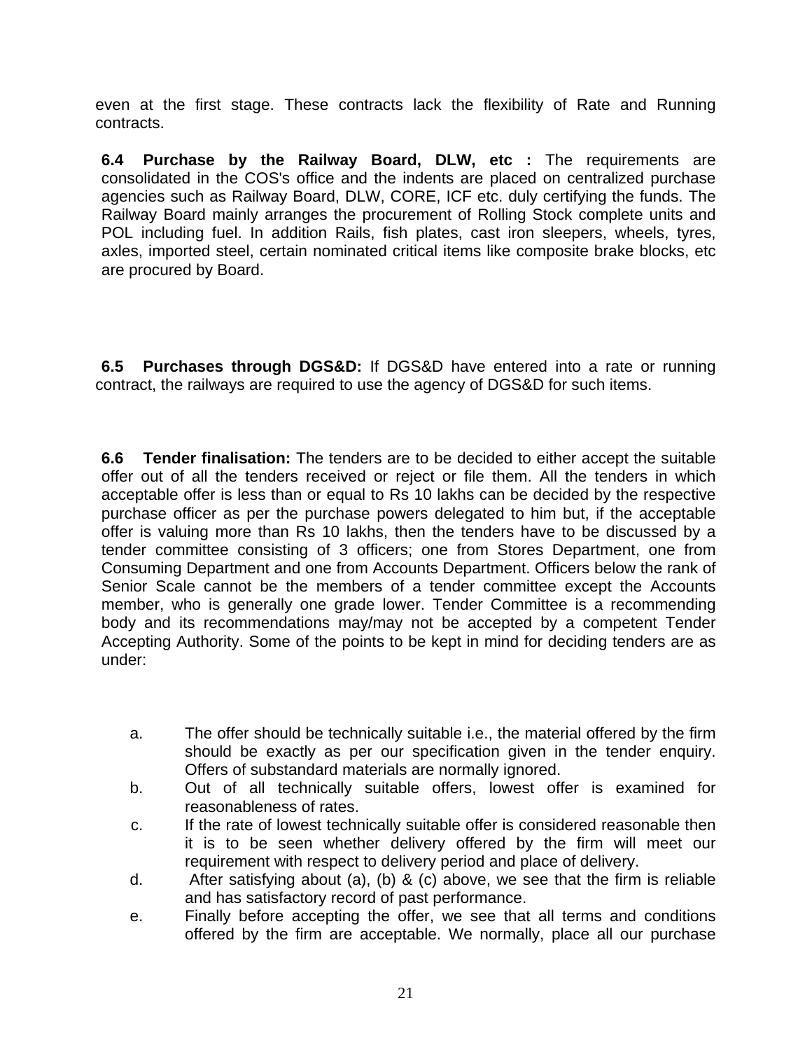even at the first stage. These contracts lack the flexibility of Rate and Running contracts.

**6.4 Purchase by the Railway Board, DLW, etc :** The requirements are consolidated in the COS's office and the indents are placed on centralized purchase agencies such as Railway Board, DLW, CORE, ICF etc. duly certifying the funds. The Railway Board mainly arranges the procurement of Rolling Stock complete units and POL including fuel. In addition Rails, fish plates, cast iron sleepers, wheels, tyres, axles, imported steel, certain nominated critical items like composite brake blocks, etc are procured by Board.

**6.5 Purchases through DGS&D:** If DGS&D have entered into a rate or running contract, the railways are required to use the agency of DGS&D for such items.

**6.6 Tender finalisation:** The tenders are to be decided to either accept the suitable offer out of all the tenders received or reject or file them. All the tenders in which acceptable offer is less than or equal to Rs 10 lakhs can be decided by the respective purchase officer as per the purchase powers delegated to him but, if the acceptable offer is valuing more than Rs 10 lakhs, then the tenders have to be discussed by a tender committee consisting of 3 officers; one from Stores Department, one from Consuming Department and one from Accounts Department. Officers below the rank of Senior Scale cannot be the members of a tender committee except the Accounts member, who is generally one grade lower. Tender Committee is a recommending body and its recommendations may/may not be accepted by a competent Tender Accepting Authority. Some of the points to be kept in mind for deciding tenders are as under:

a. The offer should be technically suitable i.e., the material offered by the firm should be exactly as per our specification given in the tender enquiry. Offers of substandard materials are normally ignored.
b. Out of all technically suitable offers, lowest offer is examined for reasonableness of rates.
c. If the rate of lowest technically suitable offer is considered reasonable then it is to be seen whether delivery offered by the firm will meet our requirement with respect to delivery period and place of delivery.
d. After satisfying about (a), (b) & (c) above, we see that the firm is reliable and has satisfactory record of past performance.
e. Finally before accepting the offer, we see that all terms and conditions offered by the firm are acceptable. We normally, place all our purchase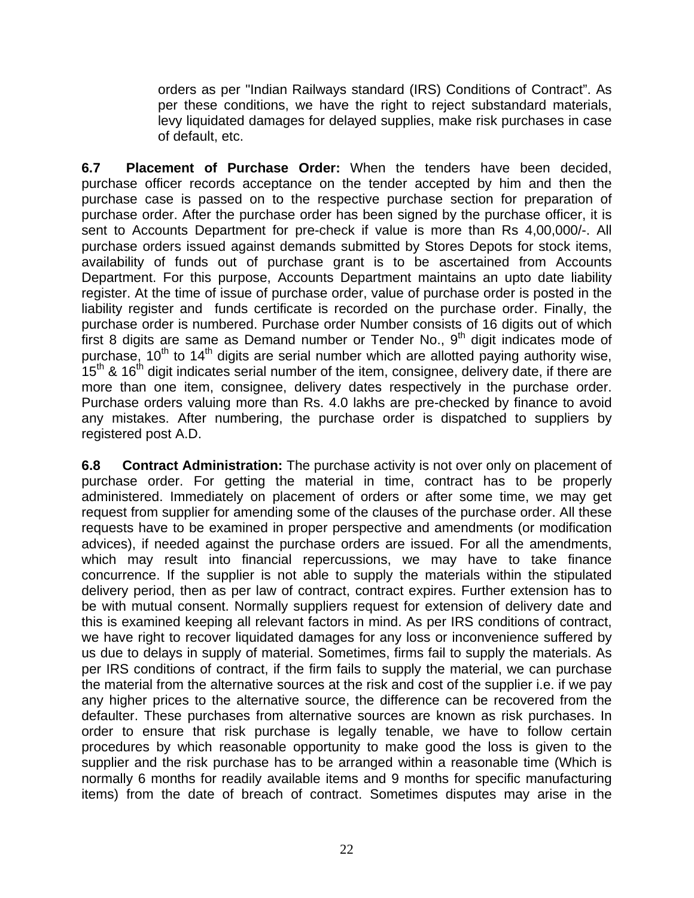orders as per "Indian Railways standard (IRS) Conditions of Contract". As per these conditions, we have the right to reject substandard materials, levy liquidated damages for delayed supplies, make risk purchases in case of default, etc.

**6.7 Placement of Purchase Order:** When the tenders have been decided, purchase officer records acceptance on the tender accepted by him and then the purchase case is passed on to the respective purchase section for preparation of purchase order. After the purchase order has been signed by the purchase officer, it is sent to Accounts Department for pre-check if value is more than Rs 4,00,000/-. All purchase orders issued against demands submitted by Stores Depots for stock items, availability of funds out of purchase grant is to be ascertained from Accounts Department. For this purpose, Accounts Department maintains an upto date liability register. At the time of issue of purchase order, value of purchase order is posted in the liability register and funds certificate is recorded on the purchase order. Finally, the purchase order is numbered. Purchase order Number consists of 16 digits out of which first 8 digits are same as Demand number or Tender No., 9th digit indicates mode of purchase, 10th to 14th digits are serial number which are allotted paying authority wise, 15th & 16th digit indicates serial number of the item, consignee, delivery date, if there are more than one item, consignee, delivery dates respectively in the purchase order. Purchase orders valuing more than Rs. 4.0 lakhs are pre-checked by finance to avoid any mistakes. After numbering, the purchase order is dispatched to suppliers by registered post A.D.

**6.8 Contract Administration:** The purchase activity is not over only on placement of purchase order. For getting the material in time, contract has to be properly administered. Immediately on placement of orders or after some time, we may get request from supplier for amending some of the clauses of the purchase order. All these requests have to be examined in proper perspective and amendments (or modification advices), if needed against the purchase orders are issued. For all the amendments, which may result into financial repercussions, we may have to take finance concurrence. If the supplier is not able to supply the materials within the stipulated delivery period, then as per law of contract, contract expires. Further extension has to be with mutual consent. Normally suppliers request for extension of delivery date and this is examined keeping all relevant factors in mind. As per IRS conditions of contract, we have right to recover liquidated damages for any loss or inconvenience suffered by us due to delays in supply of material. Sometimes, firms fail to supply the materials. As per IRS conditions of contract, if the firm fails to supply the material, we can purchase the material from the alternative sources at the risk and cost of the supplier i.e. if we pay any higher prices to the alternative source, the difference can be recovered from the defaulter. These purchases from alternative sources are known as risk purchases. In order to ensure that risk purchase is legally tenable, we have to follow certain procedures by which reasonable opportunity to make good the loss is given to the supplier and the risk purchase has to be arranged within a reasonable time (Which is normally 6 months for readily available items and 9 months for specific manufacturing items) from the date of breach of contract. Sometimes disputes may arise in the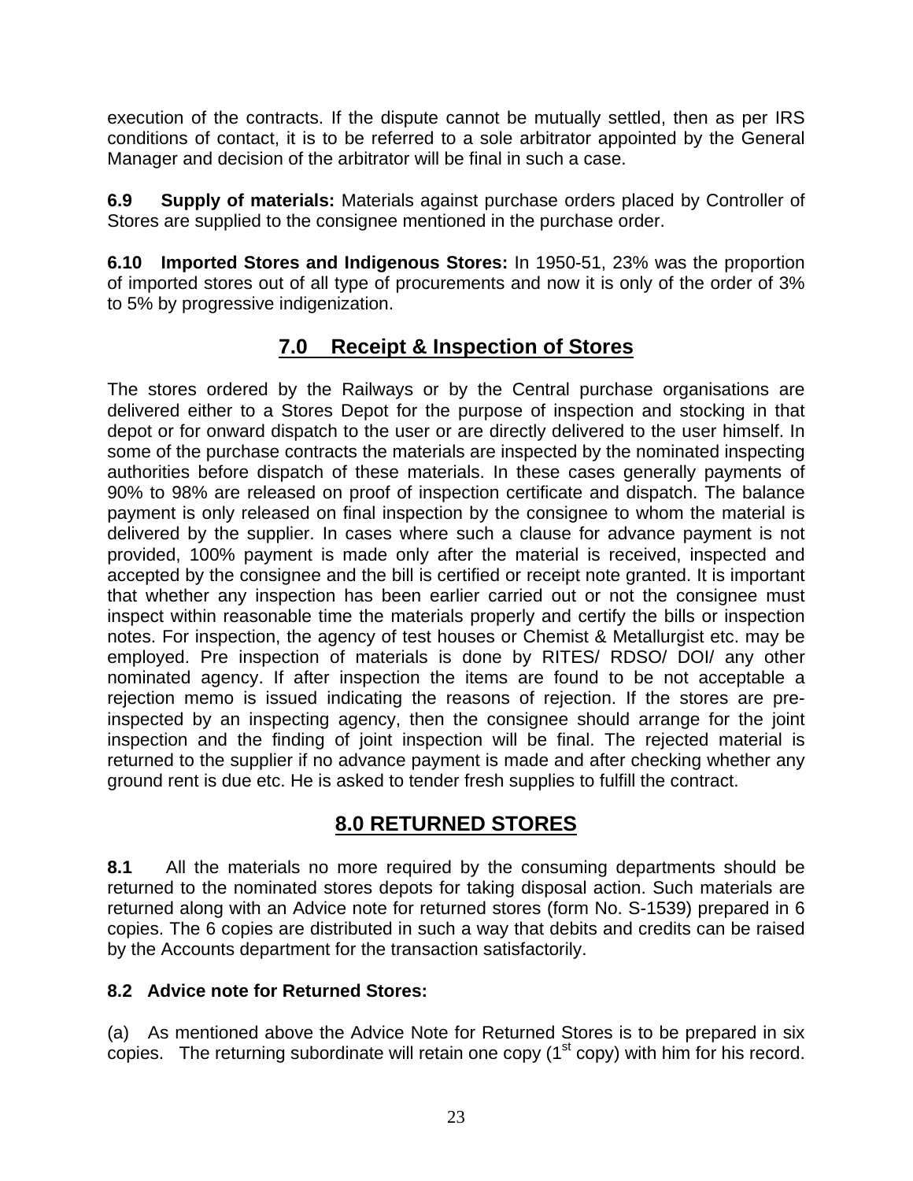execution of the contracts. If the dispute cannot be mutually settled, then as per IRS conditions of contact, it is to be referred to a sole arbitrator appointed by the General Manager and decision of the arbitrator will be final in such a case.

**6.9 Supply of materials:** Materials against purchase orders placed by Controller of Stores are supplied to the consignee mentioned in the purchase order.

**6.10 Imported Stores and Indigenous Stores:** In 1950-51, 23% was the proportion of imported stores out of all type of procurements and now it is only of the order of 3% to 5% by progressive indigenization.

## 7.0 Receipt & Inspection of Stores

The stores ordered by the Railways or by the Central purchase organisations are delivered either to a Stores Depot for the purpose of inspection and stocking in that depot or for onward dispatch to the user or are directly delivered to the user himself. In some of the purchase contracts the materials are inspected by the nominated inspecting authorities before dispatch of these materials. In these cases generally payments of 90% to 98% are released on proof of inspection certificate and dispatch. The balance payment is only released on final inspection by the consignee to whom the material is delivered by the supplier. In cases where such a clause for advance payment is not provided, 100% payment is made only after the material is received, inspected and accepted by the consignee and the bill is certified or receipt note granted. It is important that whether any inspection has been earlier carried out or not the consignee must inspect within reasonable time the materials properly and certify the bills or inspection notes. For inspection, the agency of test houses or Chemist & Metallurgist etc. may be employed. Pre inspection of materials is done by RITES/ RDSO/ DOI/ any other nominated agency. If after inspection the items are found to be not acceptable a rejection memo is issued indicating the reasons of rejection. If the stores are pre-inspected by an inspecting agency, then the consignee should arrange for the joint inspection and the finding of joint inspection will be final. The rejected material is returned to the supplier if no advance payment is made and after checking whether any ground rent is due etc. He is asked to tender fresh supplies to fulfill the contract.

## 8.0 RETURNED STORES

**8.1** All the materials no more required by the consuming departments should be returned to the nominated stores depots for taking disposal action. Such materials are returned along with an Advice note for returned stores (form No. S-1539) prepared in 6 copies. The 6 copies are distributed in such a way that debits and credits can be raised by the Accounts department for the transaction satisfactorily.

**8.2 Advice note for Returned Stores:**

(a) As mentioned above the Advice Note for Returned Stores is to be prepared in six copies. The returning subordinate will retain one copy (1st copy) with him for his record.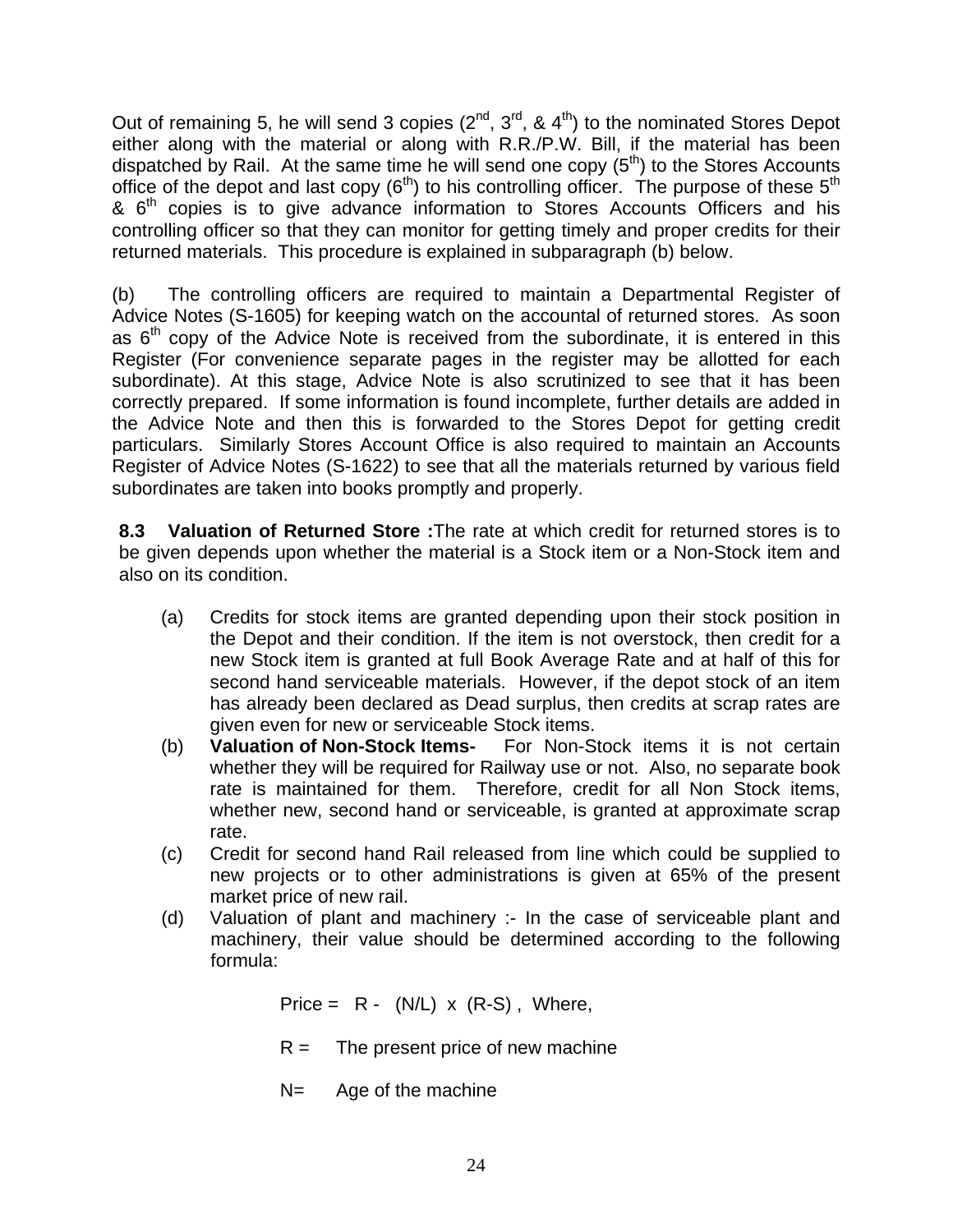Out of remaining 5, he will send 3 copies ($2^{nd}$, $3^{rd}$, & $4^{th}$) to the nominated Stores Depot either along with the material or along with R.R./P.W. Bill, if the material has been dispatched by Rail. At the same time he will send one copy ($5^{th}$) to the Stores Accounts office of the depot and last copy ($6^{th}$) to his controlling officer. The purpose of these $5^{th}$ & $6^{th}$ copies is to give advance information to Stores Accounts Officers and his controlling officer so that they can monitor for getting timely and proper credits for their returned materials. This procedure is explained in subparagraph (b) below.

(b) The controlling officers are required to maintain a Departmental Register of Advice Notes (S-1605) for keeping watch on the accountal of returned stores. As soon as $6^{th}$ copy of the Advice Note is received from the subordinate, it is entered in this Register (For convenience separate pages in the register may be allotted for each subordinate). At this stage, Advice Note is also scrutinized to see that it has been correctly prepared. If some information is found incomplete, further details are added in the Advice Note and then this is forwarded to the Stores Depot for getting credit particulars. Similarly Stores Account Office is also required to maintain an Accounts Register of Advice Notes (S-1622) to see that all the materials returned by various field subordinates are taken into books promptly and properly.

**8.3 Valuation of Returned Store :**The rate at which credit for returned stores is to be given depends upon whether the material is a Stock item or a Non-Stock item and also on its condition.

(a) Credits for stock items are granted depending upon their stock position in the Depot and their condition. If the item is not overstock, then credit for a new Stock item is granted at full Book Average Rate and at half of this for second hand serviceable materials. However, if the depot stock of an item has already been declared as Dead surplus, then credits at scrap rates are given even for new or serviceable Stock items.

(b) **Valuation of Non-Stock Items-** For Non-Stock items it is not certain whether they will be required for Railway use or not. Also, no separate book rate is maintained for them. Therefore, credit for all Non Stock items, whether new, second hand or serviceable, is granted at approximate scrap rate.

(c) Credit for second hand Rail released from line which could be supplied to new projects or to other administrations is given at 65% of the present market price of new rail.

(d) Valuation of plant and machinery :- In the case of serviceable plant and machinery, their value should be determined according to the following formula:

$$\text{Price} = R - (N/L) \times (R-S), \text{ Where,}$$

R = The present price of new machine

N= Age of the machine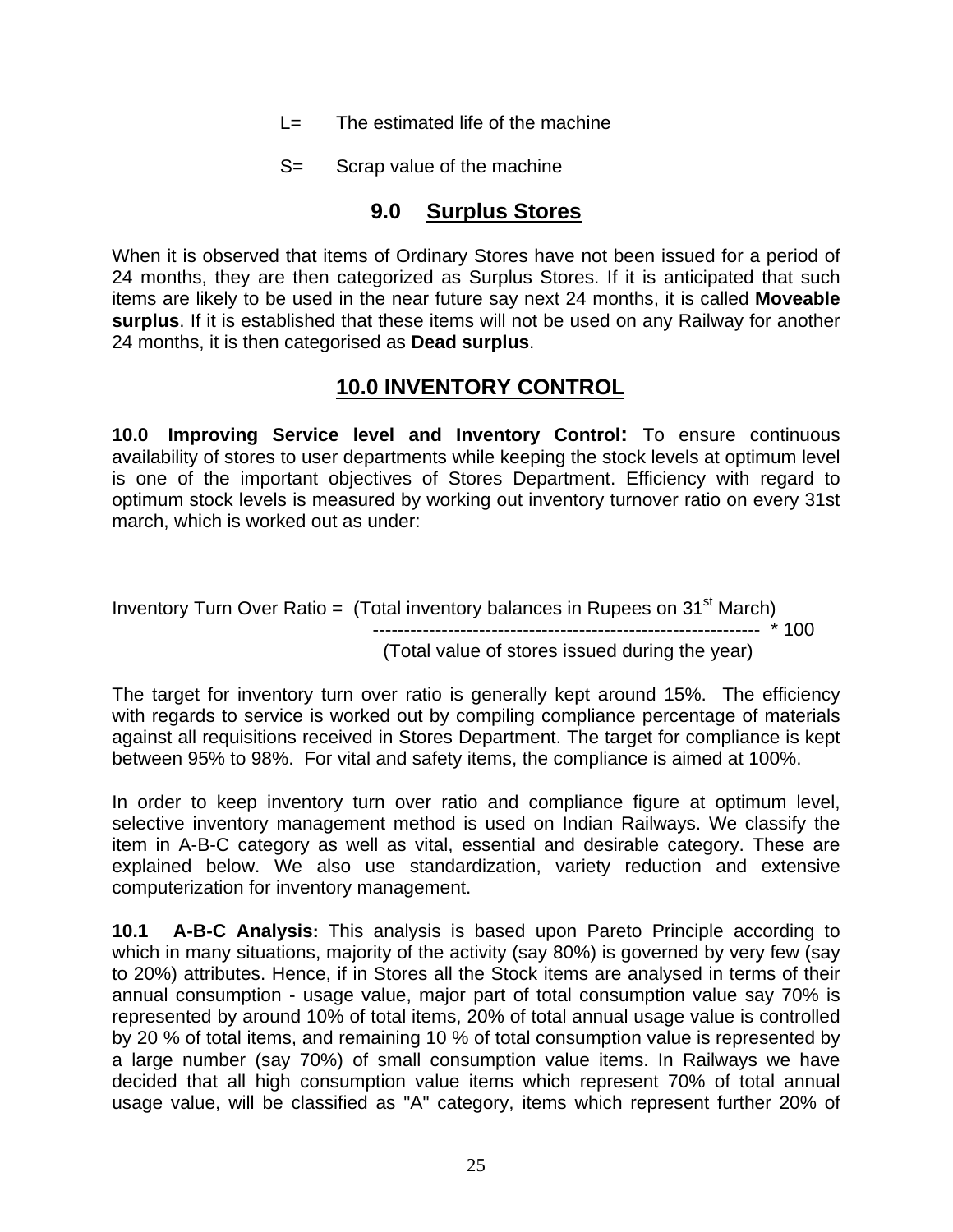L= The estimated life of the machine

S= Scrap value of the machine

## 9.0 Surplus Stores

When it is observed that items of Ordinary Stores have not been issued for a period of 24 months, they are then categorized as Surplus Stores. If it is anticipated that such items are likely to be used in the near future say next 24 months, it is called **Moveable surplus**. If it is established that these items will not be used on any Railway for another 24 months, it is then categorised as **Dead surplus**.

## 10.0 INVENTORY CONTROL

**10.0 Improving Service level and Inventory Control:** To ensure continuous availability of stores to user departments while keeping the stock levels at optimum level is one of the important objectives of Stores Department. Efficiency with regard to optimum stock levels is measured by working out inventory turnover ratio on every 31st march, which is worked out as under:

$$\text{Inventory Turn Over Ratio} = \frac{\text{Total inventory balances in Rupees on } 31^{st} \text{ March}}{\text{Total value of stores issued during the year}} * 100$$

The target for inventory turn over ratio is generally kept around 15%. The efficiency with regards to service is worked out by compiling compliance percentage of materials against all requisitions received in Stores Department. The target for compliance is kept between 95% to 98%. For vital and safety items, the compliance is aimed at 100%.

In order to keep inventory turn over ratio and compliance figure at optimum level, selective inventory management method is used on Indian Railways. We classify the item in A-B-C category as well as vital, essential and desirable category. These are explained below. We also use standardization, variety reduction and extensive computerization for inventory management.

**10.1 A-B-C Analysis:** This analysis is based upon Pareto Principle according to which in many situations, majority of the activity (say 80%) is governed by very few (say to 20%) attributes. Hence, if in Stores all the Stock items are analysed in terms of their annual consumption - usage value, major part of total consumption value say 70% is represented by around 10% of total items, 20% of total annual usage value is controlled by 20 % of total items, and remaining 10 % of total consumption value is represented by a large number (say 70%) of small consumption value items. In Railways we have decided that all high consumption value items which represent 70% of total annual usage value, will be classified as "A" category, items which represent further 20% of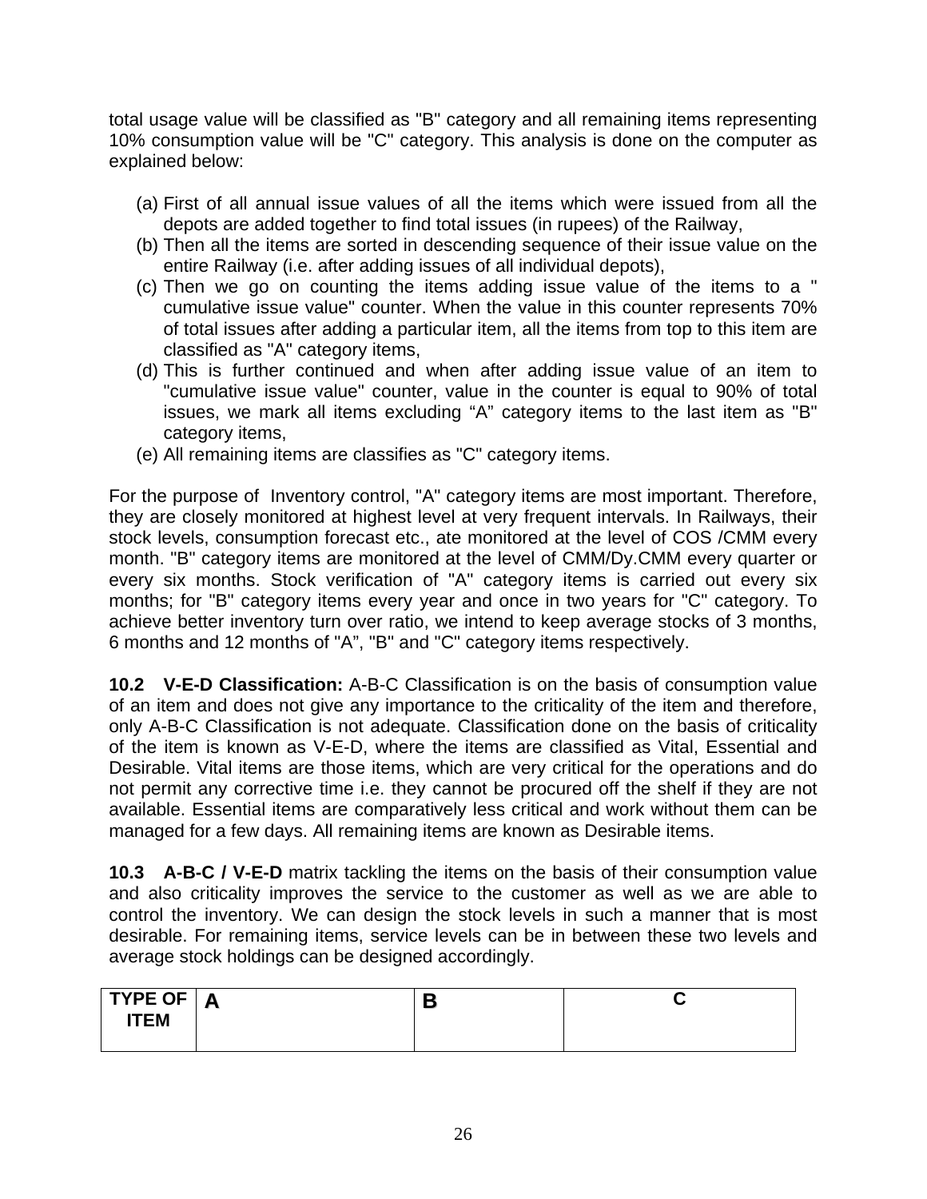total usage value will be classified as "B" category and all remaining items representing 10% consumption value will be "C" category. This analysis is done on the computer as explained below:

(a) First of all annual issue values of all the items which were issued from all the depots are added together to find total issues (in rupees) of the Railway,
(b) Then all the items are sorted in descending sequence of their issue value on the entire Railway (i.e. after adding issues of all individual depots),
(c) Then we go on counting the items adding issue value of the items to a " cumulative issue value" counter. When the value in this counter represents 70% of total issues after adding a particular item, all the items from top to this item are classified as "A" category items,
(d) This is further continued and when after adding issue value of an item to "cumulative issue value" counter, value in the counter is equal to 90% of total issues, we mark all items excluding “A” category items to the last item as "B" category items,
(e) All remaining items are classifies as "C" category items.

For the purpose of Inventory control, "A" category items are most important. Therefore, they are closely monitored at highest level at very frequent intervals. In Railways, their stock levels, consumption forecast etc., ate monitored at the level of COS /CMM every month. "B" category items are monitored at the level of CMM/Dy.CMM every quarter or every six months. Stock verification of "A" category items is carried out every six months; for "B" category items every year and once in two years for "C" category. To achieve better inventory turn over ratio, we intend to keep average stocks of 3 months, 6 months and 12 months of "A”, "B" and "C" category items respectively.

**10.2 V-E-D Classification:** A-B-C Classification is on the basis of consumption value of an item and does not give any importance to the criticality of the item and therefore, only A-B-C Classification is not adequate. Classification done on the basis of criticality of the item is known as V-E-D, where the items are classified as Vital, Essential and Desirable. Vital items are those items, which are very critical for the operations and do not permit any corrective time i.e. they cannot be procured off the shelf if they are not available. Essential items are comparatively less critical and work without them can be managed for a few days. All remaining items are known as Desirable items.

**10.3 A-B-C / V-E-D** matrix tackling the items on the basis of their consumption value and also criticality improves the service to the customer as well as we are able to control the inventory. We can design the stock levels in such a manner that is most desirable. For remaining items, service levels can be in between these two levels and average stock holdings can be designed accordingly.

| TYPE OF ITEM | A | B | C |
|---|---|---|---|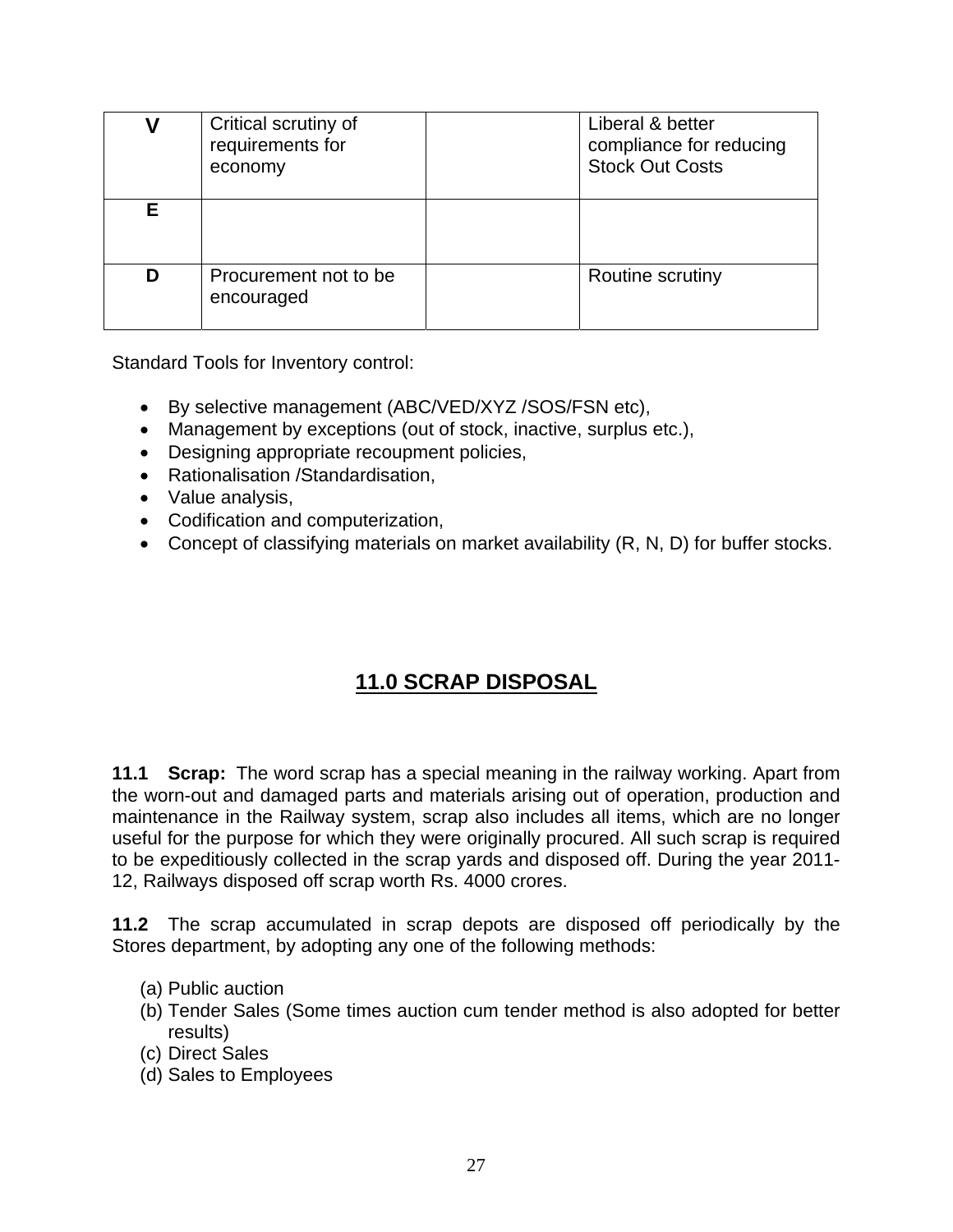| V | Critical scrutiny of requirements for economy | | Liberal & better compliance for reducing Stock Out Costs |
|---|---|---|---|
| E | | | |
| D | Procurement not to be encouraged | | Routine scrutiny |

Standard Tools for Inventory control:

- By selective management (ABC/VED/XYZ /SOS/FSN etc),
- Management by exceptions (out of stock, inactive, surplus etc.),
- Designing appropriate recoupment policies,
- Rationalisation /Standardisation,
- Value analysis,
- Codification and computerization,
- Concept of classifying materials on market availability (R, N, D) for buffer stocks.

## 11.0 SCRAP DISPOSAL

**11.1 Scrap:** The word scrap has a special meaning in the railway working. Apart from the worn-out and damaged parts and materials arising out of operation, production and maintenance in the Railway system, scrap also includes all items, which are no longer useful for the purpose for which they were originally procured. All such scrap is required to be expeditiously collected in the scrap yards and disposed off. During the year 2011-12, Railways disposed off scrap worth Rs. 4000 crores.

**11.2** The scrap accumulated in scrap depots are disposed off periodically by the Stores department, by adopting any one of the following methods:

(a) Public auction
(b) Tender Sales (Some times auction cum tender method is also adopted for better results)
(c) Direct Sales
(d) Sales to Employees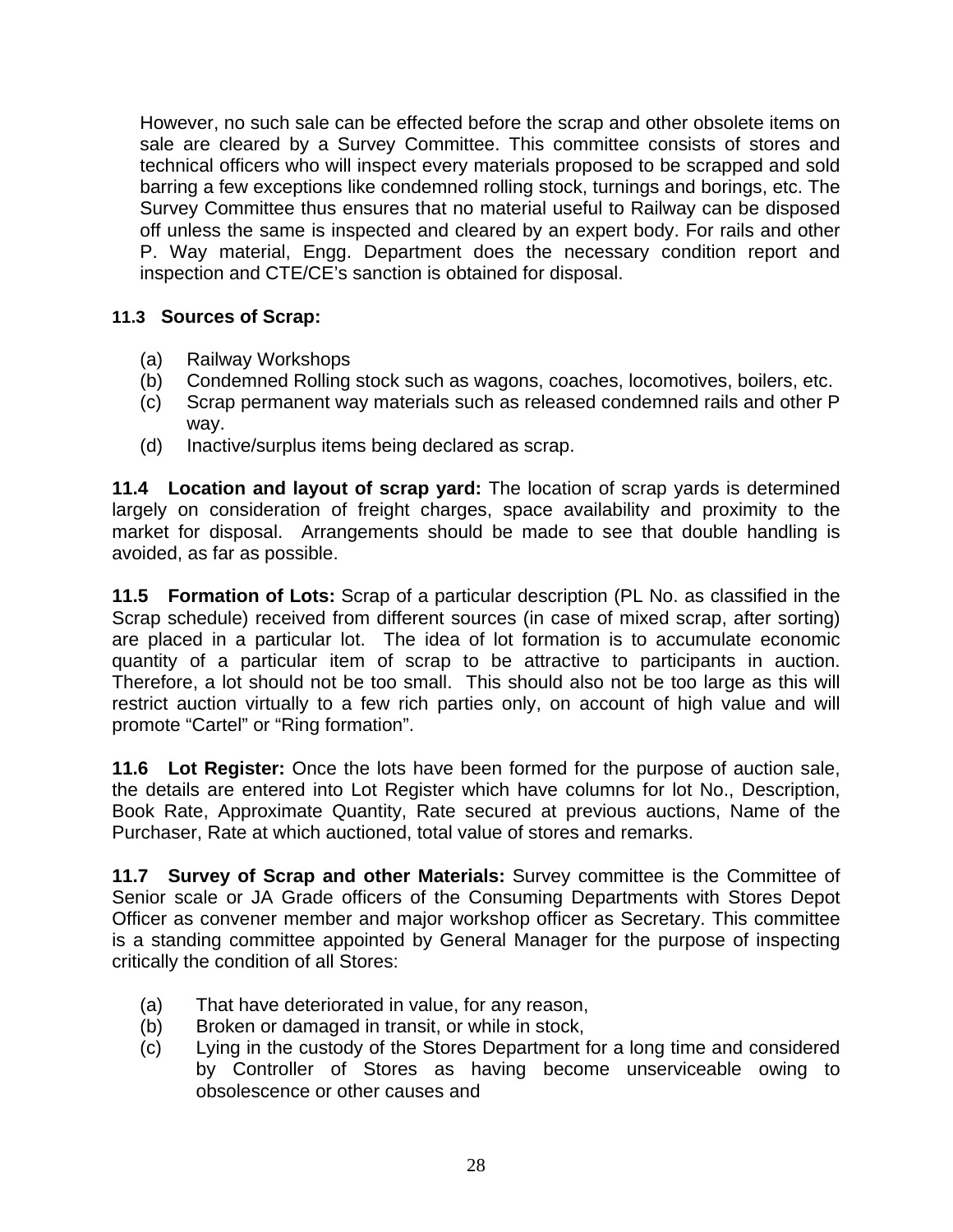However, no such sale can be effected before the scrap and other obsolete items on sale are cleared by a Survey Committee. This committee consists of stores and technical officers who will inspect every materials proposed to be scrapped and sold barring a few exceptions like condemned rolling stock, turnings and borings, etc. The Survey Committee thus ensures that no material useful to Railway can be disposed off unless the same is inspected and cleared by an expert body. For rails and other P. Way material, Engg. Department does the necessary condition report and inspection and CTE/CE's sanction is obtained for disposal.

**11.3 Sources of Scrap:**

(a) Railway Workshops
(b) Condemned Rolling stock such as wagons, coaches, locomotives, boilers, etc.
(c) Scrap permanent way materials such as released condemned rails and other P way.
(d) Inactive/surplus items being declared as scrap.

**11.4 Location and layout of scrap yard:** The location of scrap yards is determined largely on consideration of freight charges, space availability and proximity to the market for disposal. Arrangements should be made to see that double handling is avoided, as far as possible.

**11.5 Formation of Lots:** Scrap of a particular description (PL No. as classified in the Scrap schedule) received from different sources (in case of mixed scrap, after sorting) are placed in a particular lot. The idea of lot formation is to accumulate economic quantity of a particular item of scrap to be attractive to participants in auction. Therefore, a lot should not be too small. This should also not be too large as this will restrict auction virtually to a few rich parties only, on account of high value and will promote "Cartel" or "Ring formation".

**11.6 Lot Register:** Once the lots have been formed for the purpose of auction sale, the details are entered into Lot Register which have columns for lot No., Description, Book Rate, Approximate Quantity, Rate secured at previous auctions, Name of the Purchaser, Rate at which auctioned, total value of stores and remarks.

**11.7 Survey of Scrap and other Materials:** Survey committee is the Committee of Senior scale or JA Grade officers of the Consuming Departments with Stores Depot Officer as convener member and major workshop officer as Secretary. This committee is a standing committee appointed by General Manager for the purpose of inspecting critically the condition of all Stores:

(a) That have deteriorated in value, for any reason,
(b) Broken or damaged in transit, or while in stock,
(c) Lying in the custody of the Stores Department for a long time and considered by Controller of Stores as having become unserviceable owing to obsolescence or other causes and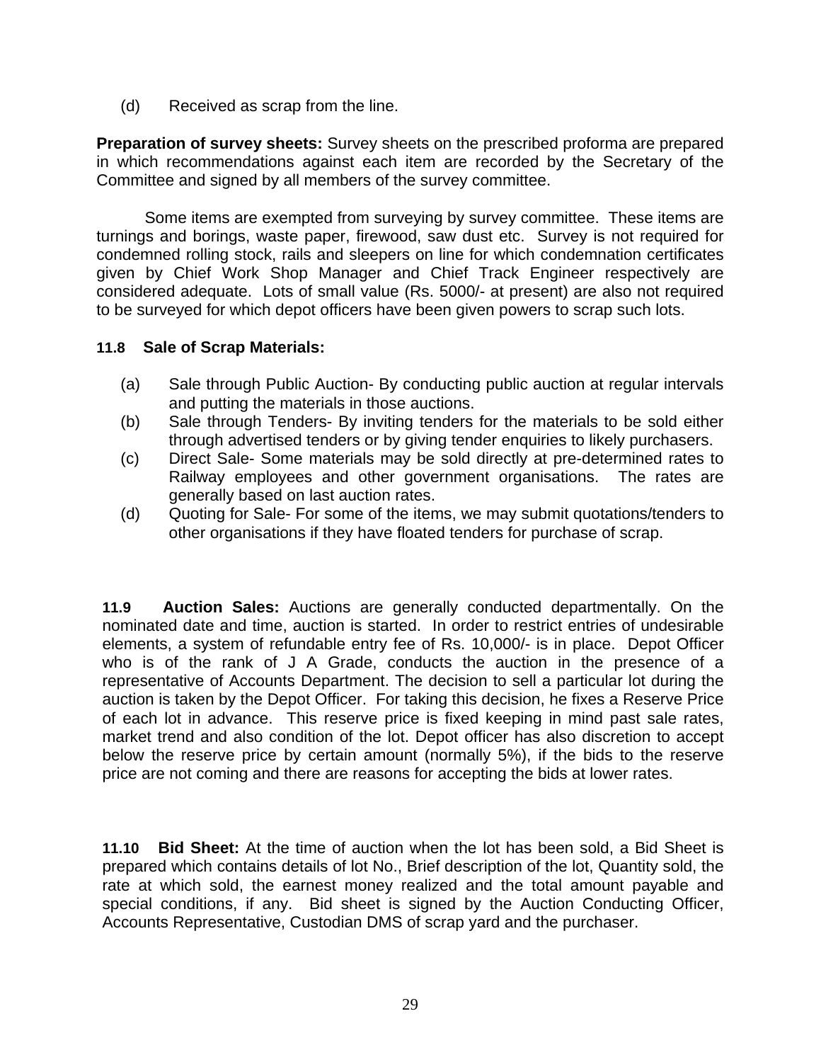(d) Received as scrap from the line.

**Preparation of survey sheets:** Survey sheets on the prescribed proforma are prepared in which recommendations against each item are recorded by the Secretary of the Committee and signed by all members of the survey committee.

Some items are exempted from surveying by survey committee. These items are turnings and borings, waste paper, firewood, saw dust etc. Survey is not required for condemned rolling stock, rails and sleepers on line for which condemnation certificates given by Chief Work Shop Manager and Chief Track Engineer respectively are considered adequate. Lots of small value (Rs. 5000/- at present) are also not required to be surveyed for which depot officers have been given powers to scrap such lots.

### 11.8 Sale of Scrap Materials:

(a) Sale through Public Auction- By conducting public auction at regular intervals and putting the materials in those auctions.

(b) Sale through Tenders- By inviting tenders for the materials to be sold either through advertised tenders or by giving tender enquiries to likely purchasers.

(c) Direct Sale- Some materials may be sold directly at pre-determined rates to Railway employees and other government organisations. The rates are generally based on last auction rates.

(d) Quoting for Sale- For some of the items, we may submit quotations/tenders to other organisations if they have floated tenders for purchase of scrap.

**11.9 Auction Sales:** Auctions are generally conducted departmentally. On the nominated date and time, auction is started. In order to restrict entries of undesirable elements, a system of refundable entry fee of Rs. 10,000/- is in place. Depot Officer who is of the rank of J A Grade, conducts the auction in the presence of a representative of Accounts Department. The decision to sell a particular lot during the auction is taken by the Depot Officer. For taking this decision, he fixes a Reserve Price of each lot in advance. This reserve price is fixed keeping in mind past sale rates, market trend and also condition of the lot. Depot officer has also discretion to accept below the reserve price by certain amount (normally 5%), if the bids to the reserve price are not coming and there are reasons for accepting the bids at lower rates.

**11.10 Bid Sheet:** At the time of auction when the lot has been sold, a Bid Sheet is prepared which contains details of lot No., Brief description of the lot, Quantity sold, the rate at which sold, the earnest money realized and the total amount payable and special conditions, if any. Bid sheet is signed by the Auction Conducting Officer, Accounts Representative, Custodian DMS of scrap yard and the purchaser.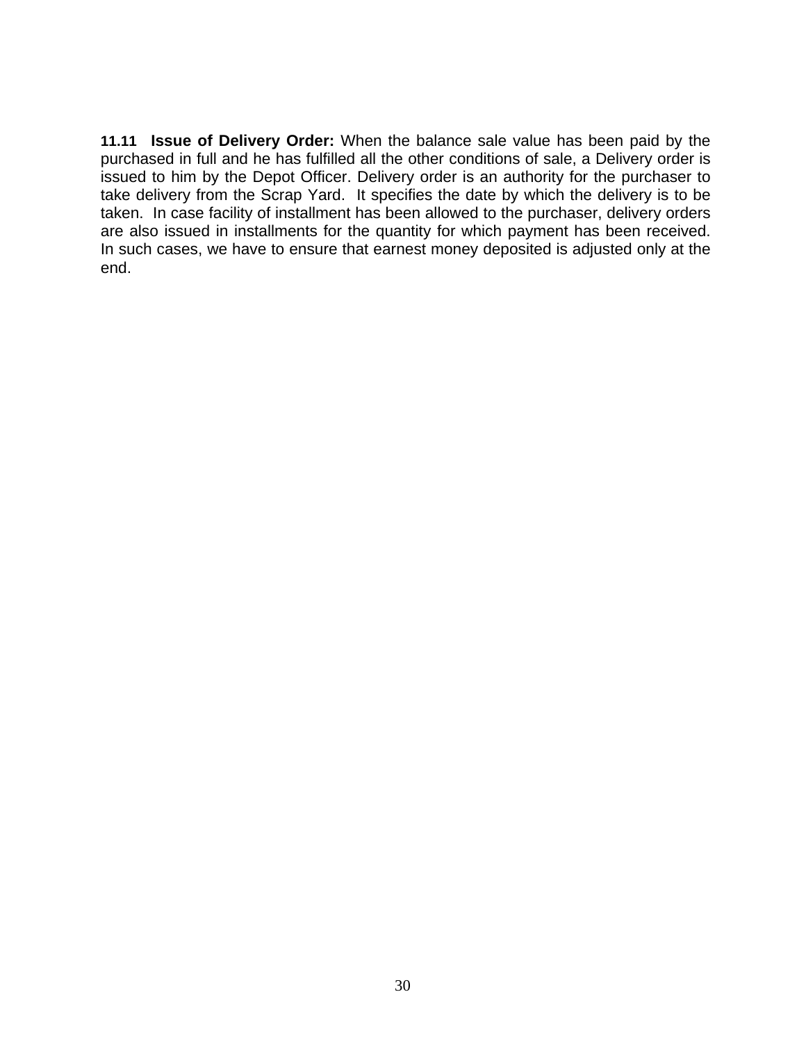**11.11 Issue of Delivery Order:** When the balance sale value has been paid by the purchased in full and he has fulfilled all the other conditions of sale, a Delivery order is issued to him by the Depot Officer. Delivery order is an authority for the purchaser to take delivery from the Scrap Yard. It specifies the date by which the delivery is to be taken. In case facility of installment has been allowed to the purchaser, delivery orders are also issued in installments for the quantity for which payment has been received. In such cases, we have to ensure that earnest money deposited is adjusted only at the end.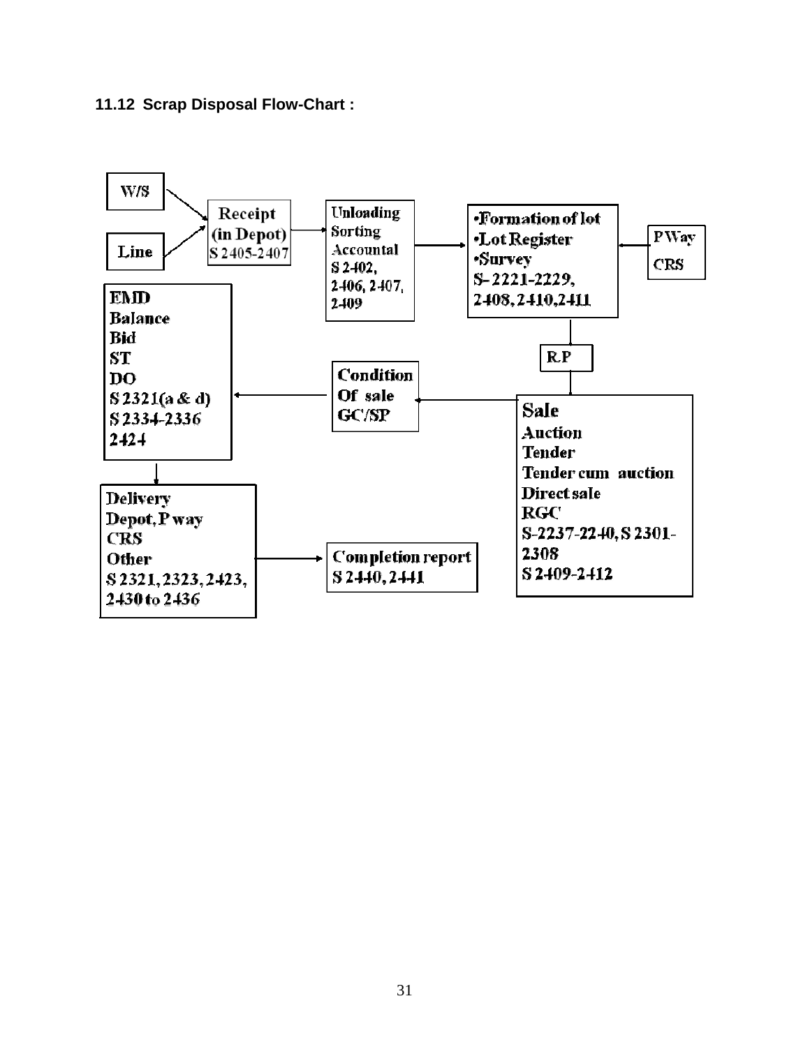### 11.12 Scrap Disposal Flow-Chart :

W/S

Line

Receipt (in Depot) S 2405-2407

Unloading Sorting Accountal S 2402, 2406, 2407, 2409

•Formation of lot
•Lot Register
•Survey
S- 2221-2229, 2408, 2410,2411

P Way
CRS

R.P

Sale
Auction
Tender
Tender cum auction
Direct sale
RGC
S-2237-2240, S 2301-2308
S 2409-2412

Condition Of sale GC/SP

EMD
Balance
Bid
ST
DO
S 2321(a & d)
S 2334-2336
2424

Delivery
Depot, P way
CRS
Other
S 2321, 2323, 2423, 2430 to 2436

Completion report S 2440, 2441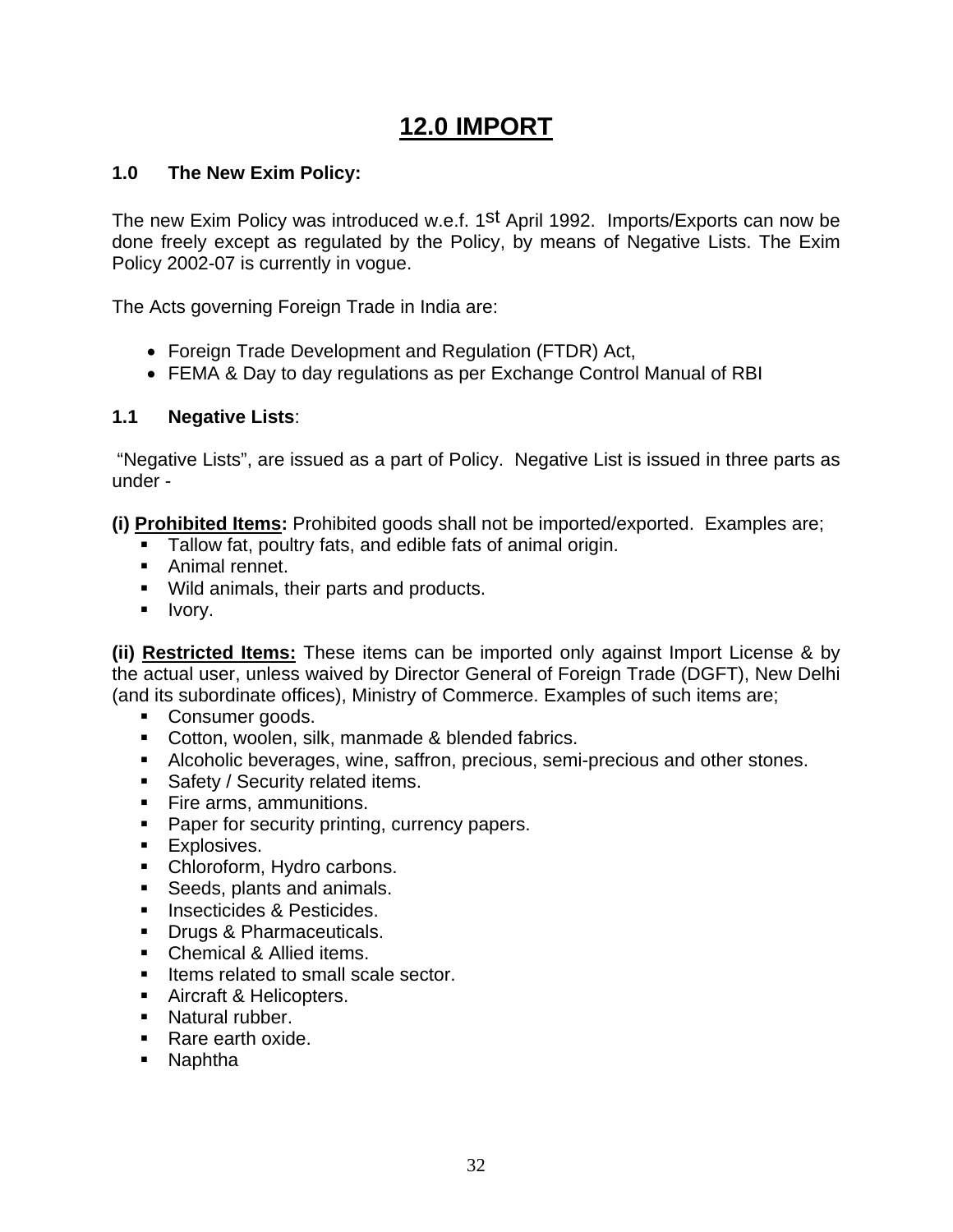# 12.0 IMPORT

### 1.0 The New Exim Policy:

The new Exim Policy was introduced w.e.f. 1st April 1992. Imports/Exports can now be done freely except as regulated by the Policy, by means of Negative Lists. The Exim Policy 2002-07 is currently in vogue.

The Acts governing Foreign Trade in India are:

- Foreign Trade Development and Regulation (FTDR) Act,
- FEMA & Day to day regulations as per Exchange Control Manual of RBI

### 1.1 Negative Lists:

"Negative Lists", are issued as a part of Policy. Negative List is issued in three parts as under -

**(i) <u>Prohibited Items</u>:** Prohibited goods shall not be imported/exported. Examples are;

- Tallow fat, poultry fats, and edible fats of animal origin.
- Animal rennet.
- Wild animals, their parts and products.
- Ivory.

**(ii) <u>Restricted Items:</u>** These items can be imported only against Import License & by the actual user, unless waived by Director General of Foreign Trade (DGFT), New Delhi (and its subordinate offices), Ministry of Commerce. Examples of such items are;

- Consumer goods.
- Cotton, woolen, silk, manmade & blended fabrics.
- Alcoholic beverages, wine, saffron, precious, semi-precious and other stones.
- Safety / Security related items.
- Fire arms, ammunitions.
- Paper for security printing, currency papers.
- Explosives.
- Chloroform, Hydro carbons.
- Seeds, plants and animals.
- Insecticides & Pesticides.
- Drugs & Pharmaceuticals.
- Chemical & Allied items.
- Items related to small scale sector.
- Aircraft & Helicopters.
- Natural rubber.
- Rare earth oxide.
- Naphtha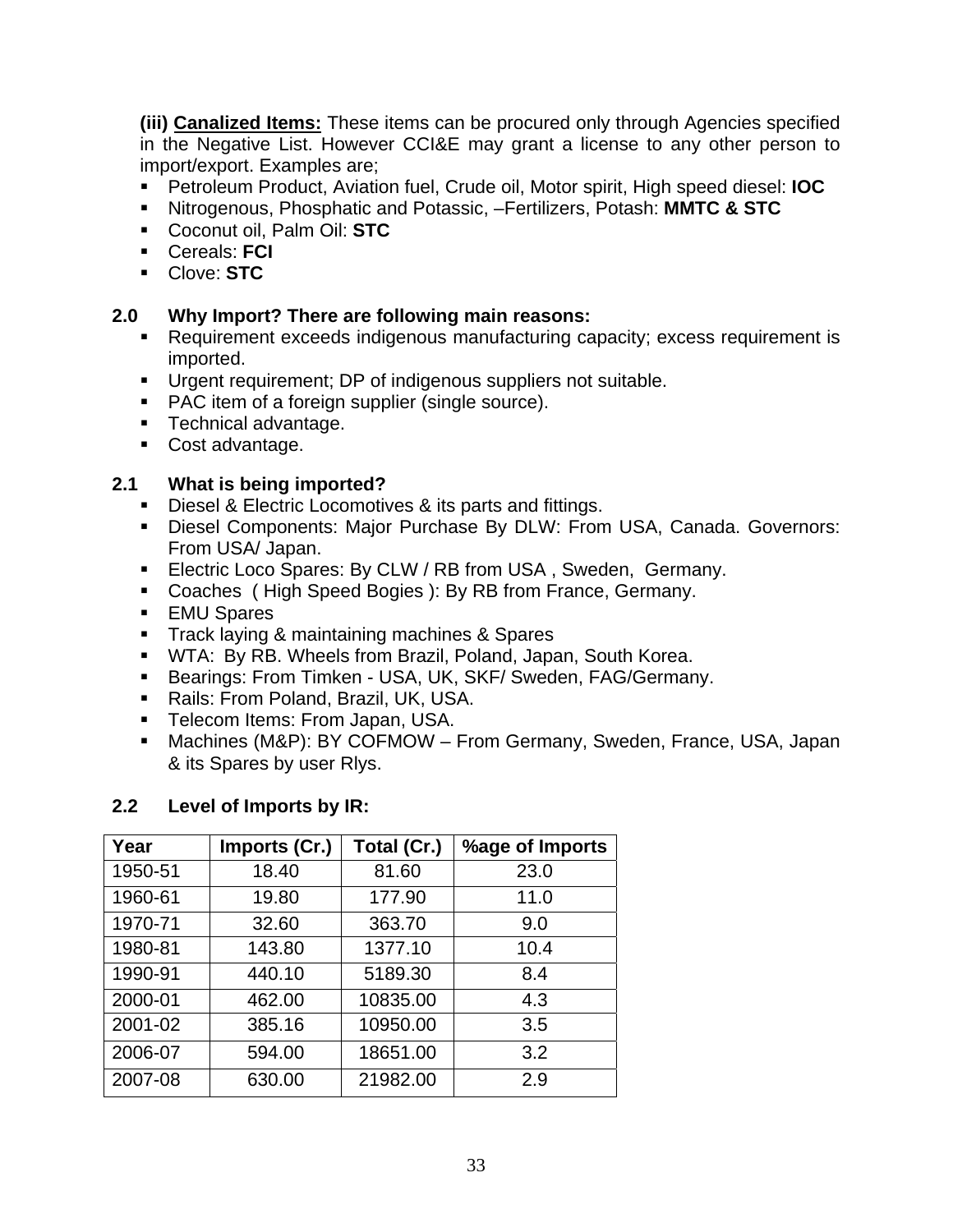**(iii) <u>Canalized Items:</u>** These items can be procured only through Agencies specified in the Negative List. However CCI&E may grant a license to any other person to import/export. Examples are;

- Petroleum Product, Aviation fuel, Crude oil, Motor spirit, High speed diesel: **IOC**
- Nitrogenous, Phosphatic and Potassic, –Fertilizers, Potash: **MMTC & STC**
- Coconut oil, Palm Oil: **STC**
- Cereals: **FCI**
- Clove: **STC**

## 2.0 Why Import? There are following main reasons:

- Requirement exceeds indigenous manufacturing capacity; excess requirement is imported.
- Urgent requirement; DP of indigenous suppliers not suitable.
- PAC item of a foreign supplier (single source).
- Technical advantage.
- Cost advantage.

## 2.1 What is being imported?

- Diesel & Electric Locomotives & its parts and fittings.
- Diesel Components: Major Purchase By DLW: From USA, Canada. Governors: From USA/ Japan.
- Electric Loco Spares: By CLW / RB from USA , Sweden, Germany.
- Coaches ( High Speed Bogies ): By RB from France, Germany.
- EMU Spares
- Track laying & maintaining machines & Spares
- WTA: By RB. Wheels from Brazil, Poland, Japan, South Korea.
- Bearings: From Timken - USA, UK, SKF/ Sweden, FAG/Germany.
- Rails: From Poland, Brazil, UK, USA.
- Telecom Items: From Japan, USA.
- Machines (M&P): BY COFMOW – From Germany, Sweden, France, USA, Japan & its Spares by user Rlys.

## 2.2 Level of Imports by IR:

| Year | Imports (Cr.) | Total (Cr.) | %age of Imports |
|---|---|---|---|
| 1950-51 | 18.40 | 81.60 | 23.0 |
| 1960-61 | 19.80 | 177.90 | 11.0 |
| 1970-71 | 32.60 | 363.70 | 9.0 |
| 1980-81 | 143.80 | 1377.10 | 10.4 |
| 1990-91 | 440.10 | 5189.30 | 8.4 |
| 2000-01 | 462.00 | 10835.00 | 4.3 |
| 2001-02 | 385.16 | 10950.00 | 3.5 |
| 2006-07 | 594.00 | 18651.00 | 3.2 |
| 2007-08 | 630.00 | 21982.00 | 2.9 |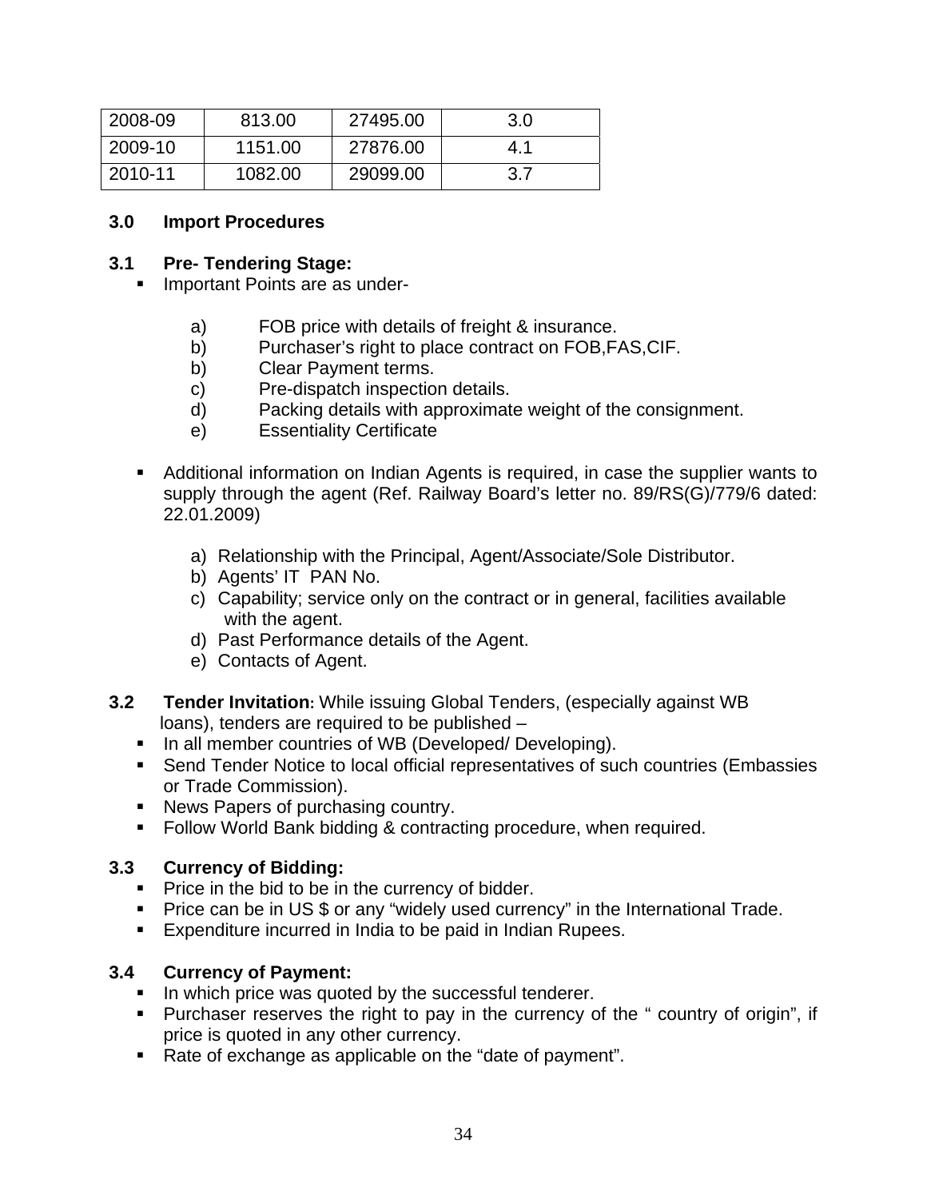| 2008-09 | 813.00 | 27495.00 | 3.0 |
|---|---|---|---|
| 2009-10 | 1151.00 | 27876.00 | 4.1 |
| 2010-11 | 1082.00 | 29099.00 | 3.7 |

## 3.0 Import Procedures

### 3.1 Pre- Tendering Stage:

- Important Points are as under-

  a) FOB price with details of freight & insurance.
  b) Purchaser's right to place contract on FOB,FAS,CIF.
  b) Clear Payment terms.
  c) Pre-dispatch inspection details.
  d) Packing details with approximate weight of the consignment.
  e) Essentiality Certificate

- Additional information on Indian Agents is required, in case the supplier wants to supply through the agent (Ref. Railway Board's letter no. 89/RS(G)/779/6 dated: 22.01.2009)

  a) Relationship with the Principal, Agent/Associate/Sole Distributor.
  b) Agents' IT PAN No.
  c) Capability; service only on the contract or in general, facilities available with the agent.
  d) Past Performance details of the Agent.
  e) Contacts of Agent.

### 3.2 Tender Invitation:

While issuing Global Tenders, (especially against WB loans), tenders are required to be published –

- In all member countries of WB (Developed/ Developing).
- Send Tender Notice to local official representatives of such countries (Embassies or Trade Commission).
- News Papers of purchasing country.
- Follow World Bank bidding & contracting procedure, when required.

### 3.3 Currency of Bidding:

- Price in the bid to be in the currency of bidder.
- Price can be in US $ or any "widely used currency" in the International Trade.
- Expenditure incurred in India to be paid in Indian Rupees.

### 3.4 Currency of Payment:

- In which price was quoted by the successful tenderer.
- Purchaser reserves the right to pay in the currency of the " country of origin", if price is quoted in any other currency.
- Rate of exchange as applicable on the "date of payment".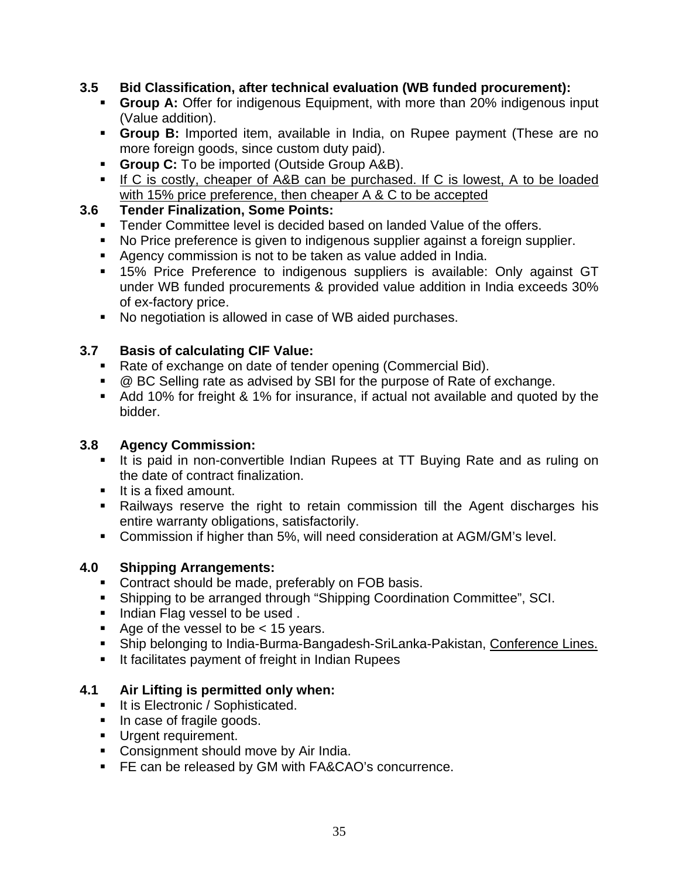### 3.5 Bid Classification, after technical evaluation (WB funded procurement):

- **Group A:** Offer for indigenous Equipment, with more than 20% indigenous input (Value addition).
- **Group B:** Imported item, available in India, on Rupee payment (These are no more foreign goods, since custom duty paid).
- **Group C:** To be imported (Outside Group A&B).
- <u>If C is costly, cheaper of A&B can be purchased. If C is lowest, A to be loaded with 15% price preference, then cheaper A & C to be accepted</u>

### 3.6 Tender Finalization, Some Points:

- Tender Committee level is decided based on landed Value of the offers.
- No Price preference is given to indigenous supplier against a foreign supplier.
- Agency commission is not to be taken as value added in India.
- 15% Price Preference to indigenous suppliers is available: Only against GT under WB funded procurements & provided value addition in India exceeds 30% of ex-factory price.
- No negotiation is allowed in case of WB aided purchases.

### 3.7 Basis of calculating CIF Value:

- Rate of exchange on date of tender opening (Commercial Bid).
- @ BC Selling rate as advised by SBI for the purpose of Rate of exchange.
- Add 10% for freight & 1% for insurance, if actual not available and quoted by the bidder.

### 3.8 Agency Commission:

- It is paid in non-convertible Indian Rupees at TT Buying Rate and as ruling on the date of contract finalization.
- It is a fixed amount.
- Railways reserve the right to retain commission till the Agent discharges his entire warranty obligations, satisfactorily.
- Commission if higher than 5%, will need consideration at AGM/GM's level.

### 4.0 Shipping Arrangements:

- Contract should be made, preferably on FOB basis.
- Shipping to be arranged through "Shipping Coordination Committee", SCI.
- Indian Flag vessel to be used .
- Age of the vessel to be < 15 years.
- Ship belonging to India-Burma-Bangadesh-SriLanka-Pakistan, <u>Conference Lines.</u>
- It facilitates payment of freight in Indian Rupees

### 4.1 Air Lifting is permitted only when:

- It is Electronic / Sophisticated.
- In case of fragile goods.
- Urgent requirement.
- Consignment should move by Air India.
- FE can be released by GM with FA&CAO's concurrence.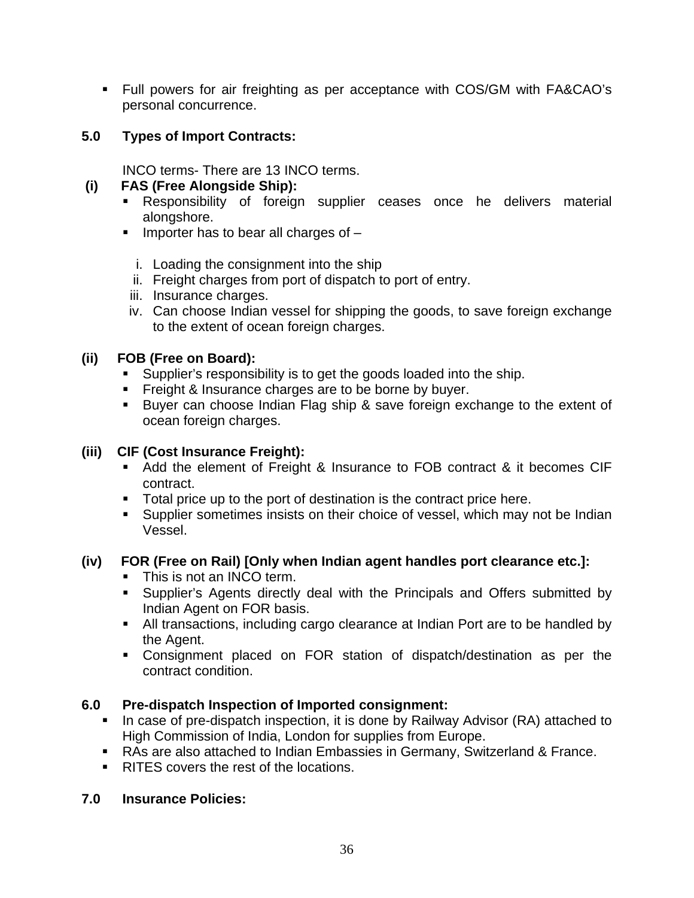- Full powers for air freighting as per acceptance with COS/GM with FA&CAO's personal concurrence.

## 5.0 Types of Import Contracts:

INCO terms- There are 13 INCO terms.

### (i) FAS (Free Alongside Ship):

- Responsibility of foreign supplier ceases once he delivers material alongshore.
- Importer has to bear all charges of –

  i. Loading the consignment into the ship
  ii. Freight charges from port of dispatch to port of entry.
  iii. Insurance charges.
  iv. Can choose Indian vessel for shipping the goods, to save foreign exchange to the extent of ocean foreign charges.

### (ii) FOB (Free on Board):

- Supplier's responsibility is to get the goods loaded into the ship.
- Freight & Insurance charges are to be borne by buyer.
- Buyer can choose Indian Flag ship & save foreign exchange to the extent of ocean foreign charges.

### (iii) CIF (Cost Insurance Freight):

- Add the element of Freight & Insurance to FOB contract & it becomes CIF contract.
- Total price up to the port of destination is the contract price here.
- Supplier sometimes insists on their choice of vessel, which may not be Indian Vessel.

### (iv) FOR (Free on Rail) [Only when Indian agent handles port clearance etc.]:

- This is not an INCO term.
- Supplier's Agents directly deal with the Principals and Offers submitted by Indian Agent on FOR basis.
- All transactions, including cargo clearance at Indian Port are to be handled by the Agent.
- Consignment placed on FOR station of dispatch/destination as per the contract condition.

## 6.0 Pre-dispatch Inspection of Imported consignment:

- In case of pre-dispatch inspection, it is done by Railway Advisor (RA) attached to High Commission of India, London for supplies from Europe.
- RAs are also attached to Indian Embassies in Germany, Switzerland & France.
- RITES covers the rest of the locations.

## 7.0 Insurance Policies: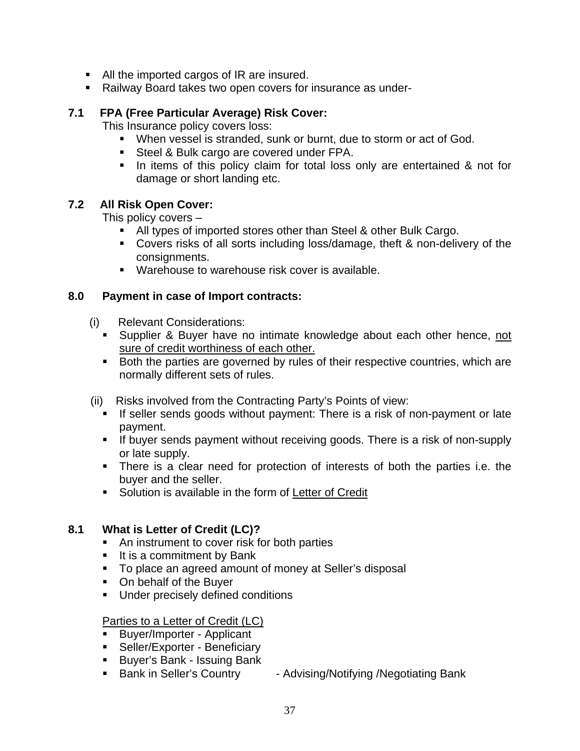- All the imported cargos of IR are insured.
- Railway Board takes two open covers for insurance as under-

### 7.1 FPA (Free Particular Average) Risk Cover:

This Insurance policy covers loss:

- When vessel is stranded, sunk or burnt, due to storm or act of God.
- Steel & Bulk cargo are covered under FPA.
- In items of this policy claim for total loss only are entertained & not for damage or short landing etc.

### 7.2 All Risk Open Cover:

This policy covers –

- All types of imported stores other than Steel & other Bulk Cargo.
- Covers risks of all sorts including loss/damage, theft & non-delivery of the consignments.
- Warehouse to warehouse risk cover is available.

### 8.0 Payment in case of Import contracts:

(i) Relevant Considerations:

- Supplier & Buyer have no intimate knowledge about each other hence, <u>not sure of credit worthiness of each other.</u>
- Both the parties are governed by rules of their respective countries, which are normally different sets of rules.

(ii) Risks involved from the Contracting Party's Points of view:

- If seller sends goods without payment: There is a risk of non-payment or late payment.
- If buyer sends payment without receiving goods. There is a risk of non-supply or late supply.
- There is a clear need for protection of interests of both the parties i.e. the buyer and the seller.
- Solution is available in the form of <u>Letter of Credit</u>

### 8.1 What is Letter of Credit (LC)?

- An instrument to cover risk for both parties
- It is a commitment by Bank
- To place an agreed amount of money at Seller's disposal
- On behalf of the Buyer
- Under precisely defined conditions

<u>Parties to a Letter of Credit (LC)</u>

- Buyer/Importer - Applicant
- Seller/Exporter - Beneficiary
- Buyer's Bank - Issuing Bank
- Bank in Seller's Country - Advising/Notifying /Negotiating Bank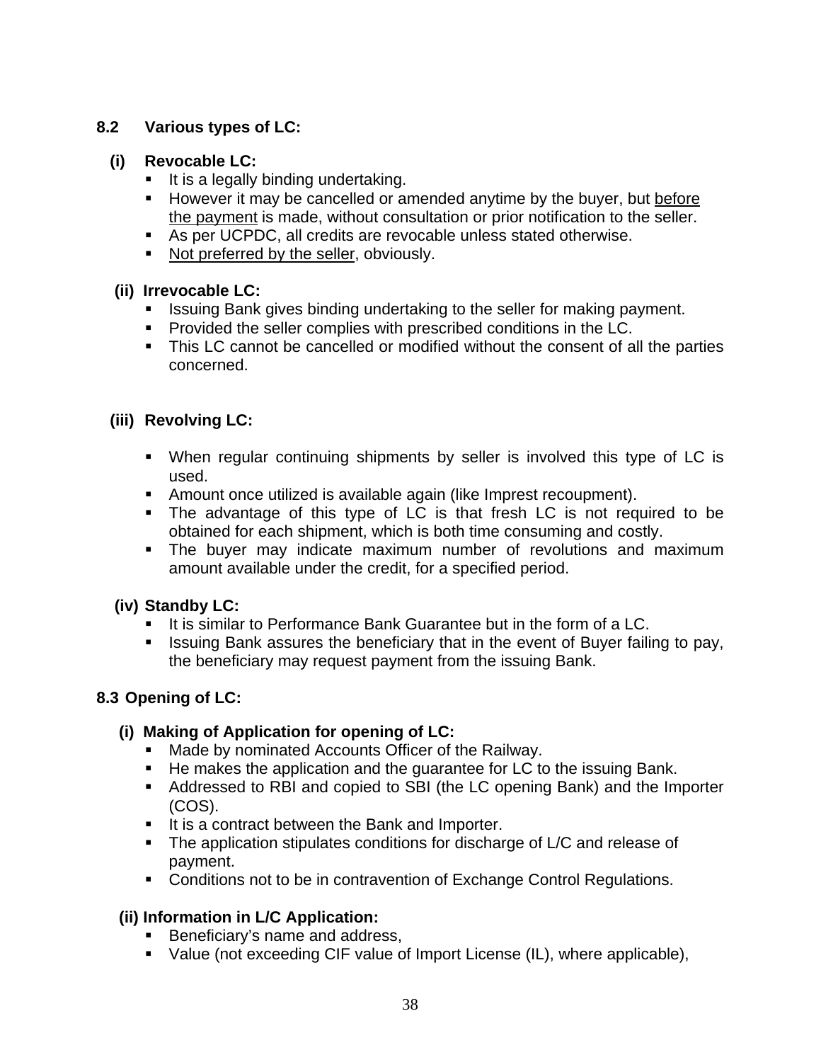## 8.2 Various types of LC:

### (i) Revocable LC:

- It is a legally binding undertaking.
- However it may be cancelled or amended anytime by the buyer, but <u>before the payment</u> is made, without consultation or prior notification to the seller.
- As per UCPDC, all credits are revocable unless stated otherwise.
- <u>Not preferred by the seller</u>, obviously.

### (ii) Irrevocable LC:

- Issuing Bank gives binding undertaking to the seller for making payment.
- Provided the seller complies with prescribed conditions in the LC.
- This LC cannot be cancelled or modified without the consent of all the parties concerned.

### (iii) Revolving LC:

- When regular continuing shipments by seller is involved this type of LC is used.
- Amount once utilized is available again (like Imprest recoupment).
- The advantage of this type of LC is that fresh LC is not required to be obtained for each shipment, which is both time consuming and costly.
- The buyer may indicate maximum number of revolutions and maximum amount available under the credit, for a specified period.

### (iv) Standby LC:

- It is similar to Performance Bank Guarantee but in the form of a LC.
- Issuing Bank assures the beneficiary that in the event of Buyer failing to pay, the beneficiary may request payment from the issuing Bank.

## 8.3 Opening of LC:

### (i) Making of Application for opening of LC:

- Made by nominated Accounts Officer of the Railway.
- He makes the application and the guarantee for LC to the issuing Bank.
- Addressed to RBI and copied to SBI (the LC opening Bank) and the Importer (COS).
- It is a contract between the Bank and Importer.
- The application stipulates conditions for discharge of L/C and release of payment.
- Conditions not to be in contravention of Exchange Control Regulations.

### (ii) Information in L/C Application:

- Beneficiary's name and address,
- Value (not exceeding CIF value of Import License (IL), where applicable),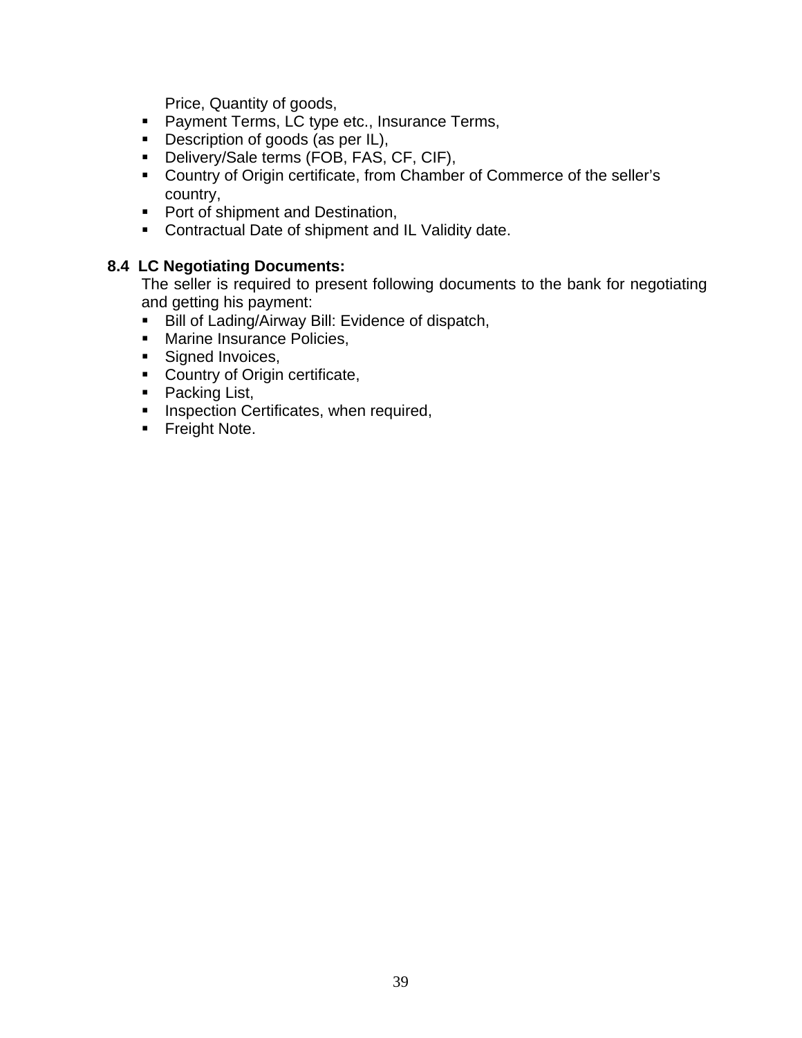Price, Quantity of goods,

- Payment Terms, LC type etc., Insurance Terms,
- Description of goods (as per IL),
- Delivery/Sale terms (FOB, FAS, CF, CIF),
- Country of Origin certificate, from Chamber of Commerce of the seller's country,
- Port of shipment and Destination,
- Contractual Date of shipment and IL Validity date.

### 8.4 LC Negotiating Documents:

The seller is required to present following documents to the bank for negotiating and getting his payment:

- Bill of Lading/Airway Bill: Evidence of dispatch,
- Marine Insurance Policies,
- Signed Invoices,
- Country of Origin certificate,
- Packing List,
- Inspection Certificates, when required,
- Freight Note.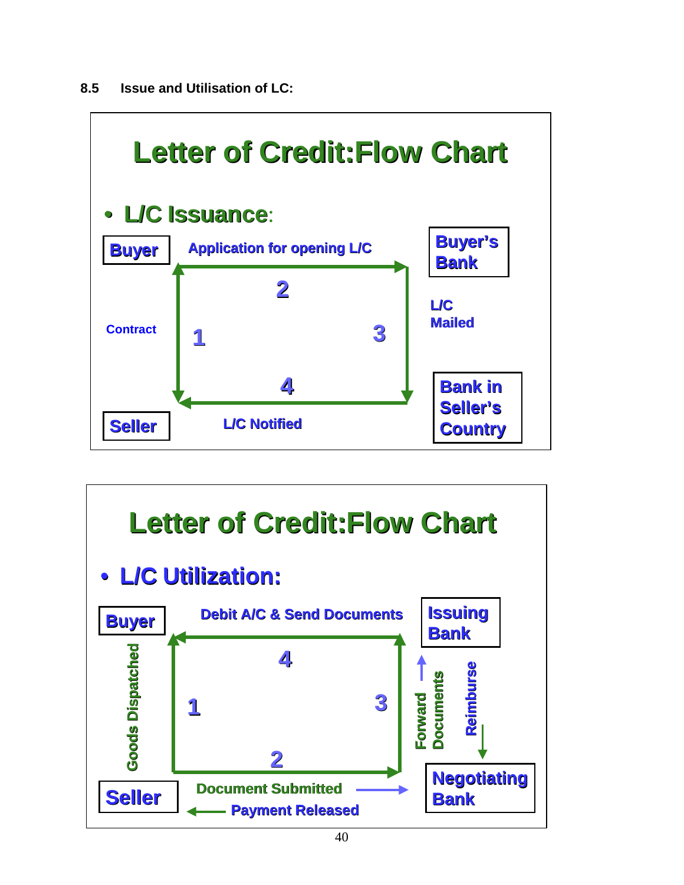### 8.5 Issue and Utilisation of LC:

## Letter of Credit:Flow Chart

- **L/C Issuance**:

Buyer — Application for opening L/C → Buyer's Bank

1. Contract (Buyer – Seller)
2. Application for opening L/C (Buyer → Buyer's Bank)
3. L/C Mailed (Buyer's Bank → Bank in Seller's Country)
4. L/C Notified (Bank in Seller's Country → Seller)

## Letter of Credit:Flow Chart

- **L/C Utilization:**

1. Goods Dispatched (Seller → Buyer)
2. Document Submitted (Seller → Negotiating Bank); Payment Released (Negotiating Bank → Seller)
3. Forward Documents (Negotiating Bank → Issuing Bank); Reimburse (Issuing Bank → Negotiating Bank)
4. Debit A/C & Send Documents (Issuing Bank → Buyer)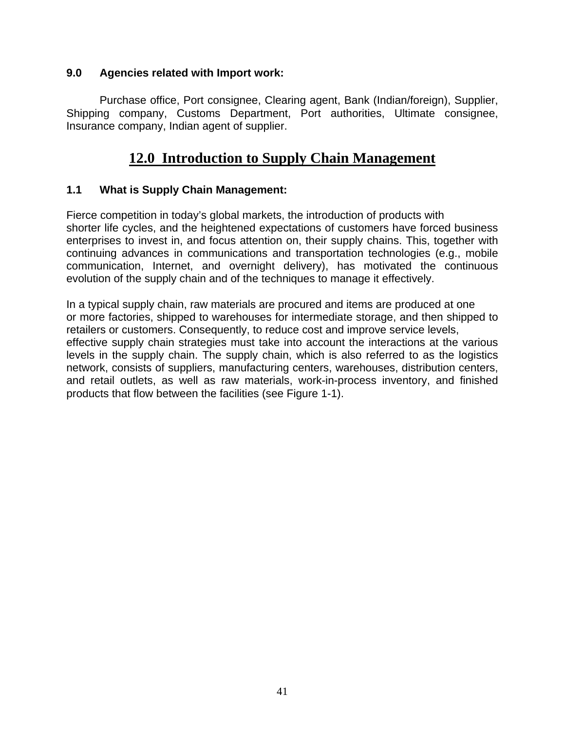### 9.0 Agencies related with Import work:

Purchase office, Port consignee, Clearing agent, Bank (Indian/foreign), Supplier, Shipping company, Customs Department, Port authorities, Ultimate consignee, Insurance company, Indian agent of supplier.

## 12.0 Introduction to Supply Chain Management

### 1.1 What is Supply Chain Management:

Fierce competition in today's global markets, the introduction of products with shorter life cycles, and the heightened expectations of customers have forced business enterprises to invest in, and focus attention on, their supply chains. This, together with continuing advances in communications and transportation technologies (e.g., mobile communication, Internet, and overnight delivery), has motivated the continuous evolution of the supply chain and of the techniques to manage it effectively.

In a typical supply chain, raw materials are procured and items are produced at one or more factories, shipped to warehouses for intermediate storage, and then shipped to retailers or customers. Consequently, to reduce cost and improve service levels, effective supply chain strategies must take into account the interactions at the various levels in the supply chain. The supply chain, which is also referred to as the logistics network, consists of suppliers, manufacturing centers, warehouses, distribution centers, and retail outlets, as well as raw materials, work-in-process inventory, and finished products that flow between the facilities (see Figure 1-1).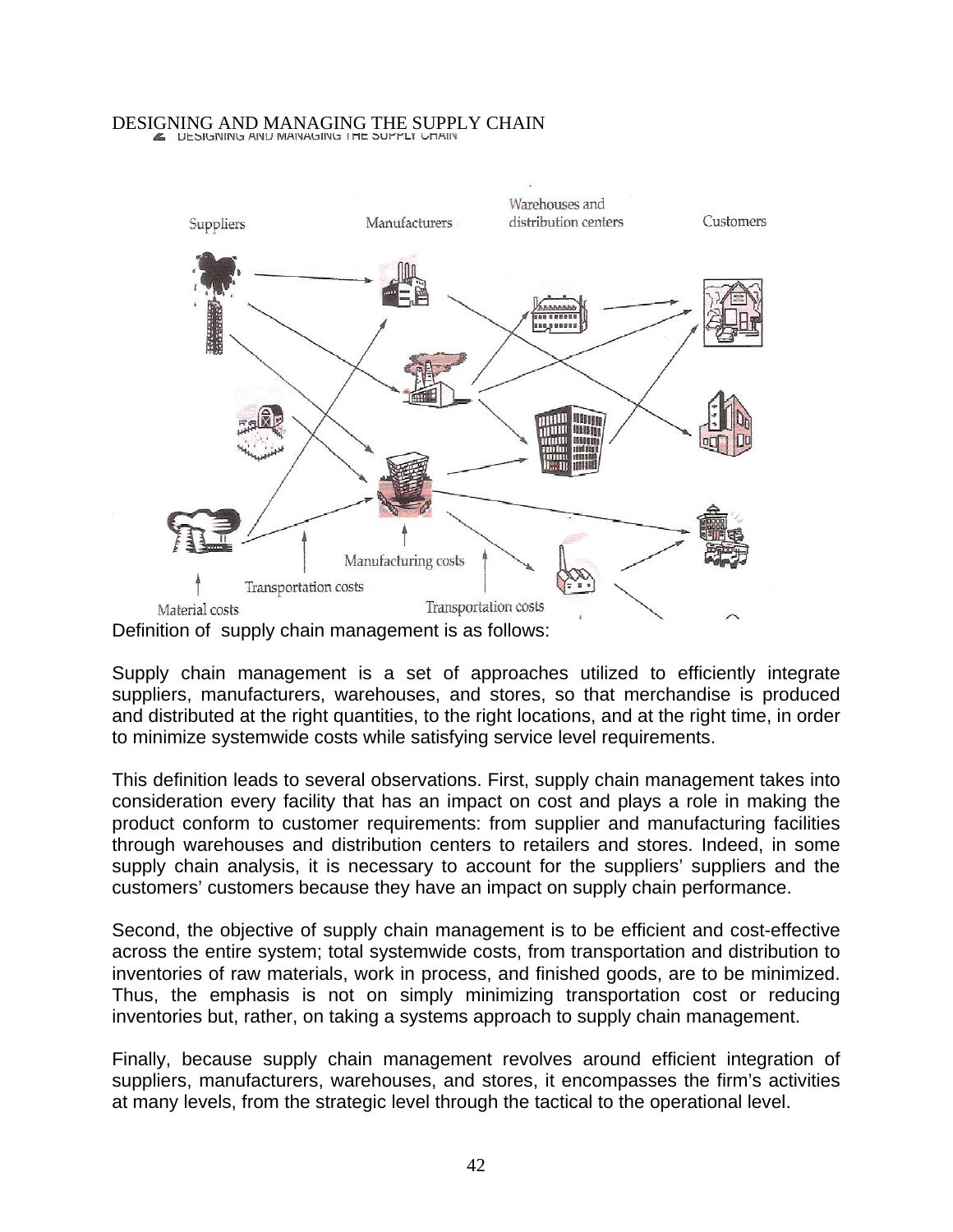DESIGNING AND MANAGING THE SUPPLY CHAIN

Definition of supply chain management is as follows:

Supply chain management is a set of approaches utilized to efficiently integrate suppliers, manufacturers, warehouses, and stores, so that merchandise is produced and distributed at the right quantities, to the right locations, and at the right time, in order to minimize systemwide costs while satisfying service level requirements.

This definition leads to several observations. First, supply chain management takes into consideration every facility that has an impact on cost and plays a role in making the product conform to customer requirements: from supplier and manufacturing facilities through warehouses and distribution centers to retailers and stores. Indeed, in some supply chain analysis, it is necessary to account for the suppliers' suppliers and the customers' customers because they have an impact on supply chain performance.

Second, the objective of supply chain management is to be efficient and cost-effective across the entire system; total systemwide costs, from transportation and distribution to inventories of raw materials, work in process, and finished goods, are to be minimized. Thus, the emphasis is not on simply minimizing transportation cost or reducing inventories but, rather, on taking a systems approach to supply chain management.

Finally, because supply chain management revolves around efficient integration of suppliers, manufacturers, warehouses, and stores, it encompasses the firm's activities at many levels, from the strategic level through the tactical to the operational level.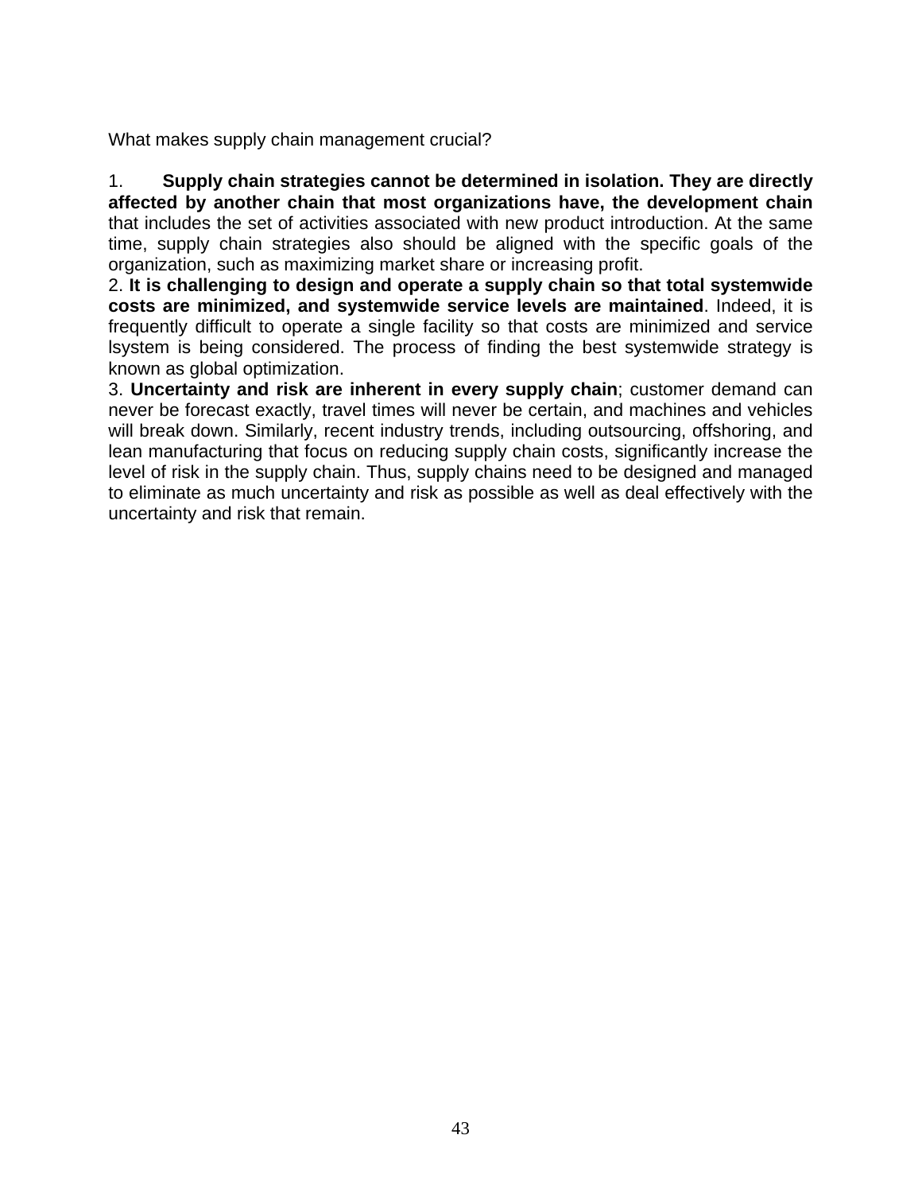What makes supply chain management crucial?

1. **Supply chain strategies cannot be determined in isolation. They are directly affected by another chain that most organizations have, the development chain** that includes the set of activities associated with new product introduction. At the same time, supply chain strategies also should be aligned with the specific goals of the organization, such as maximizing market share or increasing profit.

2. **It is challenging to design and operate a supply chain so that total systemwide costs are minimized, and systemwide service levels are maintained**. Indeed, it is frequently difficult to operate a single facility so that costs are minimized and service lsystem is being considered. The process of finding the best systemwide strategy is known as global optimization.

3. **Uncertainty and risk are inherent in every supply chain**; customer demand can never be forecast exactly, travel times will never be certain, and machines and vehicles will break down. Similarly, recent industry trends, including outsourcing, offshoring, and lean manufacturing that focus on reducing supply chain costs, significantly increase the level of risk in the supply chain. Thus, supply chains need to be designed and managed to eliminate as much uncertainty and risk as possible as well as deal effectively with the uncertainty and risk that remain.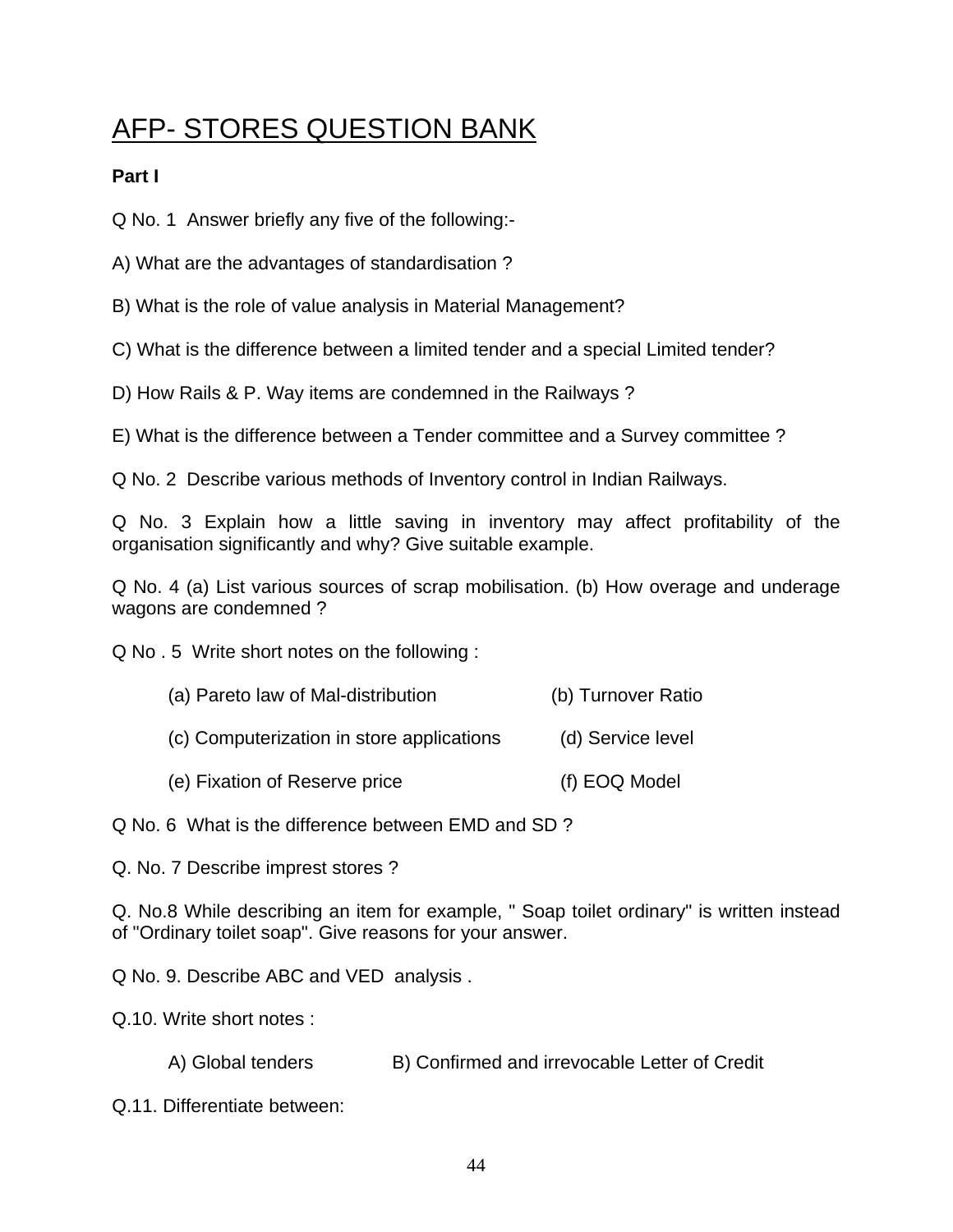# AFP- STORES QUESTION BANK

**Part I**

Q No. 1 Answer briefly any five of the following:-

A) What are the advantages of standardisation ?

B) What is the role of value analysis in Material Management?

C) What is the difference between a limited tender and a special Limited tender?

D) How Rails & P. Way items are condemned in the Railways ?

E) What is the difference between a Tender committee and a Survey committee ?

Q No. 2 Describe various methods of Inventory control in Indian Railways.

Q No. 3 Explain how a little saving in inventory may affect profitability of the organisation significantly and why? Give suitable example.

Q No. 4 (a) List various sources of scrap mobilisation. (b) How overage and underage wagons are condemned ?

Q No . 5 Write short notes on the following :

(a) Pareto law of Mal-distribution (b) Turnover Ratio

(c) Computerization in store applications (d) Service level

(e) Fixation of Reserve price (f) EOQ Model

Q No. 6 What is the difference between EMD and SD ?

Q. No. 7 Describe imprest stores ?

Q. No.8 While describing an item for example, " Soap toilet ordinary" is written instead of "Ordinary toilet soap". Give reasons for your answer.

Q No. 9. Describe ABC and VED analysis .

Q.10. Write short notes :

A) Global tenders B) Confirmed and irrevocable Letter of Credit

Q.11. Differentiate between: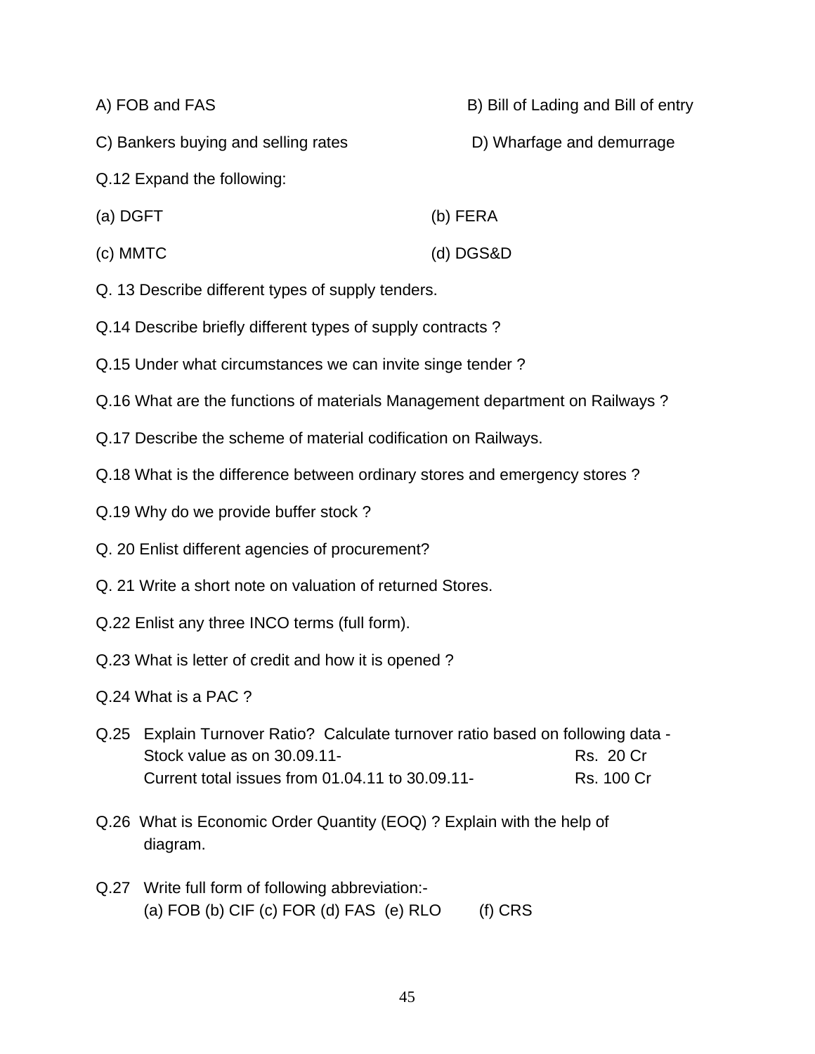A) FOB and FAS B) Bill of Lading and Bill of entry

C) Bankers buying and selling rates D) Wharfage and demurrage

Q.12 Expand the following:

(a) DGFT (b) FERA

(c) MMTC (d) DGS&D

Q. 13 Describe different types of supply tenders.

Q.14 Describe briefly different types of supply contracts ?

Q.15 Under what circumstances we can invite singe tender ?

Q.16 What are the functions of materials Management department on Railways ?

Q.17 Describe the scheme of material codification on Railways.

Q.18 What is the difference between ordinary stores and emergency stores ?

Q.19 Why do we provide buffer stock ?

Q. 20 Enlist different agencies of procurement?

Q. 21 Write a short note on valuation of returned Stores.

Q.22 Enlist any three INCO terms (full form).

Q.23 What is letter of credit and how it is opened ?

Q.24 What is a PAC ?

Q.25 Explain Turnover Ratio? Calculate turnover ratio based on following data -
Stock value as on 30.09.11- Rs. 20 Cr
Current total issues from 01.04.11 to 30.09.11- Rs. 100 Cr

Q.26 What is Economic Order Quantity (EOQ) ? Explain with the help of diagram.

Q.27 Write full form of following abbreviation:-
(a) FOB (b) CIF (c) FOR (d) FAS (e) RLO (f) CRS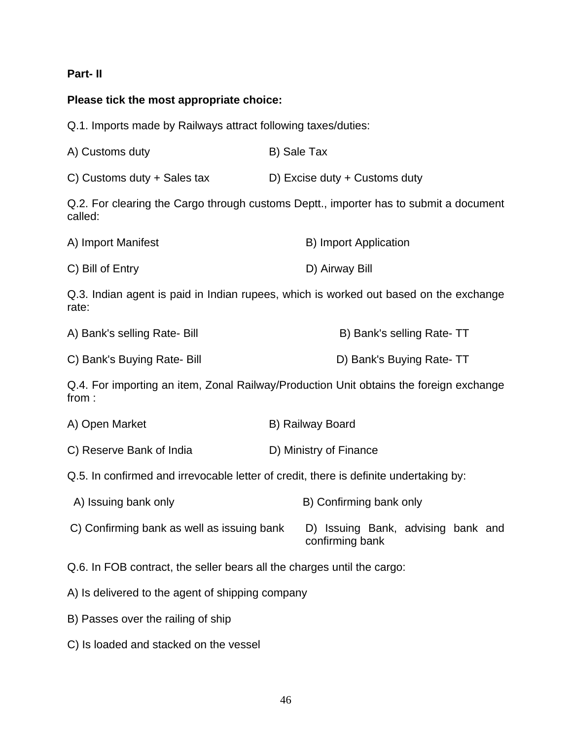**Part- II**

**Please tick the most appropriate choice:**

Q.1. Imports made by Railways attract following taxes/duties:

A) Customs duty

B) Sale Tax

C) Customs duty + Sales tax

D) Excise duty + Customs duty

Q.2. For clearing the Cargo through customs Deptt., importer has to submit a document called:

A) Import Manifest

B) Import Application

C) Bill of Entry

D) Airway Bill

Q.3. Indian agent is paid in Indian rupees, which is worked out based on the exchange rate:

A) Bank's selling Rate- Bill

B) Bank's selling Rate- TT

C) Bank's Buying Rate- Bill

D) Bank's Buying Rate- TT

Q.4. For importing an item, Zonal Railway/Production Unit obtains the foreign exchange from :

A) Open Market

B) Railway Board

C) Reserve Bank of India

D) Ministry of Finance

Q.5. In confirmed and irrevocable letter of credit, there is definite undertaking by:

A) Issuing bank only

B) Confirming bank only

C) Confirming bank as well as issuing bank

D) Issuing Bank, advising bank and confirming bank

Q.6. In FOB contract, the seller bears all the charges until the cargo:

A) Is delivered to the agent of shipping company

B) Passes over the railing of ship

C) Is loaded and stacked on the vessel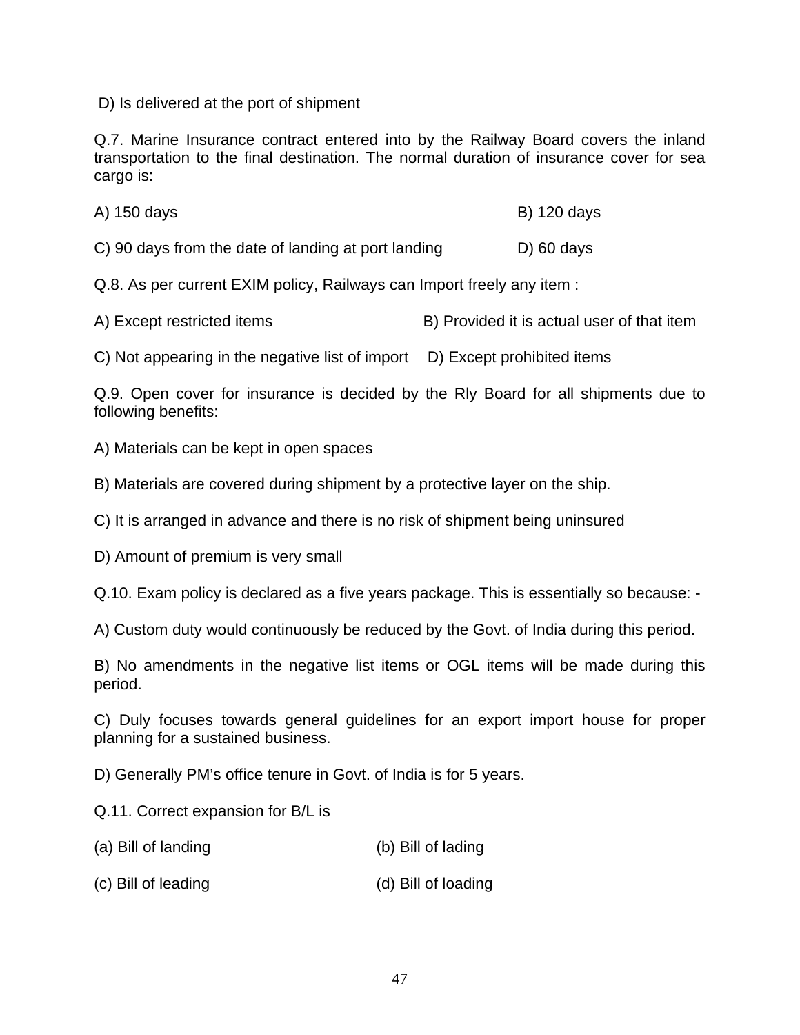D) Is delivered at the port of shipment

Q.7. Marine Insurance contract entered into by the Railway Board covers the inland transportation to the final destination. The normal duration of insurance cover for sea cargo is:

A) 150 days B) 120 days

C) 90 days from the date of landing at port landing D) 60 days

Q.8. As per current EXIM policy, Railways can Import freely any item :

A) Except restricted items B) Provided it is actual user of that item

C) Not appearing in the negative list of import D) Except prohibited items

Q.9. Open cover for insurance is decided by the Rly Board for all shipments due to following benefits:

A) Materials can be kept in open spaces

B) Materials are covered during shipment by a protective layer on the ship.

C) It is arranged in advance and there is no risk of shipment being uninsured

D) Amount of premium is very small

Q.10. Exam policy is declared as a five years package. This is essentially so because: -

A) Custom duty would continuously be reduced by the Govt. of India during this period.

B) No amendments in the negative list items or OGL items will be made during this period.

C) Duly focuses towards general guidelines for an export import house for proper planning for a sustained business.

D) Generally PM's office tenure in Govt. of India is for 5 years.

Q.11. Correct expansion for B/L is

(a) Bill of landing (b) Bill of lading

(c) Bill of leading (d) Bill of loading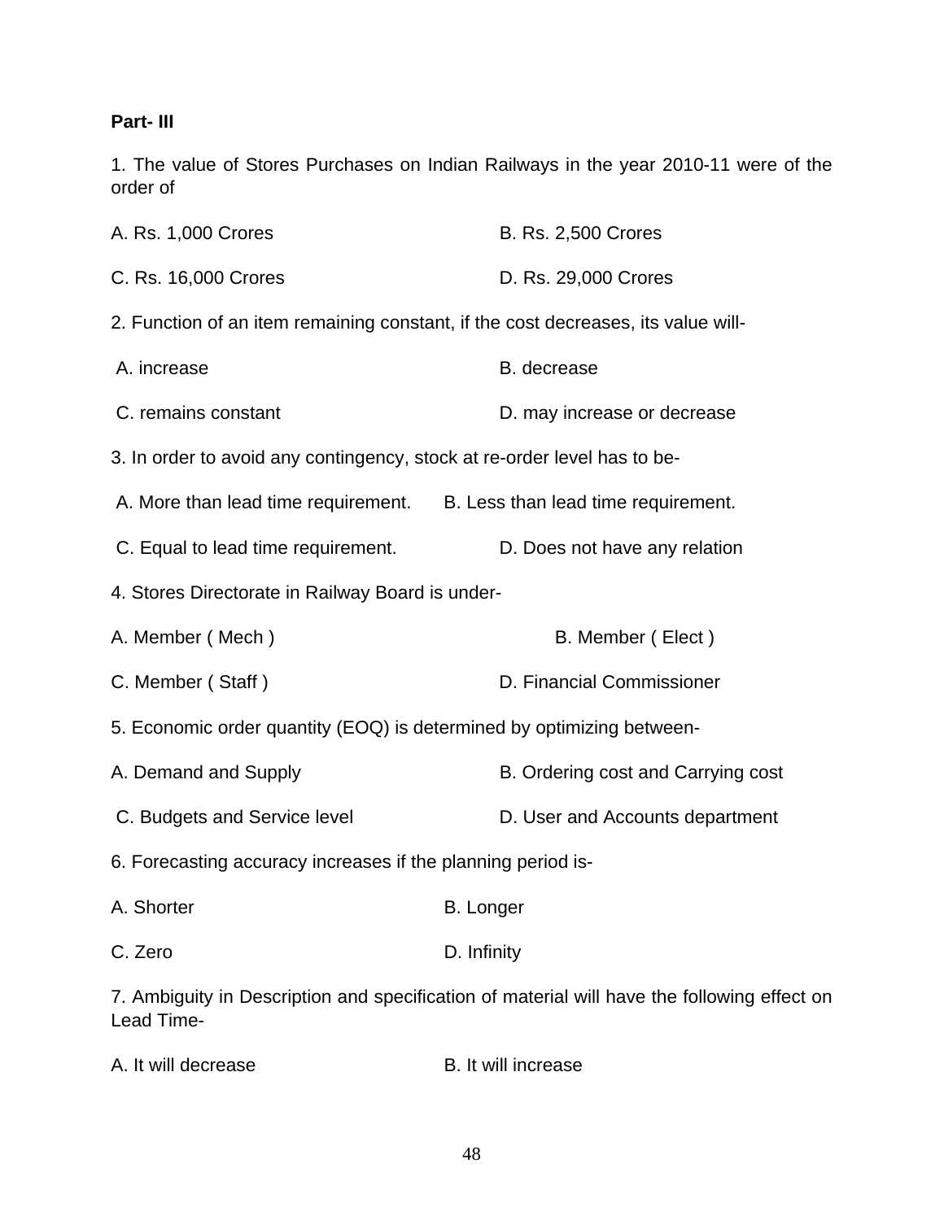**Part- III**

1. The value of Stores Purchases on Indian Railways in the year 2010-11 were of the order of

A. Rs. 1,000 Crores

B. Rs. 2,500 Crores

C. Rs. 16,000 Crores

D. Rs. 29,000 Crores

2. Function of an item remaining constant, if the cost decreases, its value will-

A. increase

B. decrease

C. remains constant

D. may increase or decrease

3. In order to avoid any contingency, stock at re-order level has to be-

A. More than lead time requirement.

B. Less than lead time requirement.

C. Equal to lead time requirement.

D. Does not have any relation

4. Stores Directorate in Railway Board is under-

A. Member ( Mech )

B. Member ( Elect )

C. Member ( Staff )

D. Financial Commissioner

5. Economic order quantity (EOQ) is determined by optimizing between-

A. Demand and Supply

B. Ordering cost and Carrying cost

C. Budgets and Service level

D. User and Accounts department

6. Forecasting accuracy increases if the planning period is-

A. Shorter

B. Longer

C. Zero

D. Infinity

7. Ambiguity in Description and specification of material will have the following effect on Lead Time-

A. It will decrease

B. It will increase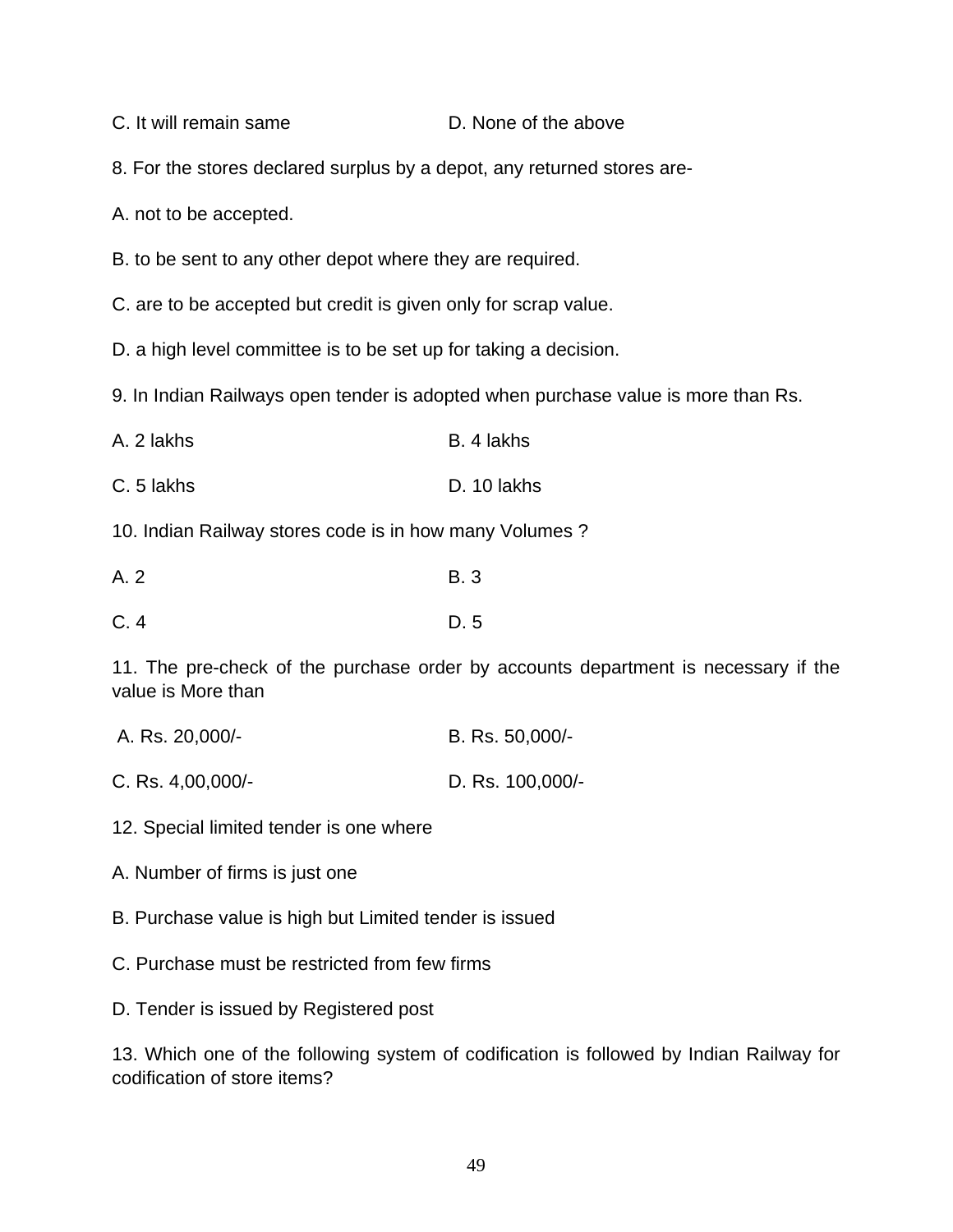C. It will remain same D. None of the above

8. For the stores declared surplus by a depot, any returned stores are-

A. not to be accepted.

B. to be sent to any other depot where they are required.

C. are to be accepted but credit is given only for scrap value.

D. a high level committee is to be set up for taking a decision.

9. In Indian Railways open tender is adopted when purchase value is more than Rs.

A. 2 lakhs B. 4 lakhs

C. 5 lakhs D. 10 lakhs

10. Indian Railway stores code is in how many Volumes ?

A. 2 B. 3

C. 4 D. 5

11. The pre-check of the purchase order by accounts department is necessary if the value is More than

A. Rs. 20,000/- B. Rs. 50,000/-

C. Rs. 4,00,000/- D. Rs. 100,000/-

12. Special limited tender is one where

A. Number of firms is just one

B. Purchase value is high but Limited tender is issued

C. Purchase must be restricted from few firms

D. Tender is issued by Registered post

13. Which one of the following system of codification is followed by Indian Railway for codification of store items?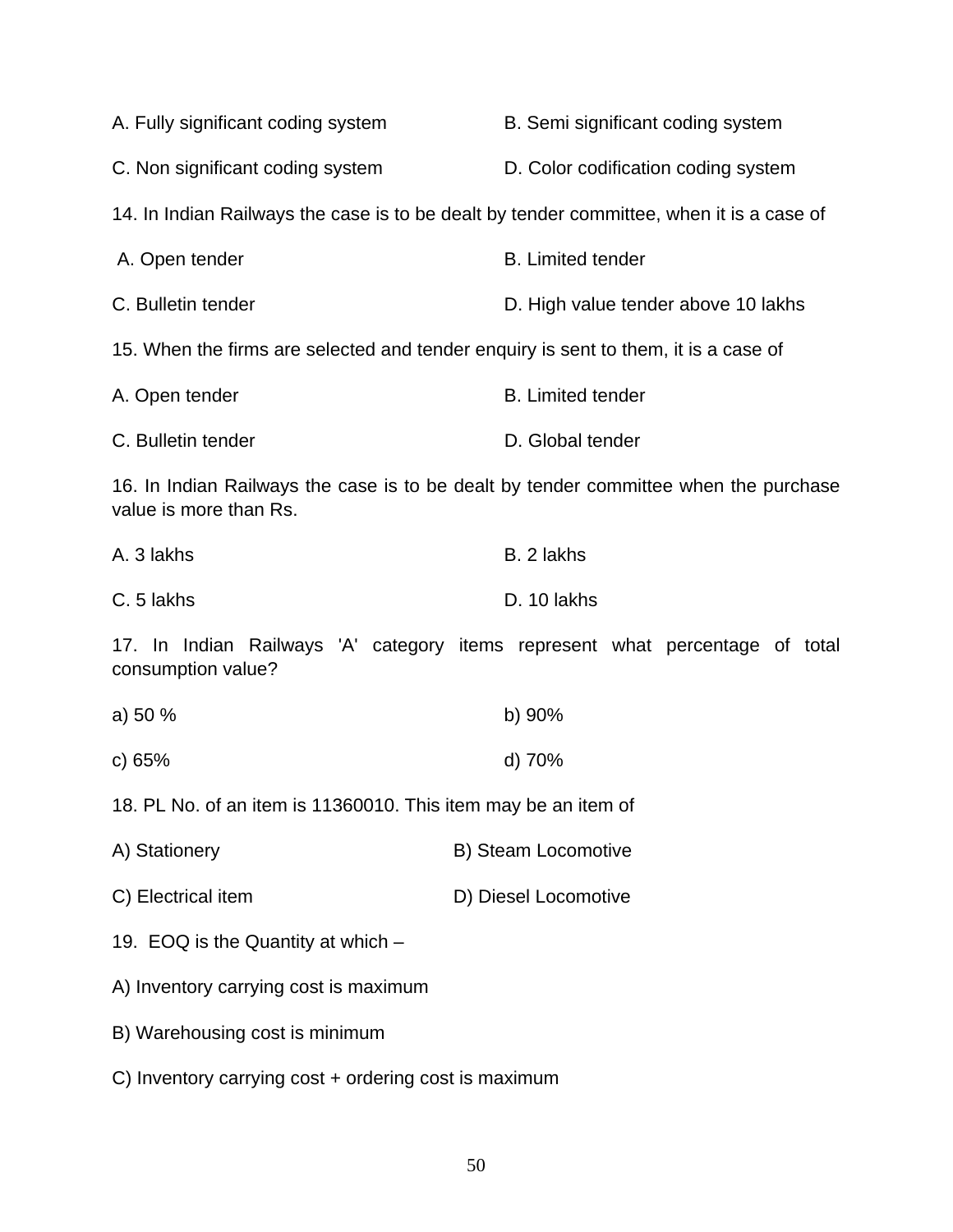A. Fully significant coding system B. Semi significant coding system

C. Non significant coding system D. Color codification coding system

14. In Indian Railways the case is to be dealt by tender committee, when it is a case of

A. Open tender B. Limited tender

C. Bulletin tender D. High value tender above 10 lakhs

15. When the firms are selected and tender enquiry is sent to them, it is a case of

A. Open tender B. Limited tender

C. Bulletin tender D. Global tender

16. In Indian Railways the case is to be dealt by tender committee when the purchase value is more than Rs.

A. 3 lakhs B. 2 lakhs

C. 5 lakhs D. 10 lakhs

17. In Indian Railways 'A' category items represent what percentage of total consumption value?

a) 50 % b) 90%

c) 65% d) 70%

18. PL No. of an item is 11360010. This item may be an item of

A) Stationery B) Steam Locomotive

C) Electrical item D) Diesel Locomotive

19. EOQ is the Quantity at which –

A) Inventory carrying cost is maximum

B) Warehousing cost is minimum

C) Inventory carrying cost + ordering cost is maximum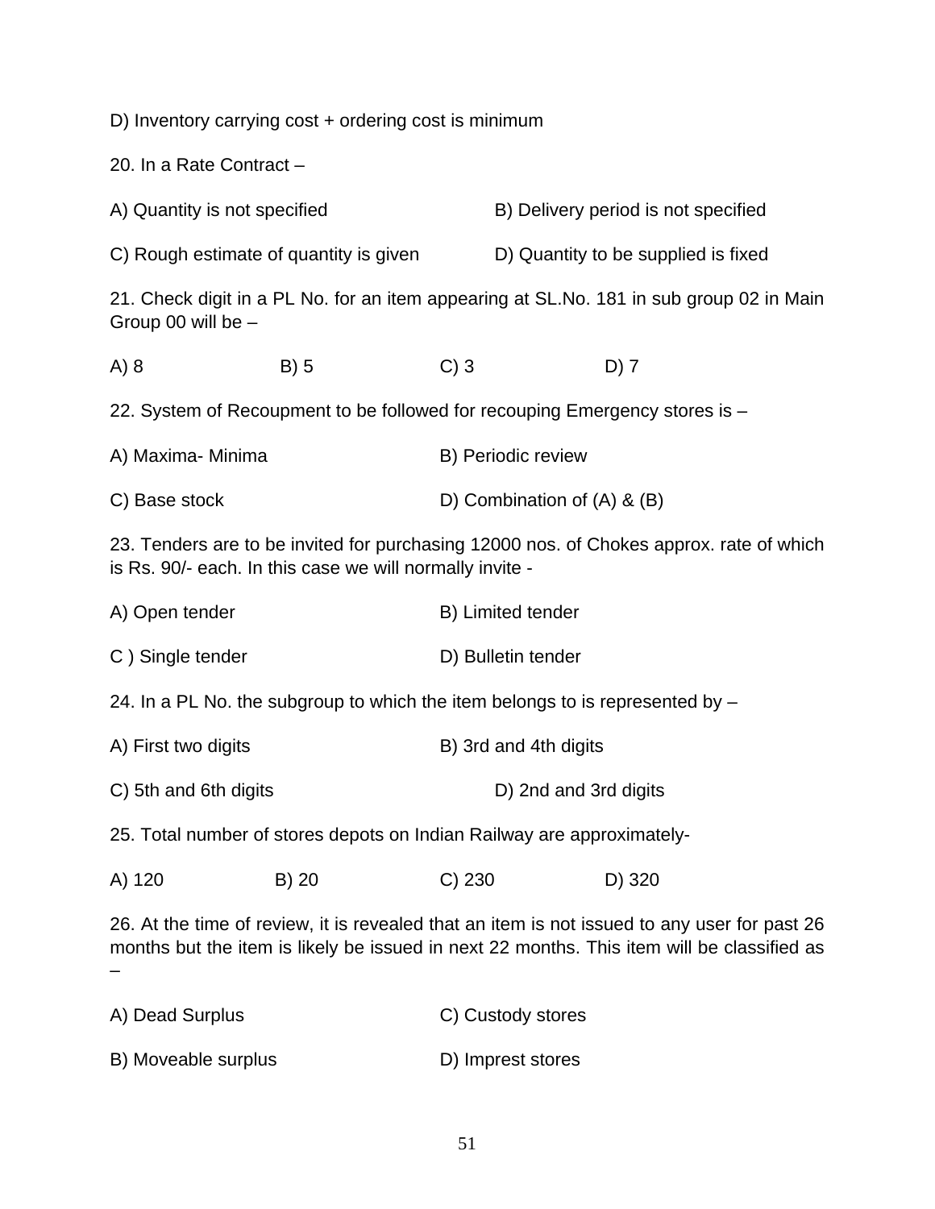D) Inventory carrying cost + ordering cost is minimum

20. In a Rate Contract –

A) Quantity is not specified

B) Delivery period is not specified

C) Rough estimate of quantity is given

D) Quantity to be supplied is fixed

21. Check digit in a PL No. for an item appearing at SL.No. 181 in sub group 02 in Main Group 00 will be –

A) 8 B) 5 C) 3 D) 7

22. System of Recoupment to be followed for recouping Emergency stores is –

A) Maxima- Minima

B) Periodic review

C) Base stock

D) Combination of (A) & (B)

23. Tenders are to be invited for purchasing 12000 nos. of Chokes approx. rate of which is Rs. 90/- each. In this case we will normally invite -

A) Open tender

B) Limited tender

C ) Single tender

D) Bulletin tender

24. In a PL No. the subgroup to which the item belongs to is represented by –

A) First two digits

B) 3rd and 4th digits

C) 5th and 6th digits

D) 2nd and 3rd digits

25. Total number of stores depots on Indian Railway are approximately-

A) 120 B) 20 C) 230 D) 320

26. At the time of review, it is revealed that an item is not issued to any user for past 26 months but the item is likely be issued in next 22 months. This item will be classified as –

A) Dead Surplus

C) Custody stores

B) Moveable surplus

D) Imprest stores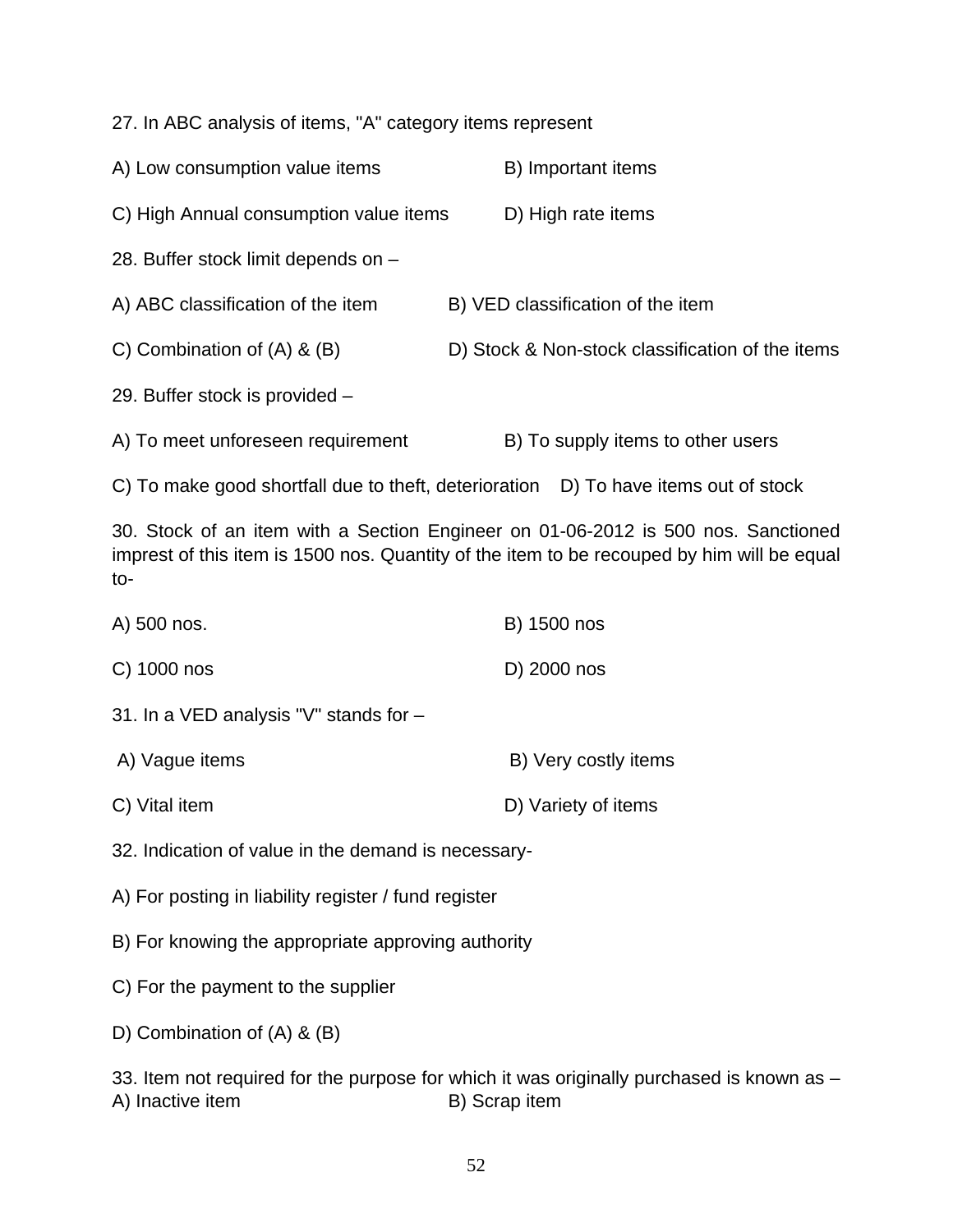27. In ABC analysis of items, "A" category items represent

A) Low consumption value items B) Important items

C) High Annual consumption value items D) High rate items

28. Buffer stock limit depends on –

A) ABC classification of the item B) VED classification of the item

C) Combination of (A) & (B) D) Stock & Non-stock classification of the items

29. Buffer stock is provided –

A) To meet unforeseen requirement B) To supply items to other users

C) To make good shortfall due to theft, deterioration D) To have items out of stock

30. Stock of an item with a Section Engineer on 01-06-2012 is 500 nos. Sanctioned imprest of this item is 1500 nos. Quantity of the item to be recouped by him will be equal to-

A) 500 nos. B) 1500 nos

C) 1000 nos D) 2000 nos

31. In a VED analysis "V" stands for –

A) Vague items B) Very costly items

C) Vital item D) Variety of items

32. Indication of value in the demand is necessary-

A) For posting in liability register / fund register

B) For knowing the appropriate approving authority

C) For the payment to the supplier

D) Combination of (A) & (B)

33. Item not required for the purpose for which it was originally purchased is known as –

A) Inactive item B) Scrap item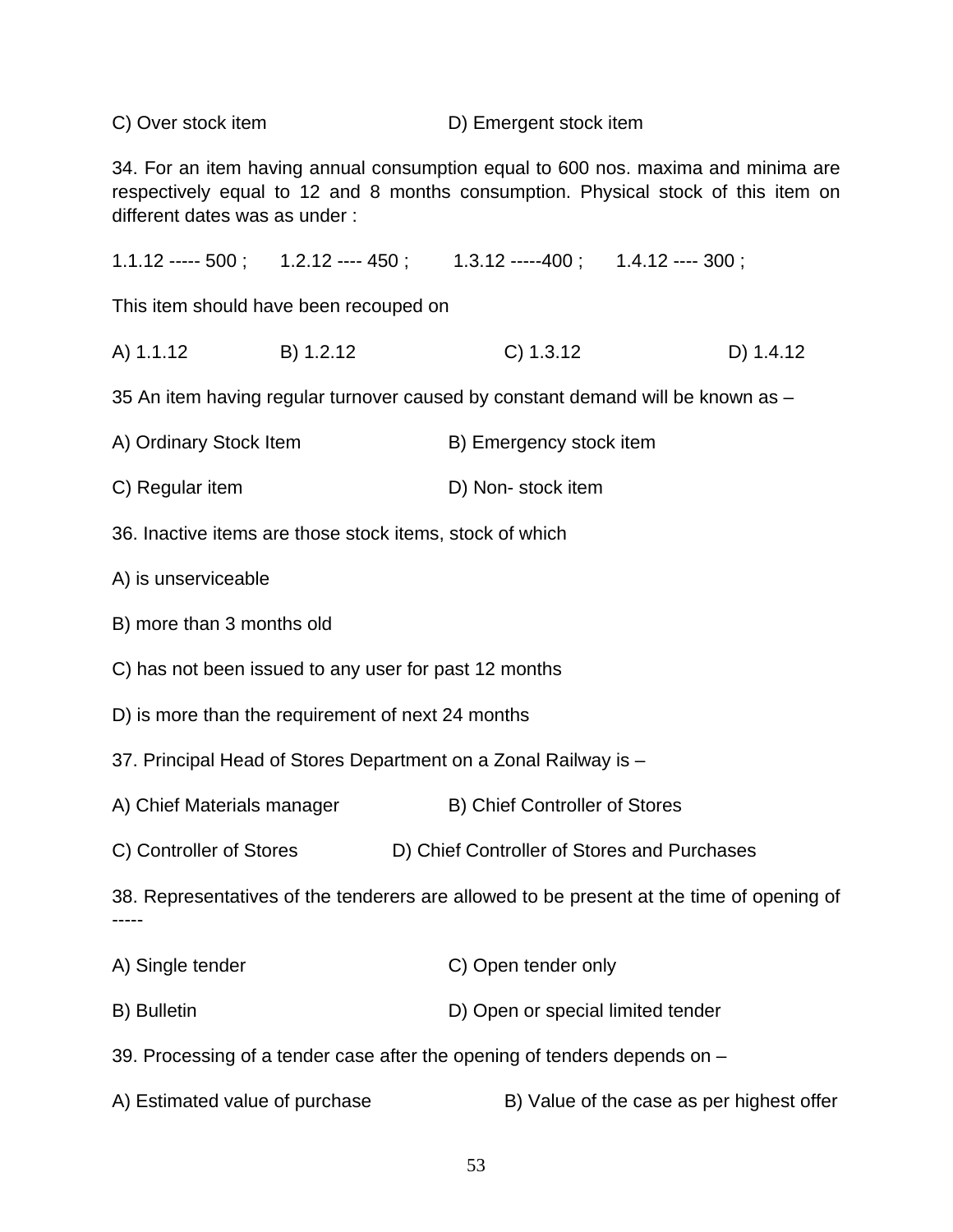C) Over stock item D) Emergent stock item

34. For an item having annual consumption equal to 600 nos. maxima and minima are respectively equal to 12 and 8 months consumption. Physical stock of this item on different dates was as under :

1.1.12 ----- 500 ; 1.2.12 ---- 450 ; 1.3.12 -----400 ; 1.4.12 ---- 300 ;

This item should have been recouped on

A) 1.1.12 B) 1.2.12 C) 1.3.12 D) 1.4.12

35 An item having regular turnover caused by constant demand will be known as –

A) Ordinary Stock Item B) Emergency stock item

C) Regular item D) Non- stock item

36. Inactive items are those stock items, stock of which

A) is unserviceable

B) more than 3 months old

C) has not been issued to any user for past 12 months

D) is more than the requirement of next 24 months

37. Principal Head of Stores Department on a Zonal Railway is –

A) Chief Materials manager B) Chief Controller of Stores

C) Controller of Stores D) Chief Controller of Stores and Purchases

38. Representatives of the tenderers are allowed to be present at the time of opening of -----

A) Single tender C) Open tender only

B) Bulletin D) Open or special limited tender

39. Processing of a tender case after the opening of tenders depends on –

A) Estimated value of purchase B) Value of the case as per highest offer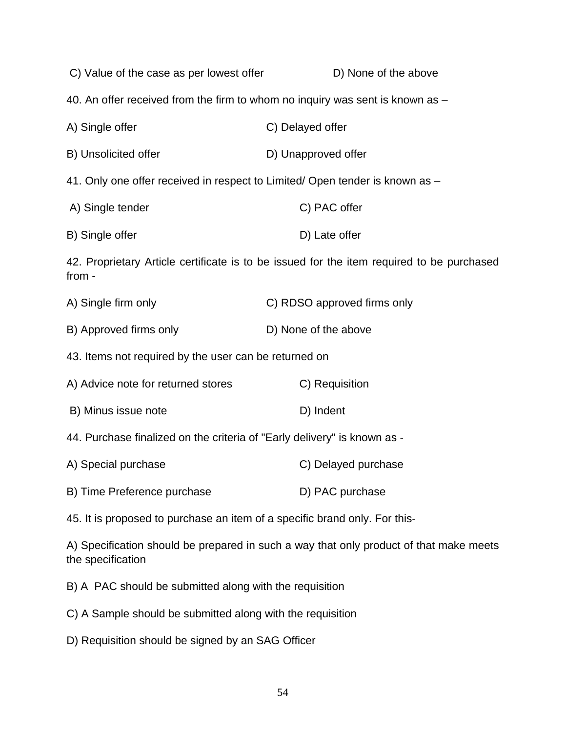C) Value of the case as per lowest offer D) None of the above

40. An offer received from the firm to whom no inquiry was sent is known as –

A) Single offer C) Delayed offer

B) Unsolicited offer D) Unapproved offer

41. Only one offer received in respect to Limited/ Open tender is known as –

A) Single tender C) PAC offer

B) Single offer D) Late offer

42. Proprietary Article certificate is to be issued for the item required to be purchased from -

A) Single firm only C) RDSO approved firms only

B) Approved firms only D) None of the above

43. Items not required by the user can be returned on

A) Advice note for returned stores C) Requisition

B) Minus issue note D) Indent

44. Purchase finalized on the criteria of "Early delivery" is known as -

A) Special purchase C) Delayed purchase

B) Time Preference purchase D) PAC purchase

45. It is proposed to purchase an item of a specific brand only. For this-

A) Specification should be prepared in such a way that only product of that make meets the specification

B) A PAC should be submitted along with the requisition

C) A Sample should be submitted along with the requisition

D) Requisition should be signed by an SAG Officer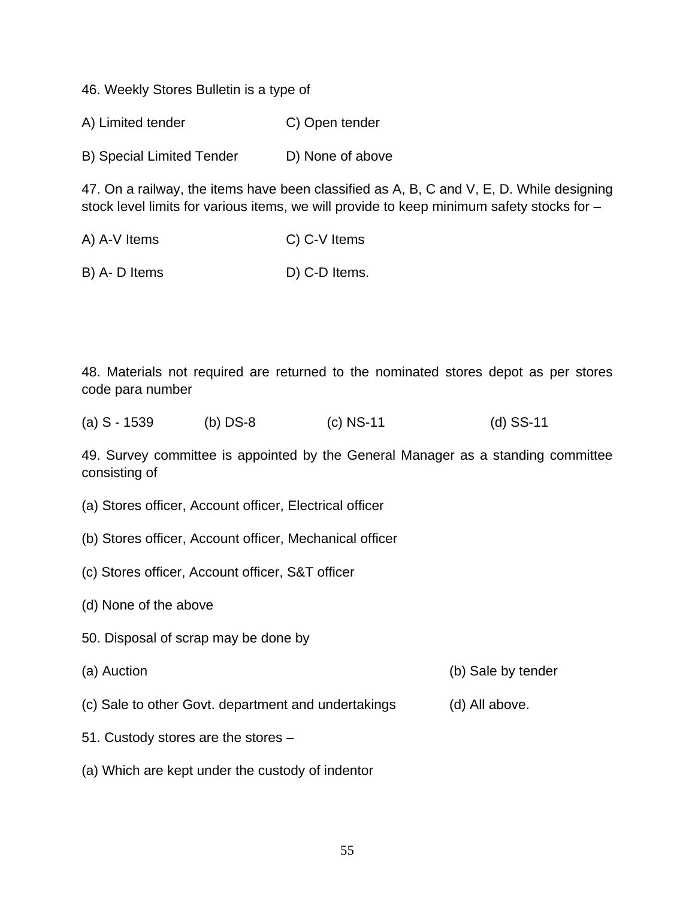46. Weekly Stores Bulletin is a type of

A) Limited tender    C) Open tender

B) Special Limited Tender    D) None of above

47. On a railway, the items have been classified as A, B, C and V, E, D. While designing stock level limits for various items, we will provide to keep minimum safety stocks for –

A) A-V Items    C) C-V Items

B) A- D Items    D) C-D Items.

48. Materials not required are returned to the nominated stores depot as per stores code para number

(a) S - 1539    (b) DS-8    (c) NS-11    (d) SS-11

49. Survey committee is appointed by the General Manager as a standing committee consisting of

(a) Stores officer, Account officer, Electrical officer

(b) Stores officer, Account officer, Mechanical officer

(c) Stores officer, Account officer, S&T officer

(d) None of the above

50. Disposal of scrap may be done by

(a) Auction    (b) Sale by tender

(c) Sale to other Govt. department and undertakings    (d) All above.

51. Custody stores are the stores –

(a) Which are kept under the custody of indentor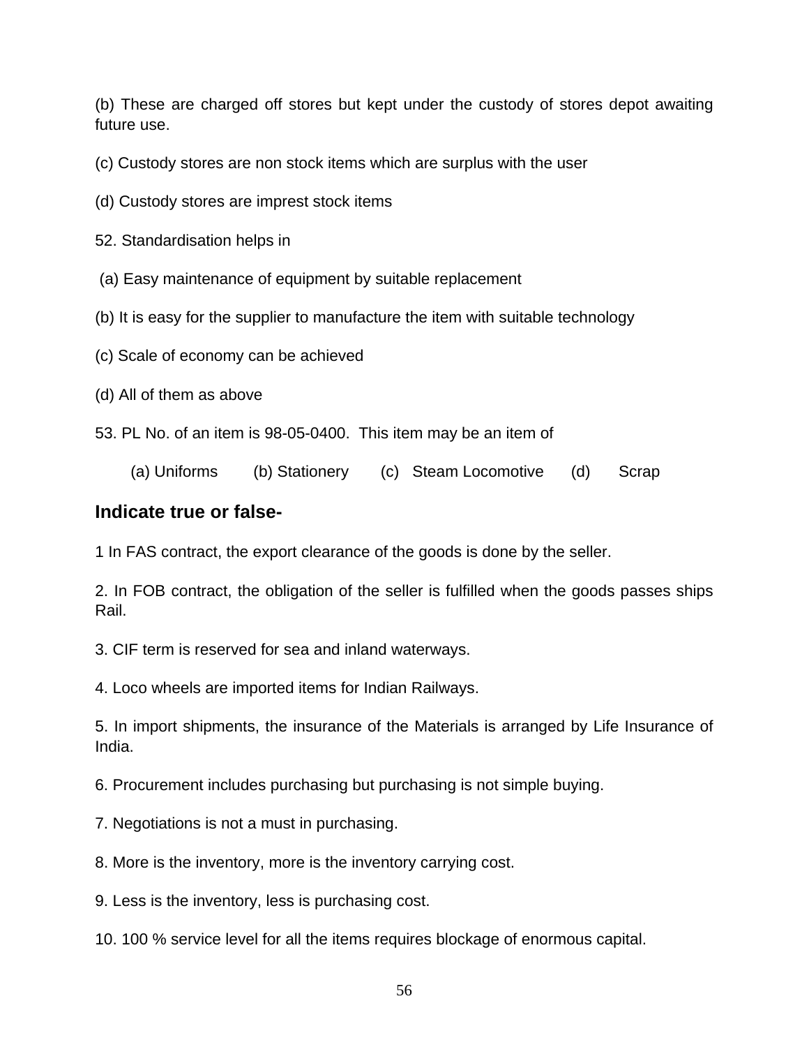(b) These are charged off stores but kept under the custody of stores depot awaiting future use.

(c) Custody stores are non stock items which are surplus with the user

(d) Custody stores are imprest stock items

52. Standardisation helps in

(a) Easy maintenance of equipment by suitable replacement

(b) It is easy for the supplier to manufacture the item with suitable technology

(c) Scale of economy can be achieved

(d) All of them as above

53. PL No. of an item is 98-05-0400. This item may be an item of

(a) Uniforms (b) Stationery (c) Steam Locomotive (d) Scrap

## Indicate true or false-

1 In FAS contract, the export clearance of the goods is done by the seller.

2. In FOB contract, the obligation of the seller is fulfilled when the goods passes ships Rail.

3. CIF term is reserved for sea and inland waterways.

4. Loco wheels are imported items for Indian Railways.

5. In import shipments, the insurance of the Materials is arranged by Life Insurance of India.

6. Procurement includes purchasing but purchasing is not simple buying.

7. Negotiations is not a must in purchasing.

8. More is the inventory, more is the inventory carrying cost.

9. Less is the inventory, less is purchasing cost.

10. 100 % service level for all the items requires blockage of enormous capital.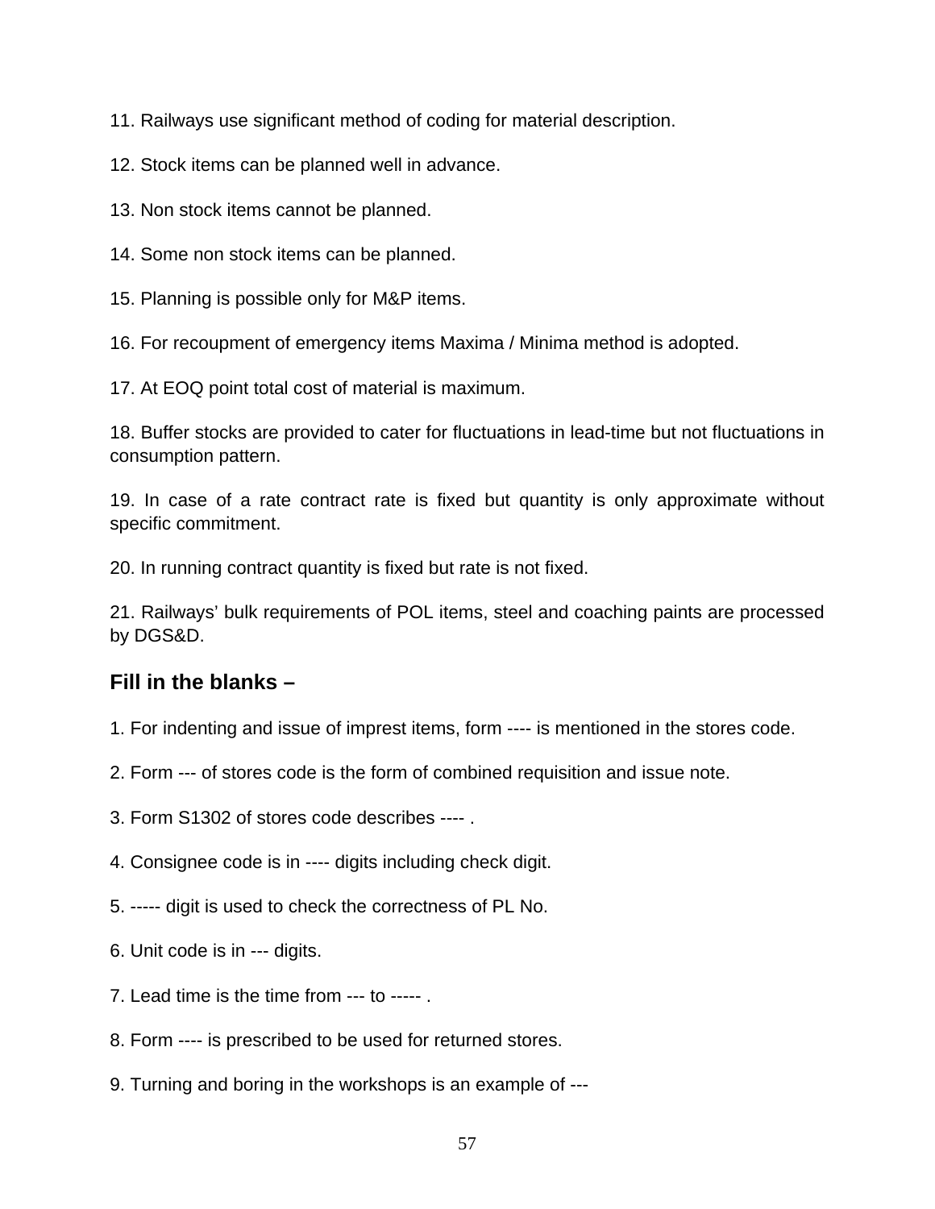11. Railways use significant method of coding for material description.

12. Stock items can be planned well in advance.

13. Non stock items cannot be planned.

14. Some non stock items can be planned.

15. Planning is possible only for M&P items.

16. For recoupment of emergency items Maxima / Minima method is adopted.

17. At EOQ point total cost of material is maximum.

18. Buffer stocks are provided to cater for fluctuations in lead-time but not fluctuations in consumption pattern.

19. In case of a rate contract rate is fixed but quantity is only approximate without specific commitment.

20. In running contract quantity is fixed but rate is not fixed.

21. Railways' bulk requirements of POL items, steel and coaching paints are processed by DGS&D.

### Fill in the blanks –

1. For indenting and issue of imprest items, form ---- is mentioned in the stores code.

2. Form --- of stores code is the form of combined requisition and issue note.

3. Form S1302 of stores code describes ---- .

4. Consignee code is in ---- digits including check digit.

5. ----- digit is used to check the correctness of PL No.

6. Unit code is in --- digits.

7. Lead time is the time from --- to ----- .

8. Form ---- is prescribed to be used for returned stores.

9. Turning and boring in the workshops is an example of ---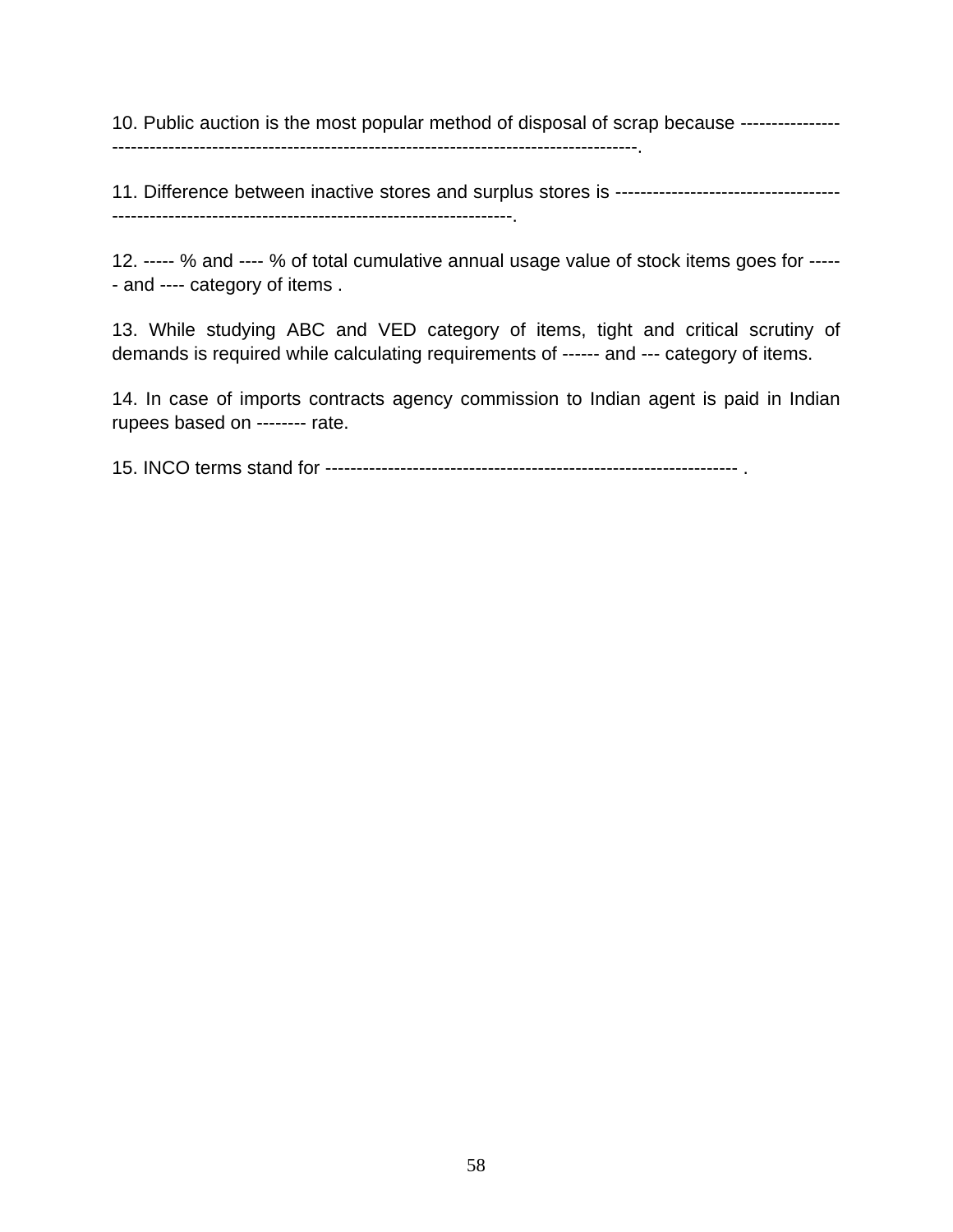10. Public auction is the most popular method of disposal of scrap because ---------------- -----------------------------------------------------------------------------------.

11. Difference between inactive stores and surplus stores is ------------------------------------ ----------------------------------------------------------------.

12. ----- % and ---- % of total cumulative annual usage value of stock items goes for ------ and ---- category of items .

13. While studying ABC and VED category of items, tight and critical scrutiny of demands is required while calculating requirements of ------ and --- category of items.

14. In case of imports contracts agency commission to Indian agent is paid in Indian rupees based on -------- rate.

15. INCO terms stand for ------------------------------------------------------------------ .